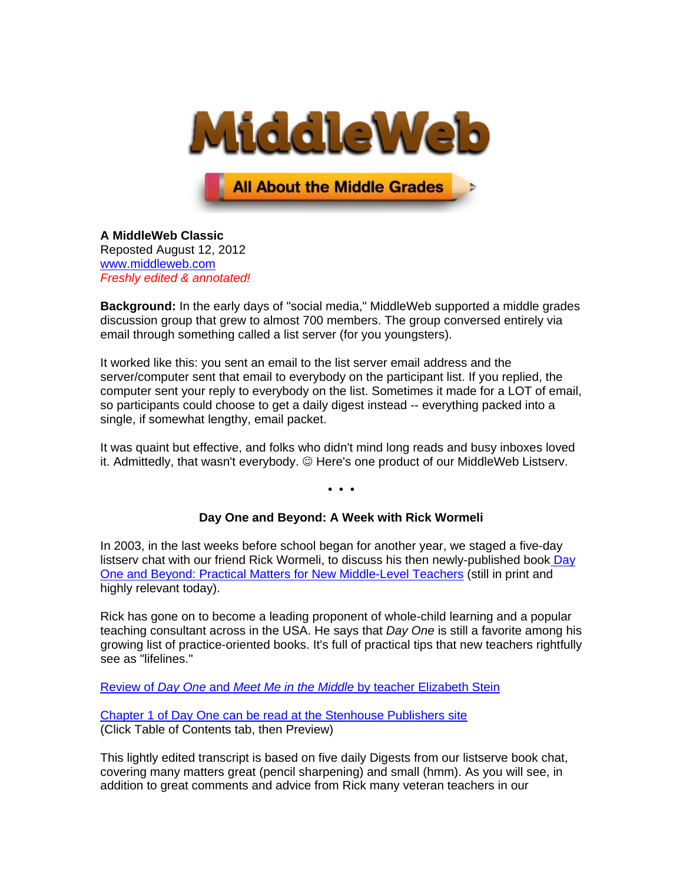# MiddleWeb

All About the Middle Grades

**A MiddleWeb Classic**
Reposted August 12, 2012
www.middleweb.com
*Freshly edited & annotated!*

**Background:** In the early days of "social media," MiddleWeb supported a middle grades discussion group that grew to almost 700 members. The group conversed entirely via email through something called a list server (for you youngsters).

It worked like this: you sent an email to the list server email address and the server/computer sent that email to everybody on the participant list. If you replied, the computer sent your reply to everybody on the list. Sometimes it made for a LOT of email, so participants could choose to get a daily digest instead -- everything packed into a single, if somewhat lengthy, email packet.

It was quaint but effective, and folks who didn't mind long reads and busy inboxes loved it. Admittedly, that wasn't everybody. ☺ Here's one product of our MiddleWeb Listserv.

• • •

## Day One and Beyond: A Week with Rick Wormeli

In 2003, in the last weeks before school began for another year, we staged a five-day listserv chat with our friend Rick Wormeli, to discuss his then newly-published book Day One and Beyond: Practical Matters for New Middle-Level Teachers (still in print and highly relevant today).

Rick has gone on to become a leading proponent of whole-child learning and a popular teaching consultant across in the USA. He says that *Day One* is still a favorite among his growing list of practice-oriented books. It's full of practical tips that new teachers rightfully see as "lifelines."

Review of *Day One* and *Meet Me in the Middle* by teacher Elizabeth Stein

Chapter 1 of Day One can be read at the Stenhouse Publishers site
(Click Table of Contents tab, then Preview)

This lightly edited transcript is based on five daily Digests from our listserve book chat, covering many matters great (pencil sharpening) and small (hmm). As you will see, in addition to great comments and advice from Rick many veteran teachers in our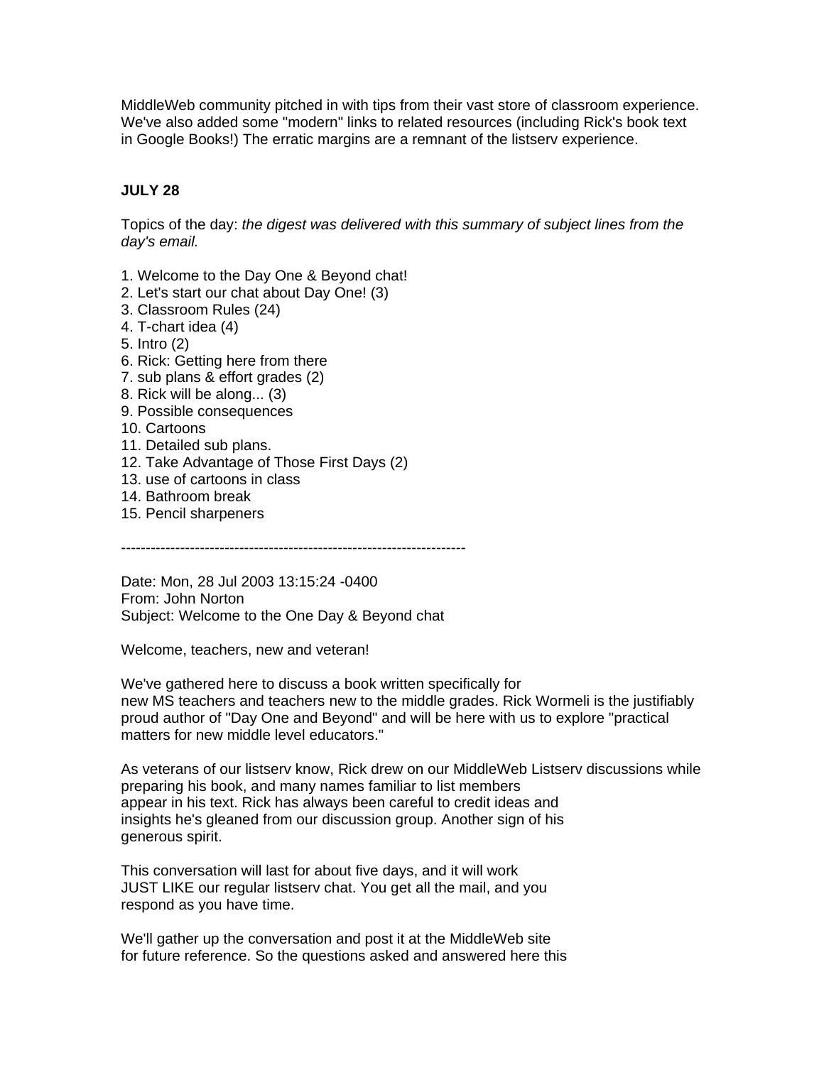MiddleWeb community pitched in with tips from their vast store of classroom experience. We've also added some "modern" links to related resources (including Rick's book text in Google Books!) The erratic margins are a remnant of the listserv experience.

**JULY 28**

Topics of the day: *the digest was delivered with this summary of subject lines from the day's email.*

1. Welcome to the Day One & Beyond chat!
2. Let's start our chat about Day One! (3)
3. Classroom Rules (24)
4. T-chart idea (4)
5. Intro (2)
6. Rick: Getting here from there
7. sub plans & effort grades (2)
8. Rick will be along... (3)
9. Possible consequences
10. Cartoons
11. Detailed sub plans.
12. Take Advantage of Those First Days (2)
13. use of cartoons in class
14. Bathroom break
15. Pencil sharpeners

----------------------------------------------------------------------

Date: Mon, 28 Jul 2003 13:15:24 -0400
From: John Norton
Subject: Welcome to the One Day & Beyond chat

Welcome, teachers, new and veteran!

We've gathered here to discuss a book written specifically for
new MS teachers and teachers new to the middle grades. Rick Wormeli is the justifiably proud author of "Day One and Beyond" and will be here with us to explore "practical matters for new middle level educators."

As veterans of our listserv know, Rick drew on our MiddleWeb Listserv discussions while preparing his book, and many names familiar to list members
appear in his text. Rick has always been careful to credit ideas and
insights he's gleaned from our discussion group. Another sign of his
generous spirit.

This conversation will last for about five days, and it will work
JUST LIKE our regular listserv chat. You get all the mail, and you
respond as you have time.

We'll gather up the conversation and post it at the MiddleWeb site
for future reference. So the questions asked and answered here this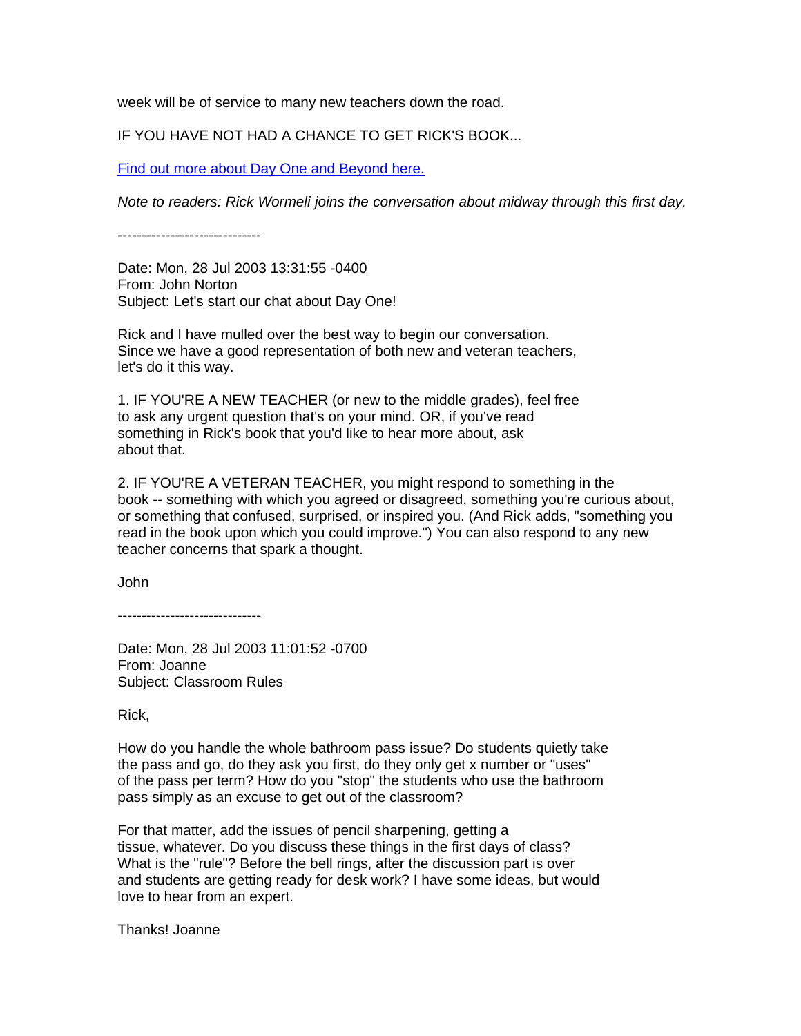week will be of service to many new teachers down the road.

IF YOU HAVE NOT HAD A CHANCE TO GET RICK'S BOOK...

[Find out more about Day One and Beyond here.]

*Note to readers: Rick Wormeli joins the conversation about midway through this first day.*

------------------------------

Date: Mon, 28 Jul 2003 13:31:55 -0400
From: John Norton
Subject: Let's start our chat about Day One!

Rick and I have mulled over the best way to begin our conversation. Since we have a good representation of both new and veteran teachers, let's do it this way.

1. IF YOU'RE A NEW TEACHER (or new to the middle grades), feel free to ask any urgent question that's on your mind. OR, if you've read something in Rick's book that you'd like to hear more about, ask about that.

2. IF YOU'RE A VETERAN TEACHER, you might respond to something in the book -- something with which you agreed or disagreed, something you're curious about, or something that confused, surprised, or inspired you. (And Rick adds, "something you read in the book upon which you could improve.") You can also respond to any new teacher concerns that spark a thought.

John

------------------------------

Date: Mon, 28 Jul 2003 11:01:52 -0700
From: Joanne
Subject: Classroom Rules

Rick,

How do you handle the whole bathroom pass issue? Do students quietly take the pass and go, do they ask you first, do they only get x number or "uses" of the pass per term? How do you "stop" the students who use the bathroom pass simply as an excuse to get out of the classroom?

For that matter, add the issues of pencil sharpening, getting a tissue, whatever. Do you discuss these things in the first days of class? What is the "rule"? Before the bell rings, after the discussion part is over and students are getting ready for desk work? I have some ideas, but would love to hear from an expert.

Thanks! Joanne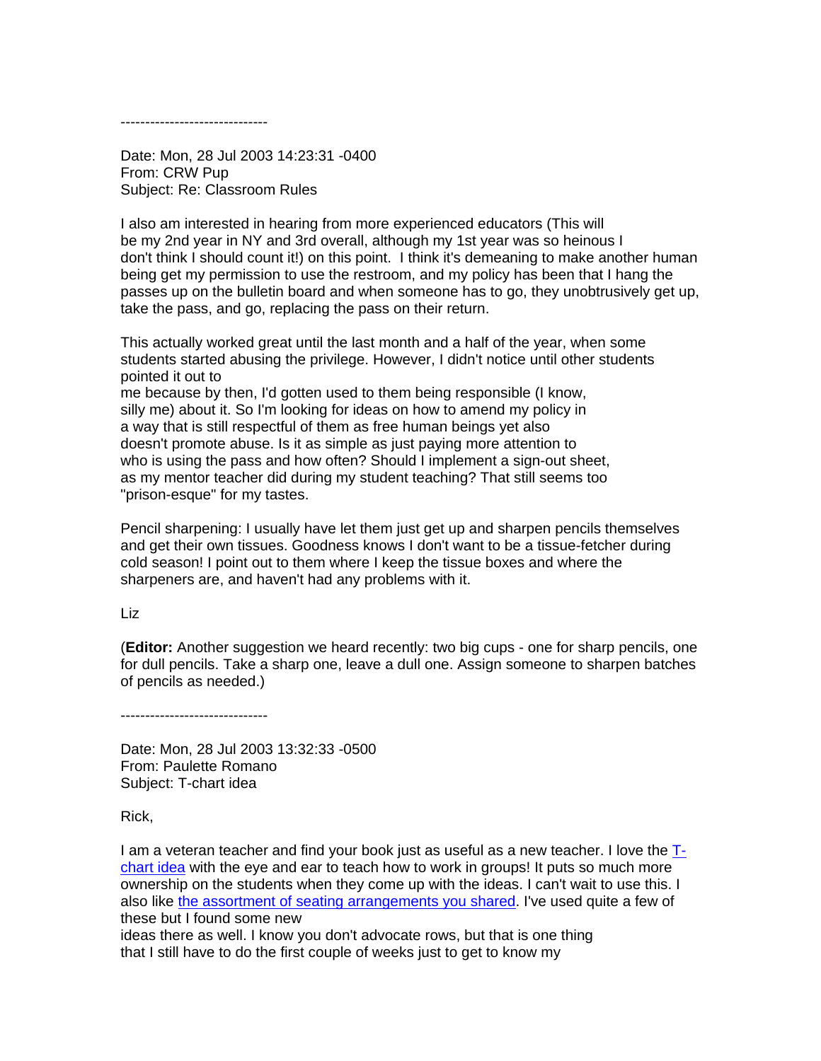------------------------------

Date: Mon, 28 Jul 2003 14:23:31 -0400
From: CRW Pup
Subject: Re: Classroom Rules

I also am interested in hearing from more experienced educators (This will be my 2nd year in NY and 3rd overall, although my 1st year was so heinous I don't think I should count it!) on this point. I think it's demeaning to make another human being get my permission to use the restroom, and my policy has been that I hang the passes up on the bulletin board and when someone has to go, they unobtrusively get up, take the pass, and go, replacing the pass on their return.

This actually worked great until the last month and a half of the year, when some students started abusing the privilege. However, I didn't notice until other students pointed it out to me because by then, I'd gotten used to them being responsible (I know, silly me) about it. So I'm looking for ideas on how to amend my policy in a way that is still respectful of them as free human beings yet also doesn't promote abuse. Is it as simple as just paying more attention to who is using the pass and how often? Should I implement a sign-out sheet, as my mentor teacher did during my student teaching? That still seems too "prison-esque" for my tastes.

Pencil sharpening: I usually have let them just get up and sharpen pencils themselves and get their own tissues. Goodness knows I don't want to be a tissue-fetcher during cold season! I point out to them where I keep the tissue boxes and where the sharpeners are, and haven't had any problems with it.

Liz

(**Editor:** Another suggestion we heard recently: two big cups - one for sharp pencils, one for dull pencils. Take a sharp one, leave a dull one. Assign someone to sharpen batches of pencils as needed.)

------------------------------

Date: Mon, 28 Jul 2003 13:32:33 -0500
From: Paulette Romano
Subject: T-chart idea

Rick,

I am a veteran teacher and find your book just as useful as a new teacher. I love the T-chart idea with the eye and ear to teach how to work in groups! It puts so much more ownership on the students when they come up with the ideas. I can't wait to use this. I also like the assortment of seating arrangements you shared. I've used quite a few of these but I found some new ideas there as well. I know you don't advocate rows, but that is one thing that I still have to do the first couple of weeks just to get to know my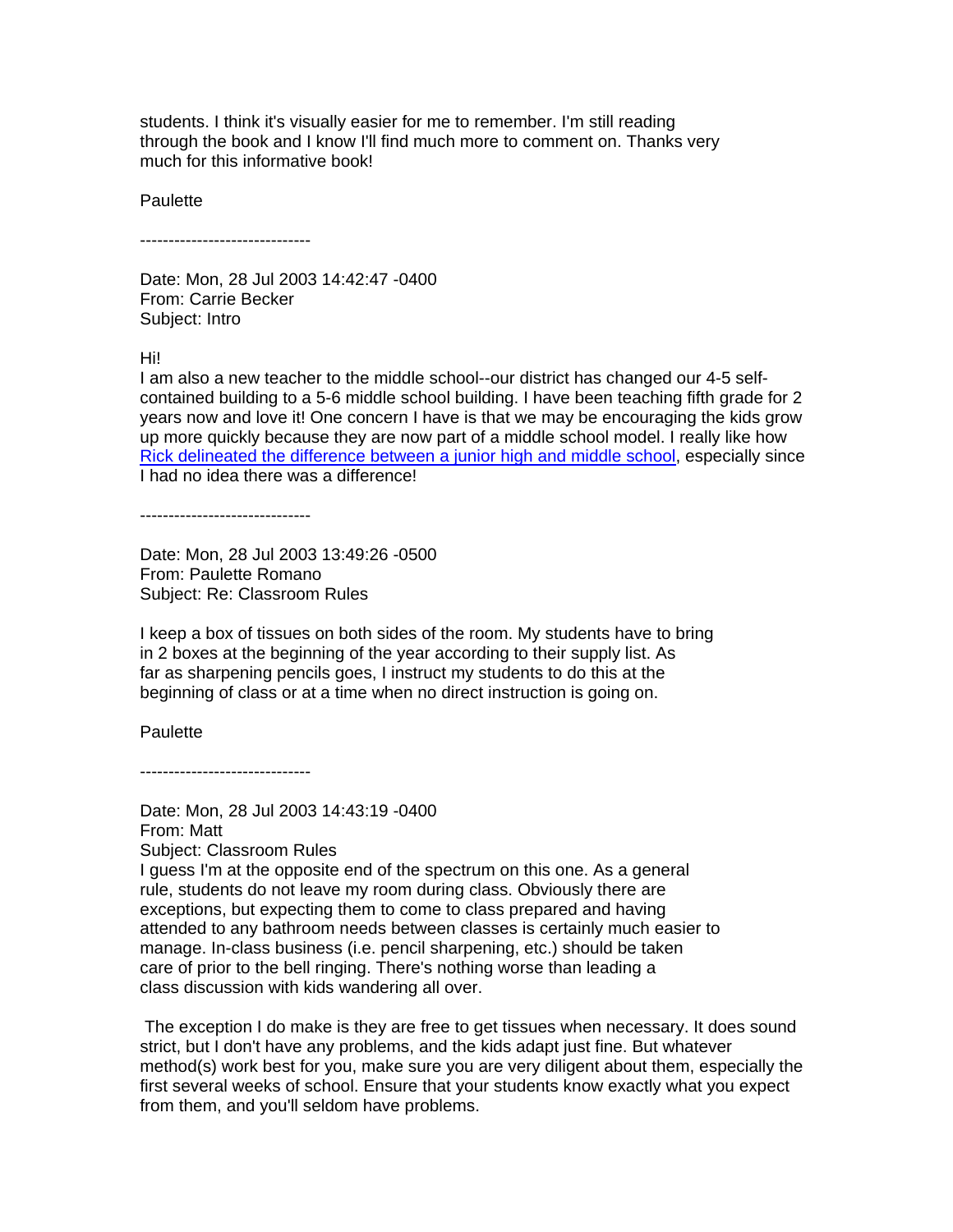students. I think it's visually easier for me to remember. I'm still reading through the book and I know I'll find much more to comment on. Thanks very much for this informative book!

Paulette

------------------------------

Date: Mon, 28 Jul 2003 14:42:47 -0400
From: Carrie Becker
Subject: Intro

Hi!
I am also a new teacher to the middle school--our district has changed our 4-5 self-contained building to a 5-6 middle school building. I have been teaching fifth grade for 2 years now and love it! One concern I have is that we may be encouraging the kids grow up more quickly because they are now part of a middle school model. I really like how Rick delineated the difference between a junior high and middle school, especially since I had no idea there was a difference!

------------------------------

Date: Mon, 28 Jul 2003 13:49:26 -0500
From: Paulette Romano
Subject: Re: Classroom Rules

I keep a box of tissues on both sides of the room. My students have to bring in 2 boxes at the beginning of the year according to their supply list. As far as sharpening pencils goes, I instruct my students to do this at the beginning of class or at a time when no direct instruction is going on.

Paulette

------------------------------

Date: Mon, 28 Jul 2003 14:43:19 -0400
From: Matt
Subject: Classroom Rules
I guess I'm at the opposite end of the spectrum on this one. As a general rule, students do not leave my room during class. Obviously there are exceptions, but expecting them to come to class prepared and having attended to any bathroom needs between classes is certainly much easier to manage. In-class business (i.e. pencil sharpening, etc.) should be taken care of prior to the bell ringing. There's nothing worse than leading a class discussion with kids wandering all over.

The exception I do make is they are free to get tissues when necessary. It does sound strict, but I don't have any problems, and the kids adapt just fine. But whatever method(s) work best for you, make sure you are very diligent about them, especially the first several weeks of school. Ensure that your students know exactly what you expect from them, and you'll seldom have problems.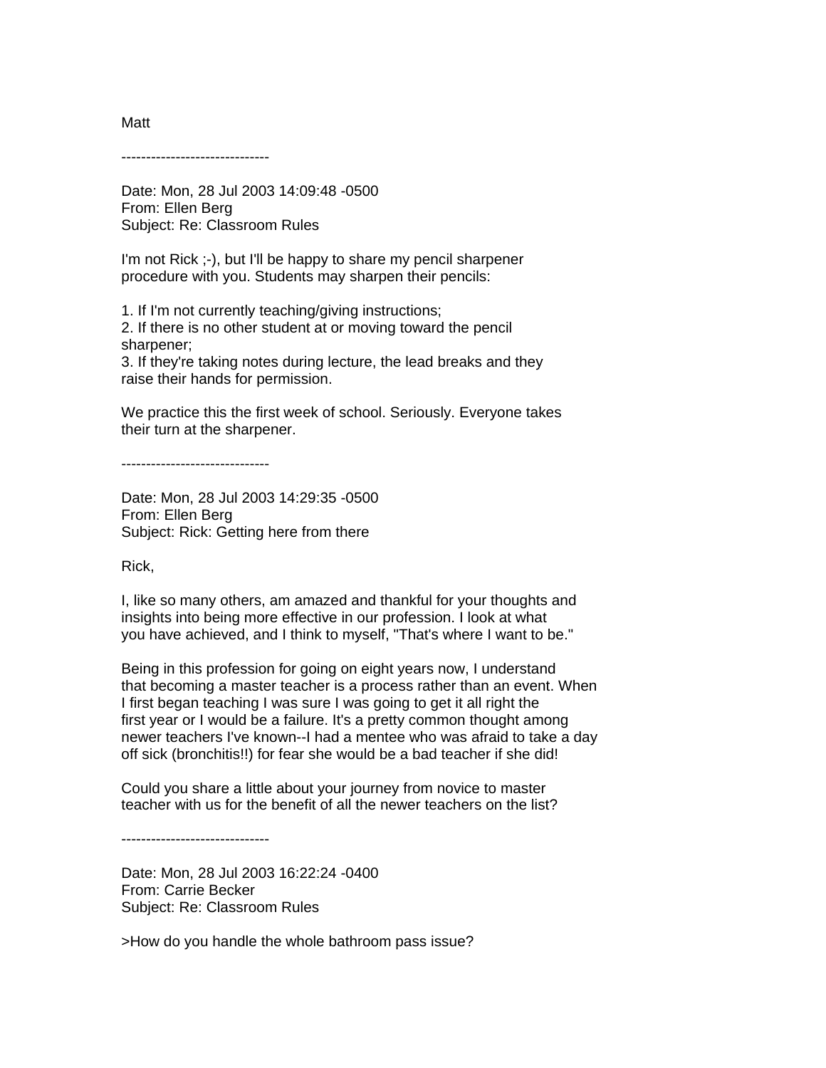Matt

------------------------------

Date: Mon, 28 Jul 2003 14:09:48 -0500
From: Ellen Berg
Subject: Re: Classroom Rules

I'm not Rick ;-), but I'll be happy to share my pencil sharpener procedure with you. Students may sharpen their pencils:

1. If I'm not currently teaching/giving instructions;
2. If there is no other student at or moving toward the pencil sharpener;
3. If they're taking notes during lecture, the lead breaks and they raise their hands for permission.

We practice this the first week of school. Seriously. Everyone takes their turn at the sharpener.

------------------------------

Date: Mon, 28 Jul 2003 14:29:35 -0500
From: Ellen Berg
Subject: Rick: Getting here from there

Rick,

I, like so many others, am amazed and thankful for your thoughts and insights into being more effective in our profession. I look at what you have achieved, and I think to myself, "That's where I want to be."

Being in this profession for going on eight years now, I understand that becoming a master teacher is a process rather than an event. When I first began teaching I was sure I was going to get it all right the first year or I would be a failure. It's a pretty common thought among newer teachers I've known--I had a mentee who was afraid to take a day off sick (bronchitis!!) for fear she would be a bad teacher if she did!

Could you share a little about your journey from novice to master teacher with us for the benefit of all the newer teachers on the list?

------------------------------

Date: Mon, 28 Jul 2003 16:22:24 -0400
From: Carrie Becker
Subject: Re: Classroom Rules

>How do you handle the whole bathroom pass issue?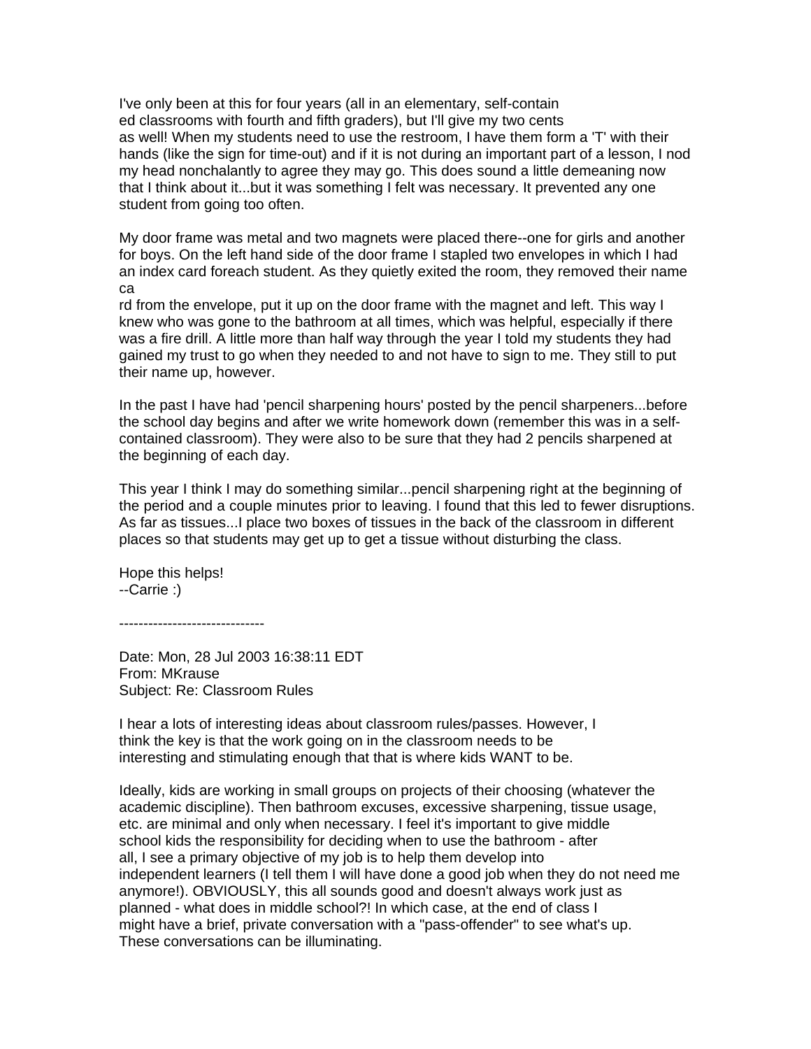I've only been at this for four years (all in an elementary, self-contained classrooms with fourth and fifth graders), but I'll give my two cents as well! When my students need to use the restroom, I have them form a 'T' with their hands (like the sign for time-out) and if it is not during an important part of a lesson, I nod my head nonchalantly to agree they may go. This does sound a little demeaning now that I think about it...but it was something I felt was necessary. It prevented any one student from going too often.

My door frame was metal and two magnets were placed there--one for girls and another for boys. On the left hand side of the door frame I stapled two envelopes in which I had an index card foreach student. As they quietly exited the room, they removed their name card from the envelope, put it up on the door frame with the magnet and left. This way I knew who was gone to the bathroom at all times, which was helpful, especially if there was a fire drill. A little more than half way through the year I told my students they had gained my trust to go when they needed to and not have to sign to me. They still to put their name up, however.

In the past I have had 'pencil sharpening hours' posted by the pencil sharpeners...before the school day begins and after we write homework down (remember this was in a self-contained classroom). They were also to be sure that they had 2 pencils sharpened at the beginning of each day.

This year I think I may do something similar...pencil sharpening right at the beginning of the period and a couple minutes prior to leaving. I found that this led to fewer disruptions. As far as tissues...I place two boxes of tissues in the back of the classroom in different places so that students may get up to get a tissue without disturbing the class.

Hope this helps!
--Carrie :)

------------------------------

Date: Mon, 28 Jul 2003 16:38:11 EDT
From: MKrause
Subject: Re: Classroom Rules

I hear a lots of interesting ideas about classroom rules/passes. However, I think the key is that the work going on in the classroom needs to be interesting and stimulating enough that that is where kids WANT to be.

Ideally, kids are working in small groups on projects of their choosing (whatever the academic discipline). Then bathroom excuses, excessive sharpening, tissue usage, etc. are minimal and only when necessary. I feel it's important to give middle school kids the responsibility for deciding when to use the bathroom - after all, I see a primary objective of my job is to help them develop into independent learners (I tell them I will have done a good job when they do not need me anymore!). OBVIOUSLY, this all sounds good and doesn't always work just as planned - what does in middle school?! In which case, at the end of class I might have a brief, private conversation with a "pass-offender" to see what's up. These conversations can be illuminating.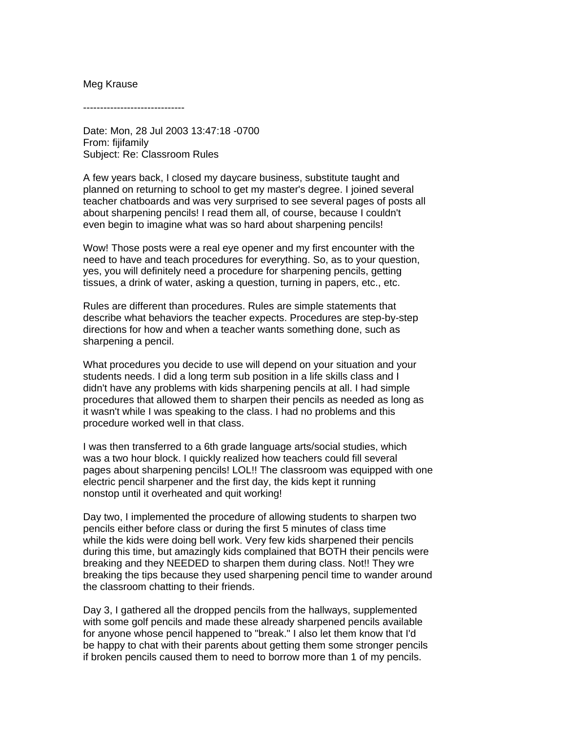Meg Krause

------------------------------

Date: Mon, 28 Jul 2003 13:47:18 -0700
From: fijifamily
Subject: Re: Classroom Rules

A few years back, I closed my daycare business, substitute taught and planned on returning to school to get my master's degree. I joined several teacher chatboards and was very surprised to see several pages of posts all about sharpening pencils! I read them all, of course, because I couldn't even begin to imagine what was so hard about sharpening pencils!

Wow! Those posts were a real eye opener and my first encounter with the need to have and teach procedures for everything. So, as to your question, yes, you will definitely need a procedure for sharpening pencils, getting tissues, a drink of water, asking a question, turning in papers, etc., etc.

Rules are different than procedures. Rules are simple statements that describe what behaviors the teacher expects. Procedures are step-by-step directions for how and when a teacher wants something done, such as sharpening a pencil.

What procedures you decide to use will depend on your situation and your students needs. I did a long term sub position in a life skills class and I didn't have any problems with kids sharpening pencils at all. I had simple procedures that allowed them to sharpen their pencils as needed as long as it wasn't while I was speaking to the class. I had no problems and this procedure worked well in that class.

I was then transferred to a 6th grade language arts/social studies, which was a two hour block. I quickly realized how teachers could fill several pages about sharpening pencils! LOL!! The classroom was equipped with one electric pencil sharpener and the first day, the kids kept it running nonstop until it overheated and quit working!

Day two, I implemented the procedure of allowing students to sharpen two pencils either before class or during the first 5 minutes of class time while the kids were doing bell work. Very few kids sharpened their pencils during this time, but amazingly kids complained that BOTH their pencils were breaking and they NEEDED to sharpen them during class. Not!! They wre breaking the tips because they used sharpening pencil time to wander around the classroom chatting to their friends.

Day 3, I gathered all the dropped pencils from the hallways, supplemented with some golf pencils and made these already sharpened pencils available for anyone whose pencil happened to "break." I also let them know that I'd be happy to chat with their parents about getting them some stronger pencils if broken pencils caused them to need to borrow more than 1 of my pencils.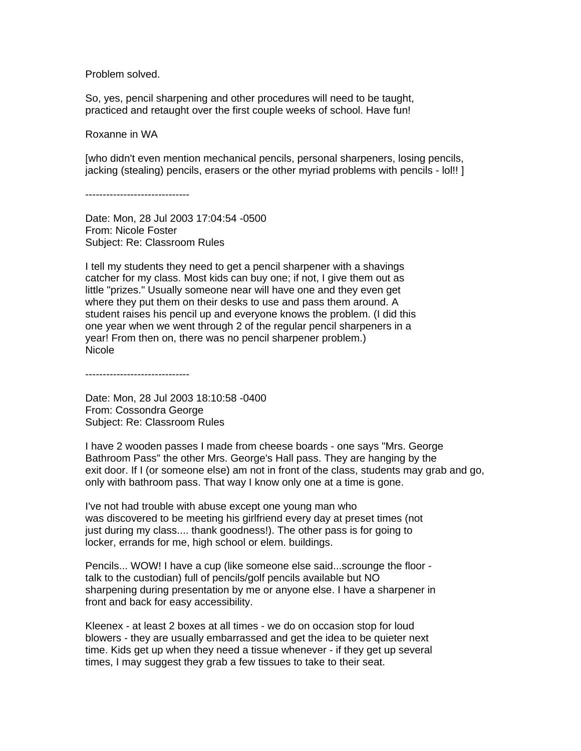Problem solved.

So, yes, pencil sharpening and other procedures will need to be taught, practiced and retaught over the first couple weeks of school. Have fun!

Roxanne in WA

[who didn't even mention mechanical pencils, personal sharpeners, losing pencils, jacking (stealing) pencils, erasers or the other myriad problems with pencils - lol!! ]

------------------------------

Date: Mon, 28 Jul 2003 17:04:54 -0500
From: Nicole Foster
Subject: Re: Classroom Rules

I tell my students they need to get a pencil sharpener with a shavings catcher for my class. Most kids can buy one; if not, I give them out as little "prizes." Usually someone near will have one and they even get where they put them on their desks to use and pass them around. A student raises his pencil up and everyone knows the problem. (I did this one year when we went through 2 of the regular pencil sharpeners in a year! From then on, there was no pencil sharpener problem.)
Nicole

------------------------------

Date: Mon, 28 Jul 2003 18:10:58 -0400
From: Cossondra George
Subject: Re: Classroom Rules

I have 2 wooden passes I made from cheese boards - one says "Mrs. George Bathroom Pass" the other Mrs. George's Hall pass. They are hanging by the exit door. If I (or someone else) am not in front of the class, students may grab and go, only with bathroom pass. That way I know only one at a time is gone.

I've not had trouble with abuse except one young man who was discovered to be meeting his girlfriend every day at preset times (not just during my class.... thank goodness!). The other pass is for going to locker, errands for me, high school or elem. buildings.

Pencils... WOW! I have a cup (like someone else said...scrounge the floor - talk to the custodian) full of pencils/golf pencils available but NO sharpening during presentation by me or anyone else. I have a sharpener in front and back for easy accessibility.

Kleenex - at least 2 boxes at all times - we do on occasion stop for loud blowers - they are usually embarrassed and get the idea to be quieter next time. Kids get up when they need a tissue whenever - if they get up several times, I may suggest they grab a few tissues to take to their seat.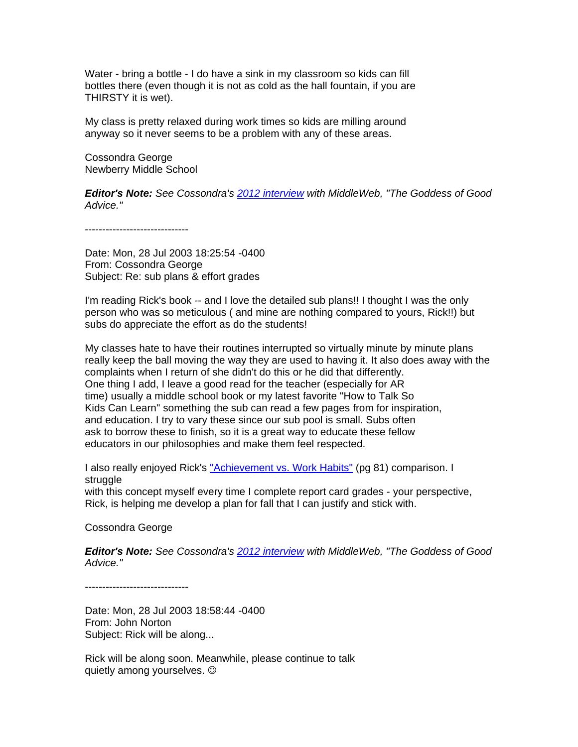Water - bring a bottle - I do have a sink in my classroom so kids can fill bottles there (even though it is not as cold as the hall fountain, if you are THIRSTY it is wet).

My class is pretty relaxed during work times so kids are milling around anyway so it never seems to be a problem with any of these areas.

Cossondra George
Newberry Middle School

***Editor's Note:*** *See Cossondra's* [*2012 interview*]() *with MiddleWeb, "The Goddess of Good Advice."*

------------------------------

Date: Mon, 28 Jul 2003 18:25:54 -0400
From: Cossondra George
Subject: Re: sub plans & effort grades

I'm reading Rick's book -- and I love the detailed sub plans!! I thought I was the only person who was so meticulous ( and mine are nothing compared to yours, Rick!!) but subs do appreciate the effort as do the students!

My classes hate to have their routines interrupted so virtually minute by minute plans really keep the ball moving the way they are used to having it. It also does away with the complaints when I return of she didn't do this or he did that differently.
One thing I add, I leave a good read for the teacher (especially for AR time) usually a middle school book or my latest favorite "How to Talk So Kids Can Learn" something the sub can read a few pages from for inspiration, and education. I try to vary these since our sub pool is small. Subs often ask to borrow these to finish, so it is a great way to educate these fellow educators in our philosophies and make them feel respected.

I also really enjoyed Rick's ["Achievement vs. Work Habits"]() (pg 81) comparison. I struggle
with this concept myself every time I complete report card grades - your perspective, Rick, is helping me develop a plan for fall that I can justify and stick with.

Cossondra George

***Editor's Note:*** *See Cossondra's* [*2012 interview*]() *with MiddleWeb, "The Goddess of Good Advice."*

------------------------------

Date: Mon, 28 Jul 2003 18:58:44 -0400
From: John Norton
Subject: Rick will be along...

Rick will be along soon. Meanwhile, please continue to talk quietly among yourselves. ☺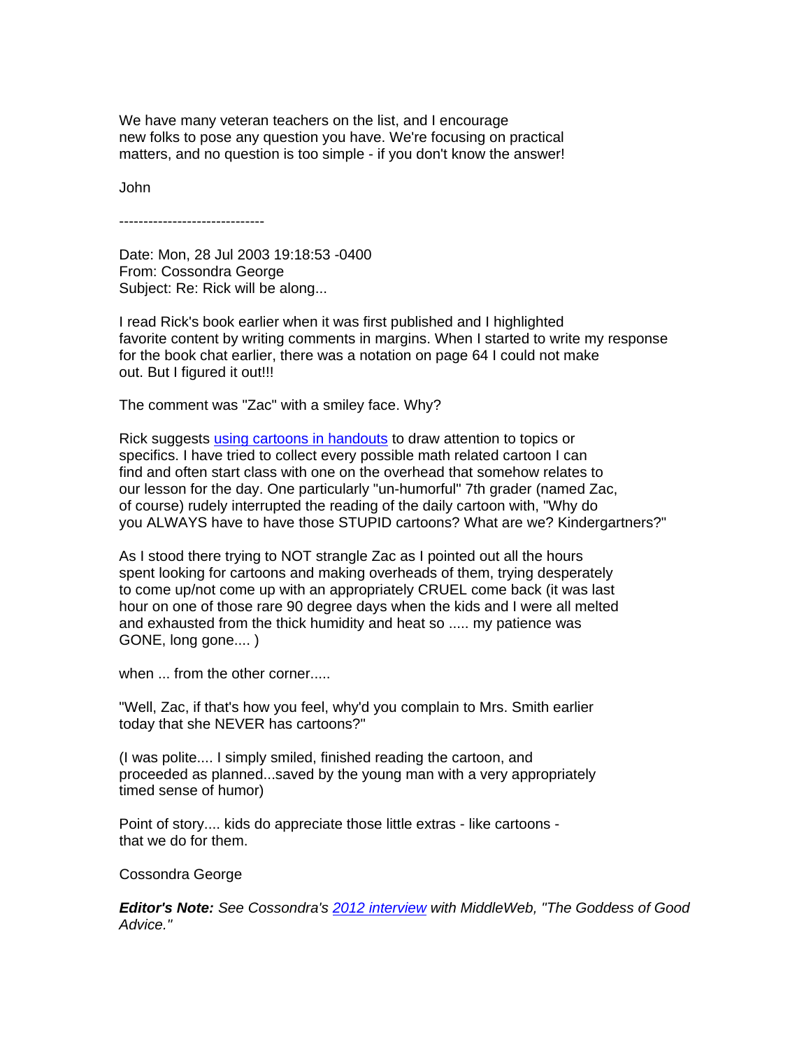We have many veteran teachers on the list, and I encourage new folks to pose any question you have. We're focusing on practical matters, and no question is too simple - if you don't know the answer!

John

------------------------------

Date: Mon, 28 Jul 2003 19:18:53 -0400
From: Cossondra George
Subject: Re: Rick will be along...

I read Rick's book earlier when it was first published and I highlighted favorite content by writing comments in margins. When I started to write my response for the book chat earlier, there was a notation on page 64 I could not make out. But I figured it out!!!

The comment was "Zac" with a smiley face. Why?

Rick suggests using cartoons in handouts to draw attention to topics or specifics. I have tried to collect every possible math related cartoon I can find and often start class with one on the overhead that somehow relates to our lesson for the day. One particularly "un-humorful" 7th grader (named Zac, of course) rudely interrupted the reading of the daily cartoon with, "Why do you ALWAYS have to have those STUPID cartoons? What are we? Kindergartners?"

As I stood there trying to NOT strangle Zac as I pointed out all the hours spent looking for cartoons and making overheads of them, trying desperately to come up/not come up with an appropriately CRUEL come back (it was last hour on one of those rare 90 degree days when the kids and I were all melted and exhausted from the thick humidity and heat so ..... my patience was GONE, long gone.... )

when ... from the other corner.....

"Well, Zac, if that's how you feel, why'd you complain to Mrs. Smith earlier today that she NEVER has cartoons?"

(I was polite.... I simply smiled, finished reading the cartoon, and proceeded as planned...saved by the young man with a very appropriately timed sense of humor)

Point of story.... kids do appreciate those little extras - like cartoons - that we do for them.

Cossondra George

***Editor's Note:*** *See Cossondra's 2012 interview with MiddleWeb, "The Goddess of Good Advice."*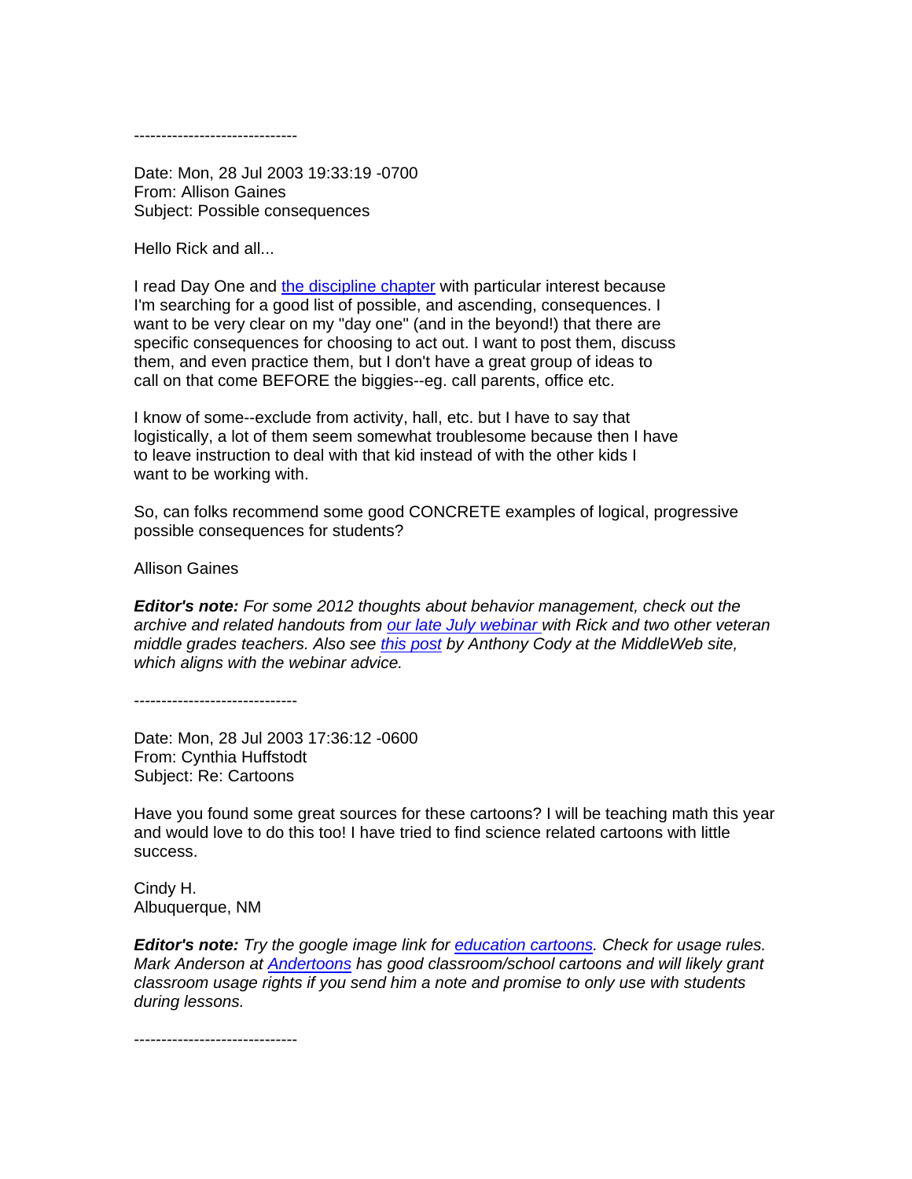------------------------------

Date: Mon, 28 Jul 2003 19:33:19 -0700
From: Allison Gaines
Subject: Possible consequences

Hello Rick and all...

I read Day One and the discipline chapter with particular interest because I'm searching for a good list of possible, and ascending, consequences. I want to be very clear on my "day one" (and in the beyond!) that there are specific consequences for choosing to act out. I want to post them, discuss them, and even practice them, but I don't have a great group of ideas to call on that come BEFORE the biggies--eg. call parents, office etc.

I know of some--exclude from activity, hall, etc. but I have to say that logistically, a lot of them seem somewhat troublesome because then I have to leave instruction to deal with that kid instead of with the other kids I want to be working with.

So, can folks recommend some good CONCRETE examples of logical, progressive possible consequences for students?

Allison Gaines

***Editor's note:*** *For some 2012 thoughts about behavior management, check out the archive and related handouts from our late July webinar with Rick and two other veteran middle grades teachers. Also see this post by Anthony Cody at the MiddleWeb site, which aligns with the webinar advice.*

------------------------------

Date: Mon, 28 Jul 2003 17:36:12 -0600
From: Cynthia Huffstodt
Subject: Re: Cartoons

Have you found some great sources for these cartoons? I will be teaching math this year and would love to do this too! I have tried to find science related cartoons with little success.

Cindy H.
Albuquerque, NM

***Editor's note:*** *Try the google image link for education cartoons. Check for usage rules. Mark Anderson at Andertoons has good classroom/school cartoons and will likely grant classroom usage rights if you send him a note and promise to only use with students during lessons.*

------------------------------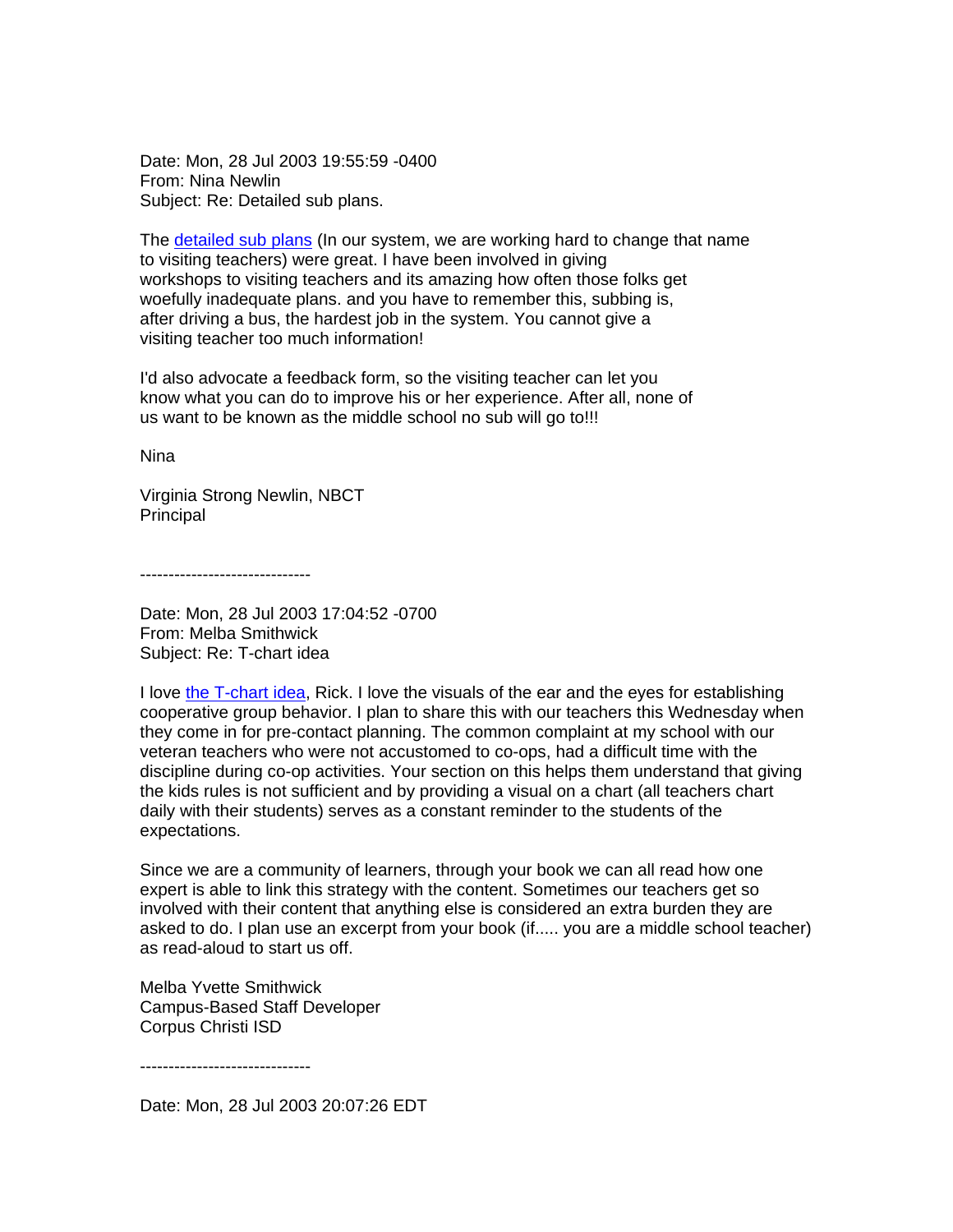Date: Mon, 28 Jul 2003 19:55:59 -0400
From: Nina Newlin
Subject: Re: Detailed sub plans.

The detailed sub plans (In our system, we are working hard to change that name to visiting teachers) were great. I have been involved in giving workshops to visiting teachers and its amazing how often those folks get woefully inadequate plans. and you have to remember this, subbing is, after driving a bus, the hardest job in the system. You cannot give a visiting teacher too much information!

I'd also advocate a feedback form, so the visiting teacher can let you know what you can do to improve his or her experience. After all, none of us want to be known as the middle school no sub will go to!!!

Nina

Virginia Strong Newlin, NBCT
Principal

------------------------------

Date: Mon, 28 Jul 2003 17:04:52 -0700
From: Melba Smithwick
Subject: Re: T-chart idea

I love the T-chart idea, Rick. I love the visuals of the ear and the eyes for establishing cooperative group behavior. I plan to share this with our teachers this Wednesday when they come in for pre-contact planning. The common complaint at my school with our veteran teachers who were not accustomed to co-ops, had a difficult time with the discipline during co-op activities. Your section on this helps them understand that giving the kids rules is not sufficient and by providing a visual on a chart (all teachers chart daily with their students) serves as a constant reminder to the students of the expectations.

Since we are a community of learners, through your book we can all read how one expert is able to link this strategy with the content. Sometimes our teachers get so involved with their content that anything else is considered an extra burden they are asked to do. I plan use an excerpt from your book (if..... you are a middle school teacher) as read-aloud to start us off.

Melba Yvette Smithwick
Campus-Based Staff Developer
Corpus Christi ISD

------------------------------

Date: Mon, 28 Jul 2003 20:07:26 EDT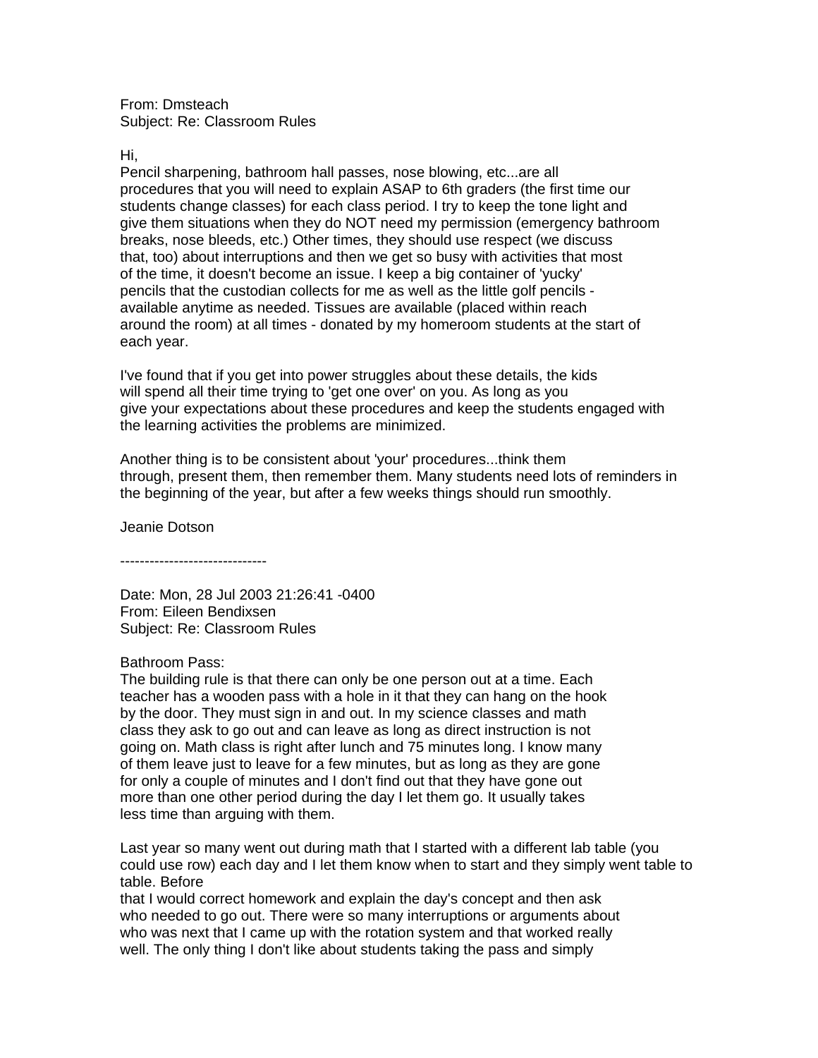From: Dmsteach
Subject: Re: Classroom Rules

Hi,
Pencil sharpening, bathroom hall passes, nose blowing, etc...are all procedures that you will need to explain ASAP to 6th graders (the first time our students change classes) for each class period. I try to keep the tone light and give them situations when they do NOT need my permission (emergency bathroom breaks, nose bleeds, etc.) Other times, they should use respect (we discuss that, too) about interruptions and then we get so busy with activities that most of the time, it doesn't become an issue. I keep a big container of 'yucky' pencils that the custodian collects for me as well as the little golf pencils - available anytime as needed. Tissues are available (placed within reach around the room) at all times - donated by my homeroom students at the start of each year.

I've found that if you get into power struggles about these details, the kids will spend all their time trying to 'get one over' on you. As long as you give your expectations about these procedures and keep the students engaged with the learning activities the problems are minimized.

Another thing is to be consistent about 'your' procedures...think them through, present them, then remember them. Many students need lots of reminders in the beginning of the year, but after a few weeks things should run smoothly.

Jeanie Dotson

------------------------------

Date: Mon, 28 Jul 2003 21:26:41 -0400
From: Eileen Bendixsen
Subject: Re: Classroom Rules

Bathroom Pass:
The building rule is that there can only be one person out at a time. Each teacher has a wooden pass with a hole in it that they can hang on the hook by the door. They must sign in and out. In my science classes and math class they ask to go out and can leave as long as direct instruction is not going on. Math class is right after lunch and 75 minutes long. I know many of them leave just to leave for a few minutes, but as long as they are gone for only a couple of minutes and I don't find out that they have gone out more than one other period during the day I let them go. It usually takes less time than arguing with them.

Last year so many went out during math that I started with a different lab table (you could use row) each day and I let them know when to start and they simply went table to table. Before
that I would correct homework and explain the day's concept and then ask who needed to go out. There were so many interruptions or arguments about who was next that I came up with the rotation system and that worked really well. The only thing I don't like about students taking the pass and simply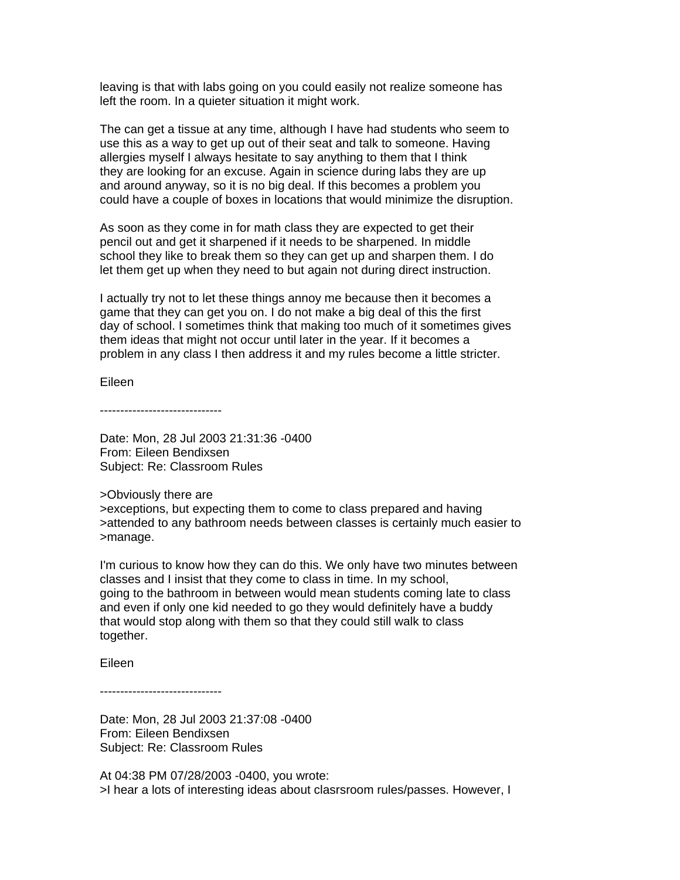leaving is that with labs going on you could easily not realize someone has left the room. In a quieter situation it might work.

The can get a tissue at any time, although I have had students who seem to use this as a way to get up out of their seat and talk to someone. Having allergies myself I always hesitate to say anything to them that I think they are looking for an excuse. Again in science during labs they are up and around anyway, so it is no big deal. If this becomes a problem you could have a couple of boxes in locations that would minimize the disruption.

As soon as they come in for math class they are expected to get their pencil out and get it sharpened if it needs to be sharpened. In middle school they like to break them so they can get up and sharpen them. I do let them get up when they need to but again not during direct instruction.

I actually try not to let these things annoy me because then it becomes a game that they can get you on. I do not make a big deal of this the first day of school. I sometimes think that making too much of it sometimes gives them ideas that might not occur until later in the year. If it becomes a problem in any class I then address it and my rules become a little stricter.

Eileen

------------------------------

Date: Mon, 28 Jul 2003 21:31:36 -0400
From: Eileen Bendixsen
Subject: Re: Classroom Rules

>Obviously there are
>exceptions, but expecting them to come to class prepared and having
>attended to any bathroom needs between classes is certainly much easier to
>manage.

I'm curious to know how they can do this. We only have two minutes between classes and I insist that they come to class in time. In my school, going to the bathroom in between would mean students coming late to class and even if only one kid needed to go they would definitely have a buddy that would stop along with them so that they could still walk to class together.

Eileen

------------------------------

Date: Mon, 28 Jul 2003 21:37:08 -0400
From: Eileen Bendixsen
Subject: Re: Classroom Rules

At 04:38 PM 07/28/2003 -0400, you wrote:
>I hear a lots of interesting ideas about clasrsroom rules/passes. However, I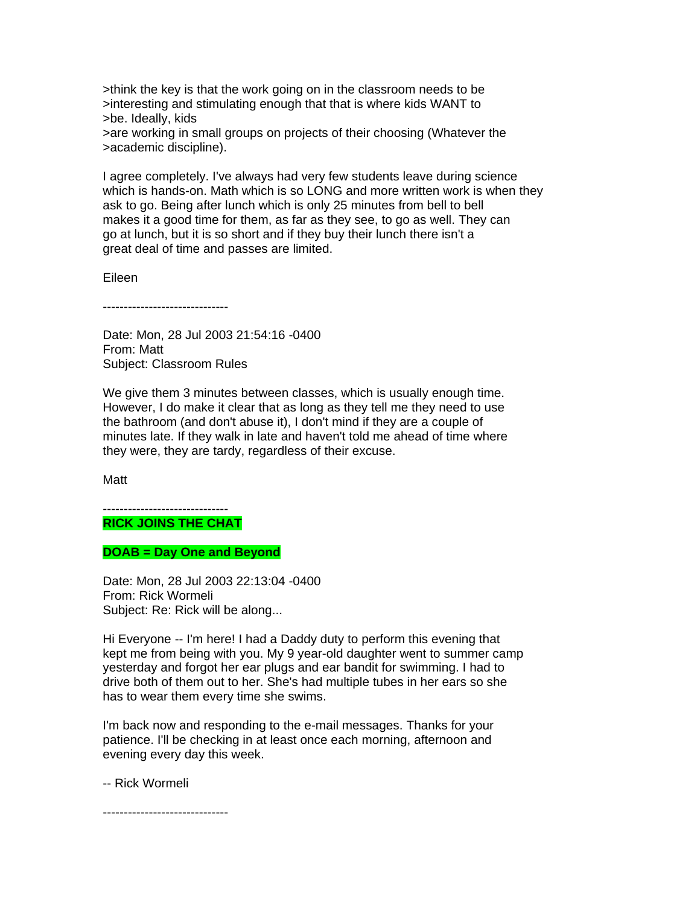>think the key is that the work going on in the classroom needs to be
>interesting and stimulating enough that that is where kids WANT to
>be. Ideally, kids
>are working in small groups on projects of their choosing (Whatever the
>academic discipline).

I agree completely. I've always had very few students leave during science which is hands-on. Math which is so LONG and more written work is when they ask to go. Being after lunch which is only 25 minutes from bell to bell makes it a good time for them, as far as they see, to go as well. They can go at lunch, but it is so short and if they buy their lunch there isn't a great deal of time and passes are limited.

Eileen

------------------------------

Date: Mon, 28 Jul 2003 21:54:16 -0400
From: Matt
Subject: Classroom Rules

We give them 3 minutes between classes, which is usually enough time. However, I do make it clear that as long as they tell me they need to use the bathroom (and don't abuse it), I don't mind if they are a couple of minutes late. If they walk in late and haven't told me ahead of time where they were, they are tardy, regardless of their excuse.

Matt

------------------------------

**RICK JOINS THE CHAT**

**DOAB = Day One and Beyond**

Date: Mon, 28 Jul 2003 22:13:04 -0400
From: Rick Wormeli
Subject: Re: Rick will be along...

Hi Everyone -- I'm here! I had a Daddy duty to perform this evening that kept me from being with you. My 9 year-old daughter went to summer camp yesterday and forgot her ear plugs and ear bandit for swimming. I had to drive both of them out to her. She's had multiple tubes in her ears so she has to wear them every time she swims.

I'm back now and responding to the e-mail messages. Thanks for your patience. I'll be checking in at least once each morning, afternoon and evening every day this week.

-- Rick Wormeli

------------------------------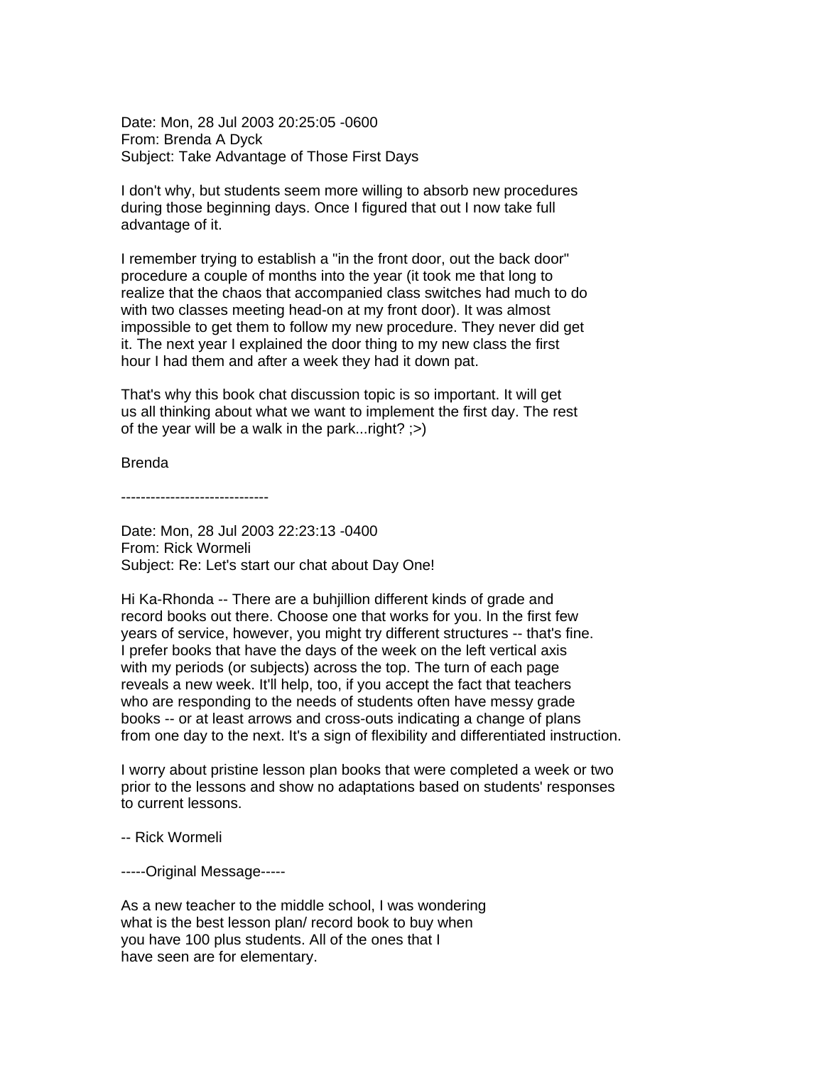Date: Mon, 28 Jul 2003 20:25:05 -0600
From: Brenda A Dyck
Subject: Take Advantage of Those First Days

I don't why, but students seem more willing to absorb new procedures during those beginning days. Once I figured that out I now take full advantage of it.

I remember trying to establish a "in the front door, out the back door" procedure a couple of months into the year (it took me that long to realize that the chaos that accompanied class switches had much to do with two classes meeting head-on at my front door). It was almost impossible to get them to follow my new procedure. They never did get it. The next year I explained the door thing to my new class the first hour I had them and after a week they had it down pat.

That's why this book chat discussion topic is so important. It will get us all thinking about what we want to implement the first day. The rest of the year will be a walk in the park...right? ;>)

Brenda

------------------------------

Date: Mon, 28 Jul 2003 22:23:13 -0400
From: Rick Wormeli
Subject: Re: Let's start our chat about Day One!

Hi Ka-Rhonda -- There are a buhjillion different kinds of grade and record books out there. Choose one that works for you. In the first few years of service, however, you might try different structures -- that's fine. I prefer books that have the days of the week on the left vertical axis with my periods (or subjects) across the top. The turn of each page reveals a new week. It'll help, too, if you accept the fact that teachers who are responding to the needs of students often have messy grade books -- or at least arrows and cross-outs indicating a change of plans from one day to the next. It's a sign of flexibility and differentiated instruction.

I worry about pristine lesson plan books that were completed a week or two prior to the lessons and show no adaptations based on students' responses to current lessons.

-- Rick Wormeli

-----Original Message-----

As a new teacher to the middle school, I was wondering what is the best lesson plan/ record book to buy when you have 100 plus students. All of the ones that I have seen are for elementary.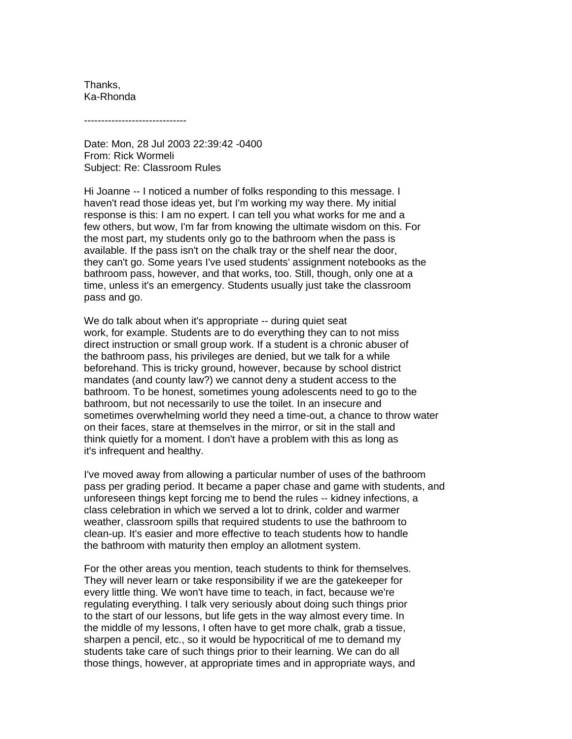Thanks,
Ka-Rhonda

------------------------------

Date: Mon, 28 Jul 2003 22:39:42 -0400
From: Rick Wormeli
Subject: Re: Classroom Rules

Hi Joanne -- I noticed a number of folks responding to this message. I haven't read those ideas yet, but I'm working my way there. My initial response is this: I am no expert. I can tell you what works for me and a few others, but wow, I'm far from knowing the ultimate wisdom on this. For the most part, my students only go to the bathroom when the pass is available. If the pass isn't on the chalk tray or the shelf near the door, they can't go. Some years I've used students' assignment notebooks as the bathroom pass, however, and that works, too. Still, though, only one at a time, unless it's an emergency. Students usually just take the classroom pass and go.

We do talk about when it's appropriate -- during quiet seat work, for example. Students are to do everything they can to not miss direct instruction or small group work. If a student is a chronic abuser of the bathroom pass, his privileges are denied, but we talk for a while beforehand. This is tricky ground, however, because by school district mandates (and county law?) we cannot deny a student access to the bathroom. To be honest, sometimes young adolescents need to go to the bathroom, but not necessarily to use the toilet. In an insecure and sometimes overwhelming world they need a time-out, a chance to throw water on their faces, stare at themselves in the mirror, or sit in the stall and think quietly for a moment. I don't have a problem with this as long as it's infrequent and healthy.

I've moved away from allowing a particular number of uses of the bathroom pass per grading period. It became a paper chase and game with students, and unforeseen things kept forcing me to bend the rules -- kidney infections, a class celebration in which we served a lot to drink, colder and warmer weather, classroom spills that required students to use the bathroom to clean-up. It's easier and more effective to teach students how to handle the bathroom with maturity then employ an allotment system.

For the other areas you mention, teach students to think for themselves. They will never learn or take responsibility if we are the gatekeeper for every little thing. We won't have time to teach, in fact, because we're regulating everything. I talk very seriously about doing such things prior to the start of our lessons, but life gets in the way almost every time. In the middle of my lessons, I often have to get more chalk, grab a tissue, sharpen a pencil, etc., so it would be hypocritical of me to demand my students take care of such things prior to their learning. We can do all those things, however, at appropriate times and in appropriate ways, and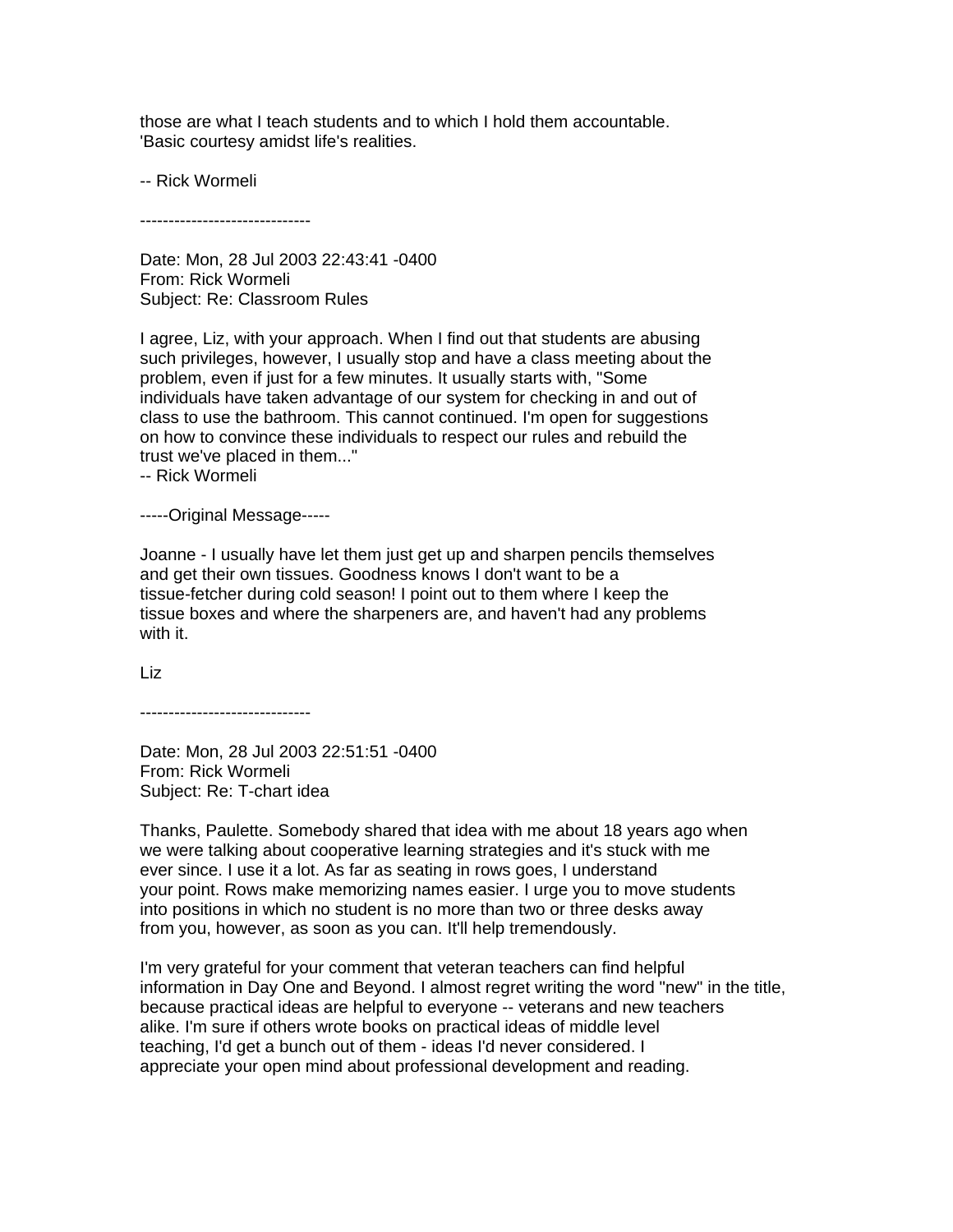those are what I teach students and to which I hold them accountable.
'Basic courtesy amidst life's realities.

-- Rick Wormeli

------------------------------

Date: Mon, 28 Jul 2003 22:43:41 -0400
From: Rick Wormeli
Subject: Re: Classroom Rules

I agree, Liz, with your approach. When I find out that students are abusing such privileges, however, I usually stop and have a class meeting about the problem, even if just for a few minutes. It usually starts with, "Some individuals have taken advantage of our system for checking in and out of class to use the bathroom. This cannot continued. I'm open for suggestions on how to convince these individuals to respect our rules and rebuild the trust we've placed in them..."
-- Rick Wormeli

-----Original Message-----

Joanne - I usually have let them just get up and sharpen pencils themselves and get their own tissues. Goodness knows I don't want to be a tissue-fetcher during cold season! I point out to them where I keep the tissue boxes and where the sharpeners are, and haven't had any problems with it.

Liz

------------------------------

Date: Mon, 28 Jul 2003 22:51:51 -0400
From: Rick Wormeli
Subject: Re: T-chart idea

Thanks, Paulette. Somebody shared that idea with me about 18 years ago when we were talking about cooperative learning strategies and it's stuck with me ever since. I use it a lot. As far as seating in rows goes, I understand your point. Rows make memorizing names easier. I urge you to move students into positions in which no student is no more than two or three desks away from you, however, as soon as you can. It'll help tremendously.

I'm very grateful for your comment that veteran teachers can find helpful information in Day One and Beyond. I almost regret writing the word "new" in the title, because practical ideas are helpful to everyone -- veterans and new teachers alike. I'm sure if others wrote books on practical ideas of middle level teaching, I'd get a bunch out of them - ideas I'd never considered. I appreciate your open mind about professional development and reading.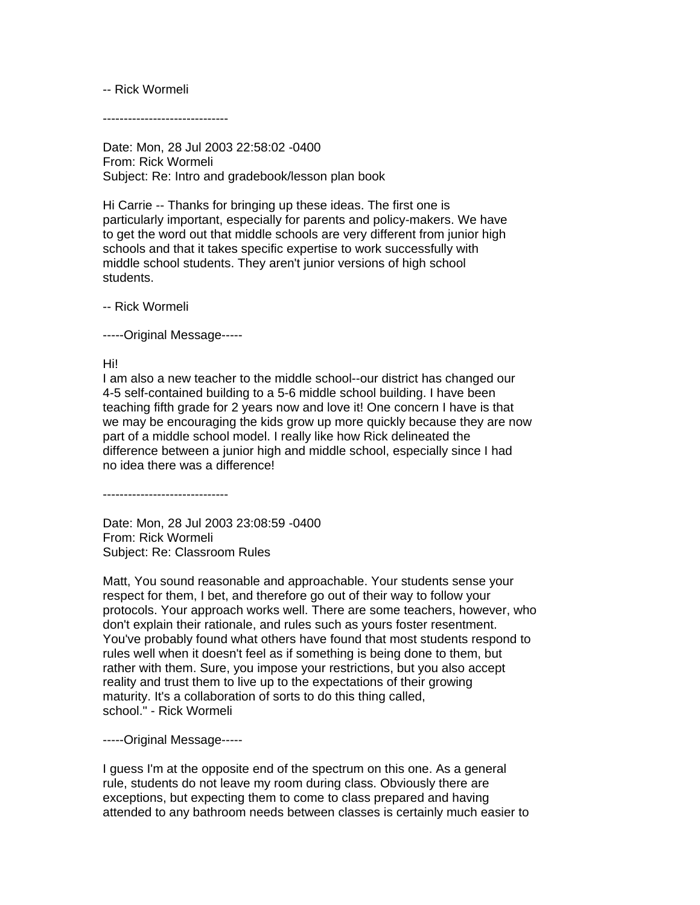-- Rick Wormeli

------------------------------

Date: Mon, 28 Jul 2003 22:58:02 -0400
From: Rick Wormeli
Subject: Re: Intro and gradebook/lesson plan book

Hi Carrie -- Thanks for bringing up these ideas. The first one is particularly important, especially for parents and policy-makers. We have to get the word out that middle schools are very different from junior high schools and that it takes specific expertise to work successfully with middle school students. They aren't junior versions of high school students.

-- Rick Wormeli

-----Original Message-----

Hi!
I am also a new teacher to the middle school--our district has changed our 4-5 self-contained building to a 5-6 middle school building. I have been teaching fifth grade for 2 years now and love it! One concern I have is that we may be encouraging the kids grow up more quickly because they are now part of a middle school model. I really like how Rick delineated the difference between a junior high and middle school, especially since I had no idea there was a difference!

------------------------------

Date: Mon, 28 Jul 2003 23:08:59 -0400
From: Rick Wormeli
Subject: Re: Classroom Rules

Matt, You sound reasonable and approachable. Your students sense your respect for them, I bet, and therefore go out of their way to follow your protocols. Your approach works well. There are some teachers, however, who don't explain their rationale, and rules such as yours foster resentment. You've probably found what others have found that most students respond to rules well when it doesn't feel as if something is being done to them, but rather with them. Sure, you impose your restrictions, but you also accept reality and trust them to live up to the expectations of their growing maturity. It's a collaboration of sorts to do this thing called, school." - Rick Wormeli

-----Original Message-----

I guess I'm at the opposite end of the spectrum on this one. As a general rule, students do not leave my room during class. Obviously there are exceptions, but expecting them to come to class prepared and having attended to any bathroom needs between classes is certainly much easier to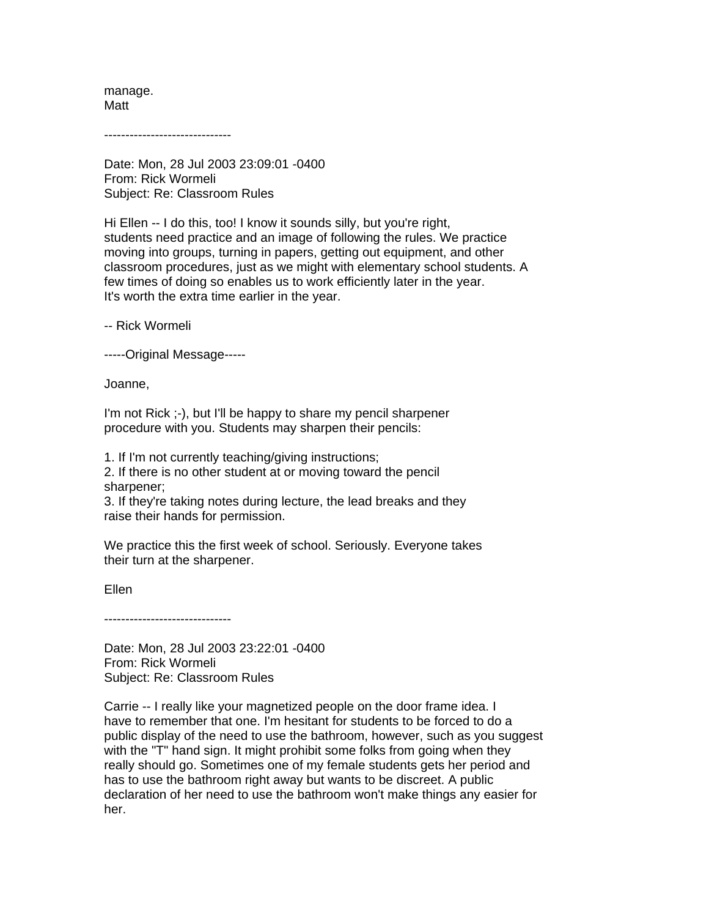manage.
Matt

------------------------------

Date: Mon, 28 Jul 2003 23:09:01 -0400
From: Rick Wormeli
Subject: Re: Classroom Rules

Hi Ellen -- I do this, too! I know it sounds silly, but you're right, students need practice and an image of following the rules. We practice moving into groups, turning in papers, getting out equipment, and other classroom procedures, just as we might with elementary school students. A few times of doing so enables us to work efficiently later in the year. It's worth the extra time earlier in the year.

-- Rick Wormeli

-----Original Message-----

Joanne,

I'm not Rick ;-), but I'll be happy to share my pencil sharpener procedure with you. Students may sharpen their pencils:

1. If I'm not currently teaching/giving instructions;
2. If there is no other student at or moving toward the pencil sharpener;
3. If they're taking notes during lecture, the lead breaks and they raise their hands for permission.

We practice this the first week of school. Seriously. Everyone takes their turn at the sharpener.

Ellen

------------------------------

Date: Mon, 28 Jul 2003 23:22:01 -0400
From: Rick Wormeli
Subject: Re: Classroom Rules

Carrie -- I really like your magnetized people on the door frame idea. I have to remember that one. I'm hesitant for students to be forced to do a public display of the need to use the bathroom, however, such as you suggest with the "T" hand sign. It might prohibit some folks from going when they really should go. Sometimes one of my female students gets her period and has to use the bathroom right away but wants to be discreet. A public declaration of her need to use the bathroom won't make things any easier for her.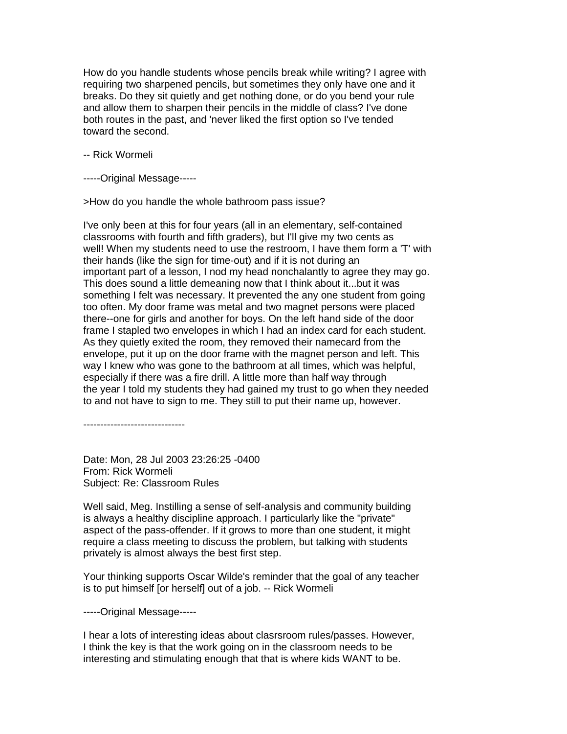How do you handle students whose pencils break while writing? I agree with requiring two sharpened pencils, but sometimes they only have one and it breaks. Do they sit quietly and get nothing done, or do you bend your rule and allow them to sharpen their pencils in the middle of class? I've done both routes in the past, and 'never liked the first option so I've tended toward the second.

-- Rick Wormeli

-----Original Message-----

>How do you handle the whole bathroom pass issue?

I've only been at this for four years (all in an elementary, self-contained classrooms with fourth and fifth graders), but I'll give my two cents as well! When my students need to use the restroom, I have them form a 'T' with their hands (like the sign for time-out) and if it is not during an important part of a lesson, I nod my head nonchalantly to agree they may go. This does sound a little demeaning now that I think about it...but it was something I felt was necessary. It prevented the any one student from going too often. My door frame was metal and two magnet persons were placed there--one for girls and another for boys. On the left hand side of the door frame I stapled two envelopes in which I had an index card for each student. As they quietly exited the room, they removed their namecard from the envelope, put it up on the door frame with the magnet person and left. This way I knew who was gone to the bathroom at all times, which was helpful, especially if there was a fire drill. A little more than half way through the year I told my students they had gained my trust to go when they needed to and not have to sign to me. They still to put their name up, however.

------------------------------

Date: Mon, 28 Jul 2003 23:26:25 -0400
From: Rick Wormeli
Subject: Re: Classroom Rules

Well said, Meg. Instilling a sense of self-analysis and community building is always a healthy discipline approach. I particularly like the "private" aspect of the pass-offender. If it grows to more than one student, it might require a class meeting to discuss the problem, but talking with students privately is almost always the best first step.

Your thinking supports Oscar Wilde's reminder that the goal of any teacher is to put himself [or herself] out of a job. -- Rick Wormeli

-----Original Message-----

I hear a lots of interesting ideas about clasrsroom rules/passes. However, I think the key is that the work going on in the classroom needs to be interesting and stimulating enough that that is where kids WANT to be.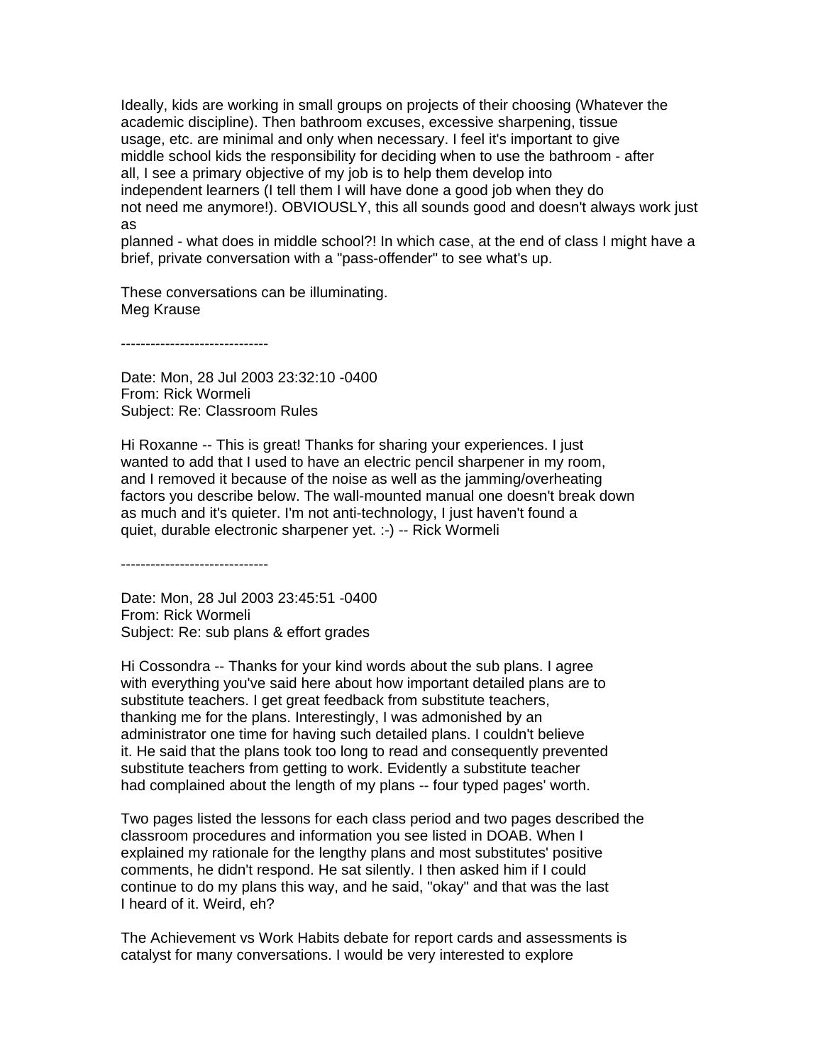Ideally, kids are working in small groups on projects of their choosing (Whatever the academic discipline). Then bathroom excuses, excessive sharpening, tissue usage, etc. are minimal and only when necessary. I feel it's important to give middle school kids the responsibility for deciding when to use the bathroom - after all, I see a primary objective of my job is to help them develop into independent learners (I tell them I will have done a good job when they do not need me anymore!). OBVIOUSLY, this all sounds good and doesn't always work just as planned - what does in middle school?! In which case, at the end of class I might have a brief, private conversation with a "pass-offender" to see what's up.

These conversations can be illuminating.
Meg Krause

------------------------------

Date: Mon, 28 Jul 2003 23:32:10 -0400
From: Rick Wormeli
Subject: Re: Classroom Rules

Hi Roxanne -- This is great! Thanks for sharing your experiences. I just wanted to add that I used to have an electric pencil sharpener in my room, and I removed it because of the noise as well as the jamming/overheating factors you describe below. The wall-mounted manual one doesn't break down as much and it's quieter. I'm not anti-technology, I just haven't found a quiet, durable electronic sharpener yet. :-) -- Rick Wormeli

------------------------------

Date: Mon, 28 Jul 2003 23:45:51 -0400
From: Rick Wormeli
Subject: Re: sub plans & effort grades

Hi Cossondra -- Thanks for your kind words about the sub plans. I agree with everything you've said here about how important detailed plans are to substitute teachers. I get great feedback from substitute teachers, thanking me for the plans. Interestingly, I was admonished by an administrator one time for having such detailed plans. I couldn't believe it. He said that the plans took too long to read and consequently prevented substitute teachers from getting to work. Evidently a substitute teacher had complained about the length of my plans -- four typed pages' worth.

Two pages listed the lessons for each class period and two pages described the classroom procedures and information you see listed in DOAB. When I explained my rationale for the lengthy plans and most substitutes' positive comments, he didn't respond. He sat silently. I then asked him if I could continue to do my plans this way, and he said, "okay" and that was the last I heard of it. Weird, eh?

The Achievement vs Work Habits debate for report cards and assessments is catalyst for many conversations. I would be very interested to explore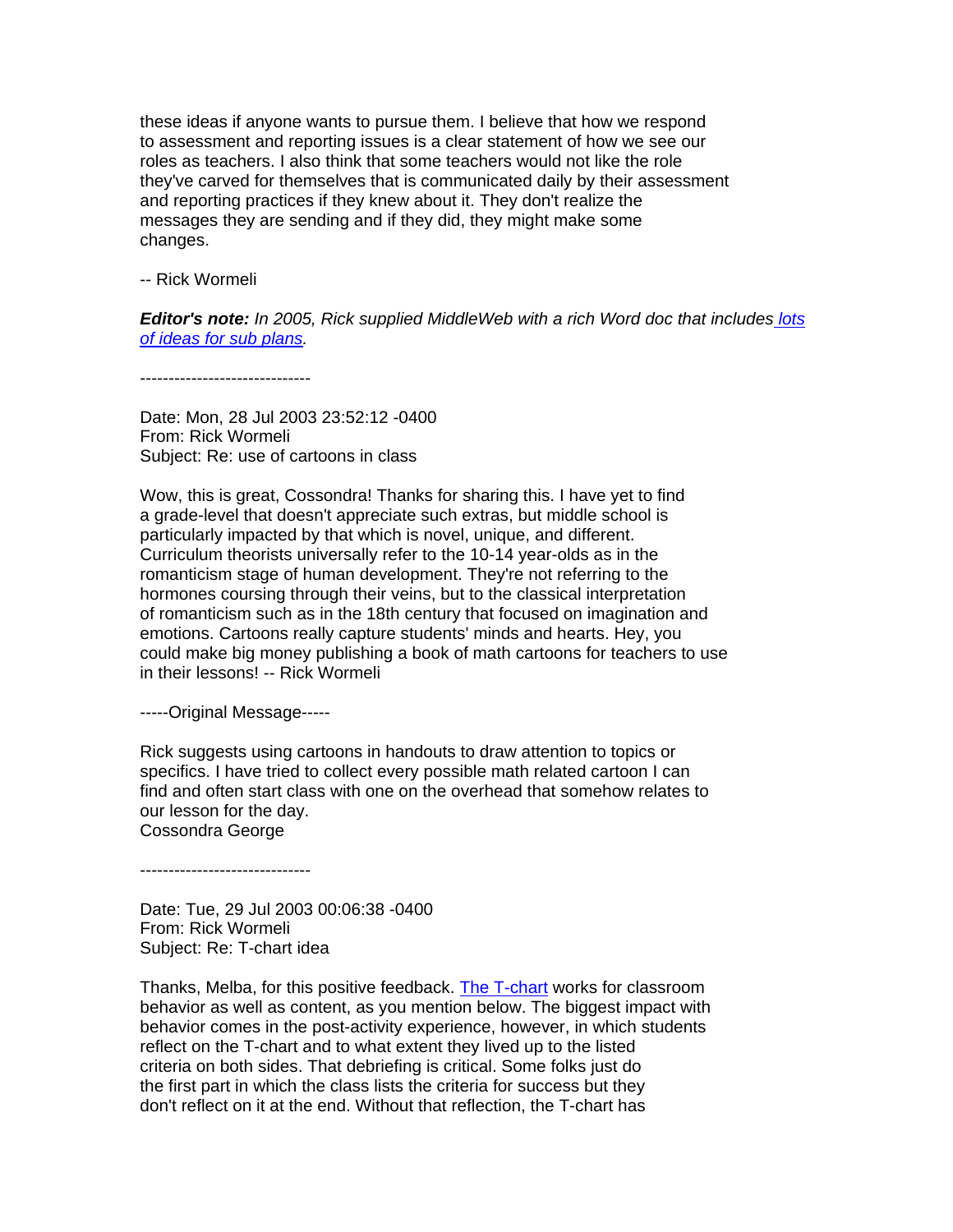these ideas if anyone wants to pursue them. I believe that how we respond to assessment and reporting issues is a clear statement of how we see our roles as teachers. I also think that some teachers would not like the role they've carved for themselves that is communicated daily by their assessment and reporting practices if they knew about it. They don't realize the messages they are sending and if they did, they might make some changes.

-- Rick Wormeli

***Editor's note:*** *In 2005, Rick supplied MiddleWeb with a rich Word doc that includes lots of ideas for sub plans.*

------------------------------

Date: Mon, 28 Jul 2003 23:52:12 -0400
From: Rick Wormeli
Subject: Re: use of cartoons in class

Wow, this is great, Cossondra! Thanks for sharing this. I have yet to find a grade-level that doesn't appreciate such extras, but middle school is particularly impacted by that which is novel, unique, and different. Curriculum theorists universally refer to the 10-14 year-olds as in the romanticism stage of human development. They're not referring to the hormones coursing through their veins, but to the classical interpretation of romanticism such as in the 18th century that focused on imagination and emotions. Cartoons really capture students' minds and hearts. Hey, you could make big money publishing a book of math cartoons for teachers to use in their lessons! -- Rick Wormeli

-----Original Message-----

Rick suggests using cartoons in handouts to draw attention to topics or specifics. I have tried to collect every possible math related cartoon I can find and often start class with one on the overhead that somehow relates to our lesson for the day.
Cossondra George

------------------------------

Date: Tue, 29 Jul 2003 00:06:38 -0400
From: Rick Wormeli
Subject: Re: T-chart idea

Thanks, Melba, for this positive feedback. The T-chart works for classroom behavior as well as content, as you mention below. The biggest impact with behavior comes in the post-activity experience, however, in which students reflect on the T-chart and to what extent they lived up to the listed criteria on both sides. That debriefing is critical. Some folks just do the first part in which the class lists the criteria for success but they don't reflect on it at the end. Without that reflection, the T-chart has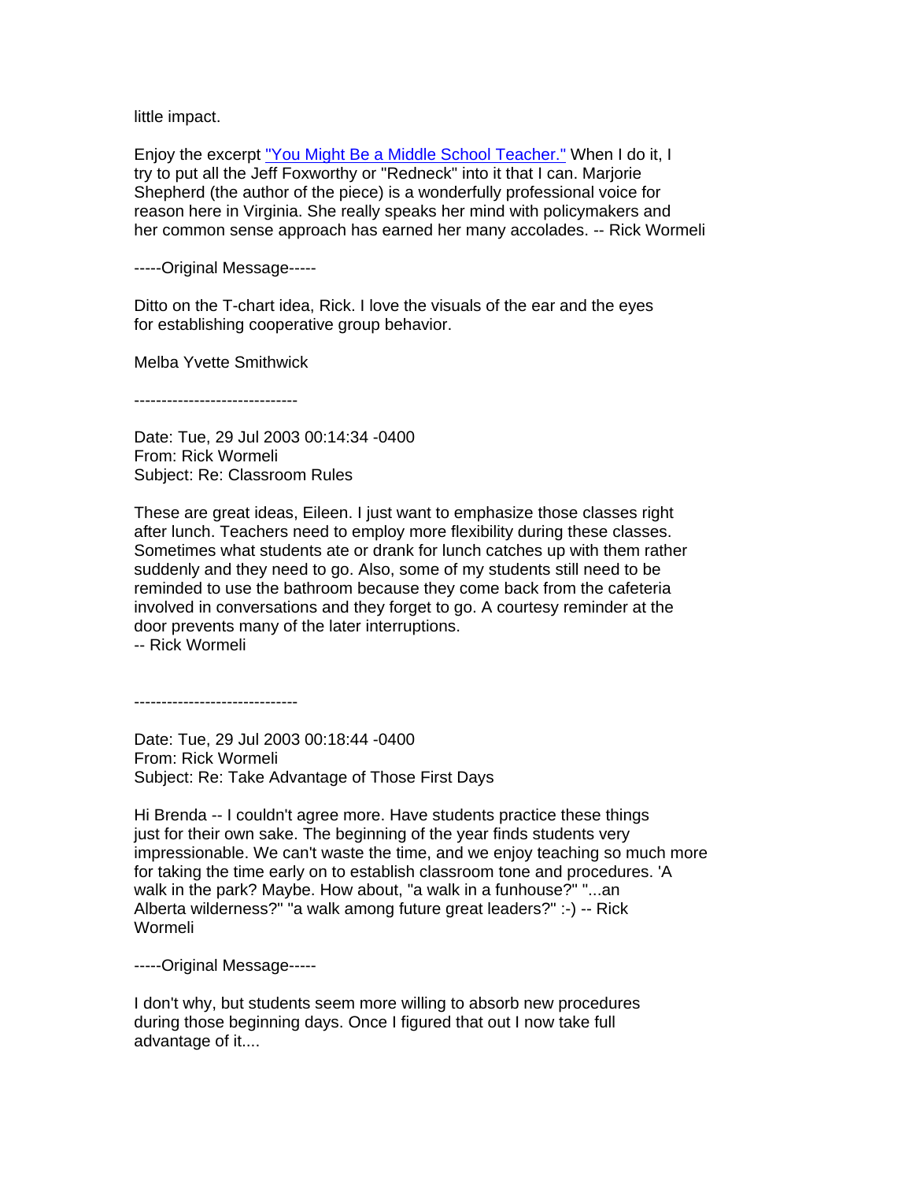little impact.

Enjoy the excerpt "You Might Be a Middle School Teacher." When I do it, I try to put all the Jeff Foxworthy or "Redneck" into it that I can. Marjorie Shepherd (the author of the piece) is a wonderfully professional voice for reason here in Virginia. She really speaks her mind with policymakers and her common sense approach has earned her many accolades. -- Rick Wormeli

-----Original Message-----

Ditto on the T-chart idea, Rick. I love the visuals of the ear and the eyes for establishing cooperative group behavior.

Melba Yvette Smithwick

------------------------------

Date: Tue, 29 Jul 2003 00:14:34 -0400
From: Rick Wormeli
Subject: Re: Classroom Rules

These are great ideas, Eileen. I just want to emphasize those classes right after lunch. Teachers need to employ more flexibility during these classes. Sometimes what students ate or drank for lunch catches up with them rather suddenly and they need to go. Also, some of my students still need to be reminded to use the bathroom because they come back from the cafeteria involved in conversations and they forget to go. A courtesy reminder at the door prevents many of the later interruptions.
-- Rick Wormeli

------------------------------

Date: Tue, 29 Jul 2003 00:18:44 -0400
From: Rick Wormeli
Subject: Re: Take Advantage of Those First Days

Hi Brenda -- I couldn't agree more. Have students practice these things just for their own sake. The beginning of the year finds students very impressionable. We can't waste the time, and we enjoy teaching so much more for taking the time early on to establish classroom tone and procedures. 'A walk in the park? Maybe. How about, "a walk in a funhouse?" "...an Alberta wilderness?" "a walk among future great leaders?" :-) -- Rick Wormeli

-----Original Message-----

I don't why, but students seem more willing to absorb new procedures during those beginning days. Once I figured that out I now take full advantage of it....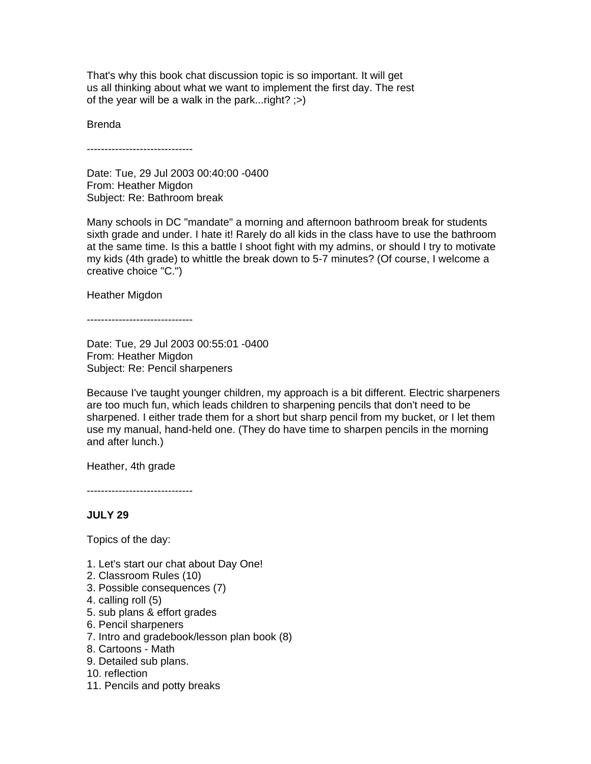That's why this book chat discussion topic is so important. It will get us all thinking about what we want to implement the first day. The rest of the year will be a walk in the park...right? ;>)

Brenda

------------------------------

Date: Tue, 29 Jul 2003 00:40:00 -0400
From: Heather Migdon
Subject: Re: Bathroom break

Many schools in DC "mandate" a morning and afternoon bathroom break for students sixth grade and under. I hate it! Rarely do all kids in the class have to use the bathroom at the same time. Is this a battle I shoot fight with my admins, or should I try to motivate my kids (4th grade) to whittle the break down to 5-7 minutes? (Of course, I welcome a creative choice "C.")

Heather Migdon

------------------------------

Date: Tue, 29 Jul 2003 00:55:01 -0400
From: Heather Migdon
Subject: Re: Pencil sharpeners

Because I've taught younger children, my approach is a bit different. Electric sharpeners are too much fun, which leads children to sharpening pencils that don't need to be sharpened. I either trade them for a short but sharp pencil from my bucket, or I let them use my manual, hand-held one. (They do have time to sharpen pencils in the morning and after lunch.)

Heather, 4th grade

------------------------------

**JULY 29**

Topics of the day:

1. Let's start our chat about Day One!
2. Classroom Rules (10)
3. Possible consequences (7)
4. calling roll (5)
5. sub plans & effort grades
6. Pencil sharpeners
7. Intro and gradebook/lesson plan book (8)
8. Cartoons - Math
9. Detailed sub plans.
10. reflection
11. Pencils and potty breaks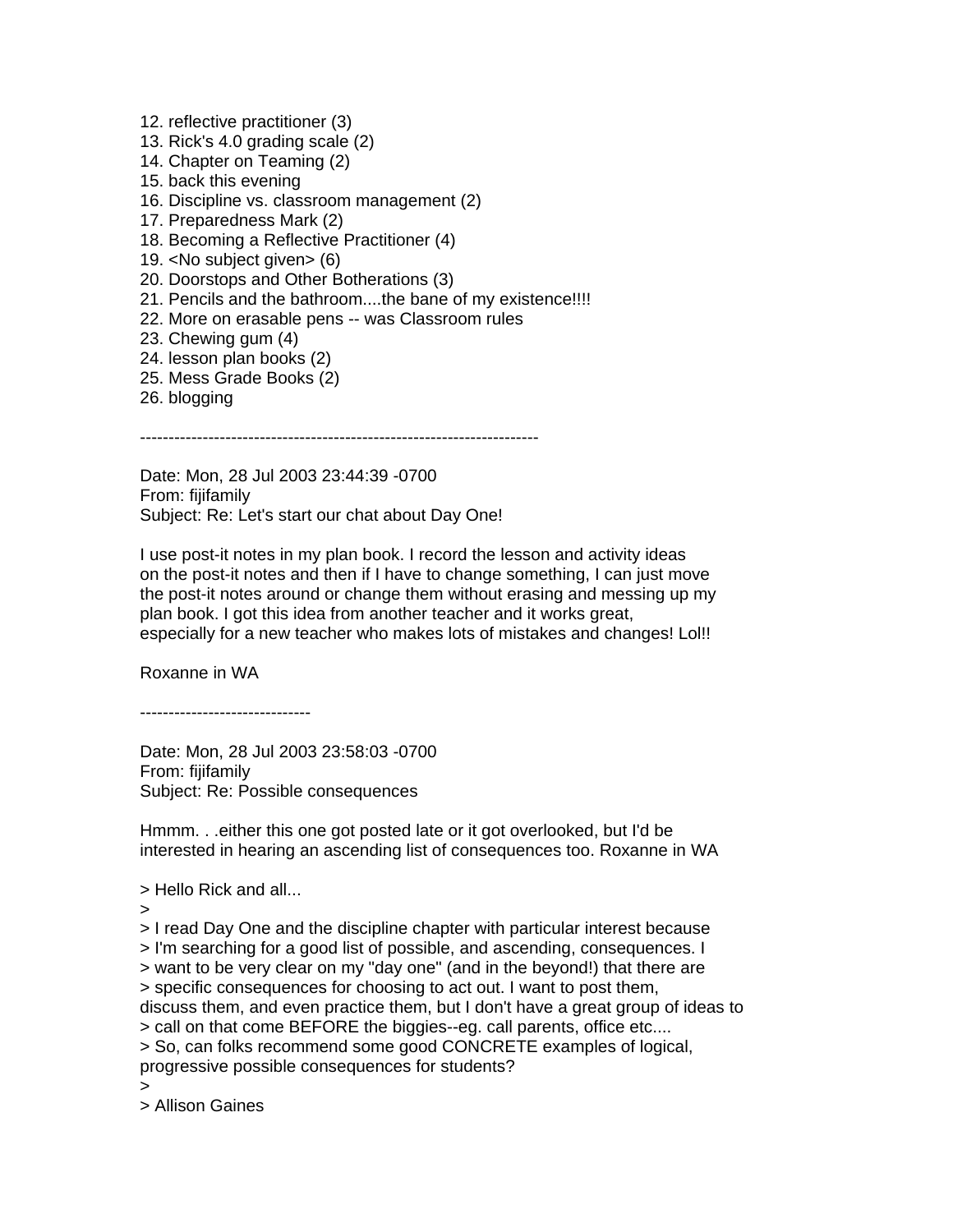12. reflective practitioner (3)
13. Rick's 4.0 grading scale (2)
14. Chapter on Teaming (2)
15. back this evening
16. Discipline vs. classroom management (2)
17. Preparedness Mark (2)
18. Becoming a Reflective Practitioner (4)
19. <No subject given> (6)
20. Doorstops and Other Botherations (3)
21. Pencils and the bathroom....the bane of my existence!!!!
22. More on erasable pens -- was Classroom rules
23. Chewing gum (4)
24. lesson plan books (2)
25. Mess Grade Books (2)
26. blogging

----------------------------------------------------------------------

Date: Mon, 28 Jul 2003 23:44:39 -0700
From: fijifamily
Subject: Re: Let's start our chat about Day One!

I use post-it notes in my plan book. I record the lesson and activity ideas
on the post-it notes and then if I have to change something, I can just move
the post-it notes around or change them without erasing and messing up my
plan book. I got this idea from another teacher and it works great,
especially for a new teacher who makes lots of mistakes and changes! Lol!!

Roxanne in WA

------------------------------

Date: Mon, 28 Jul 2003 23:58:03 -0700
From: fijifamily
Subject: Re: Possible consequences

Hmmm. . .either this one got posted late or it got overlooked, but I'd be
interested in hearing an ascending list of consequences too. Roxanne in WA

> Hello Rick and all...
>
> I read Day One and the discipline chapter with particular interest because
> I'm searching for a good list of possible, and ascending, consequences. I
> want to be very clear on my "day one" (and in the beyond!) that there are
> specific consequences for choosing to act out. I want to post them,
discuss them, and even practice them, but I don't have a great group of ideas to
> call on that come BEFORE the biggies--eg. call parents, office etc....
> So, can folks recommend some good CONCRETE examples of logical,
progressive possible consequences for students?
>
> Allison Gaines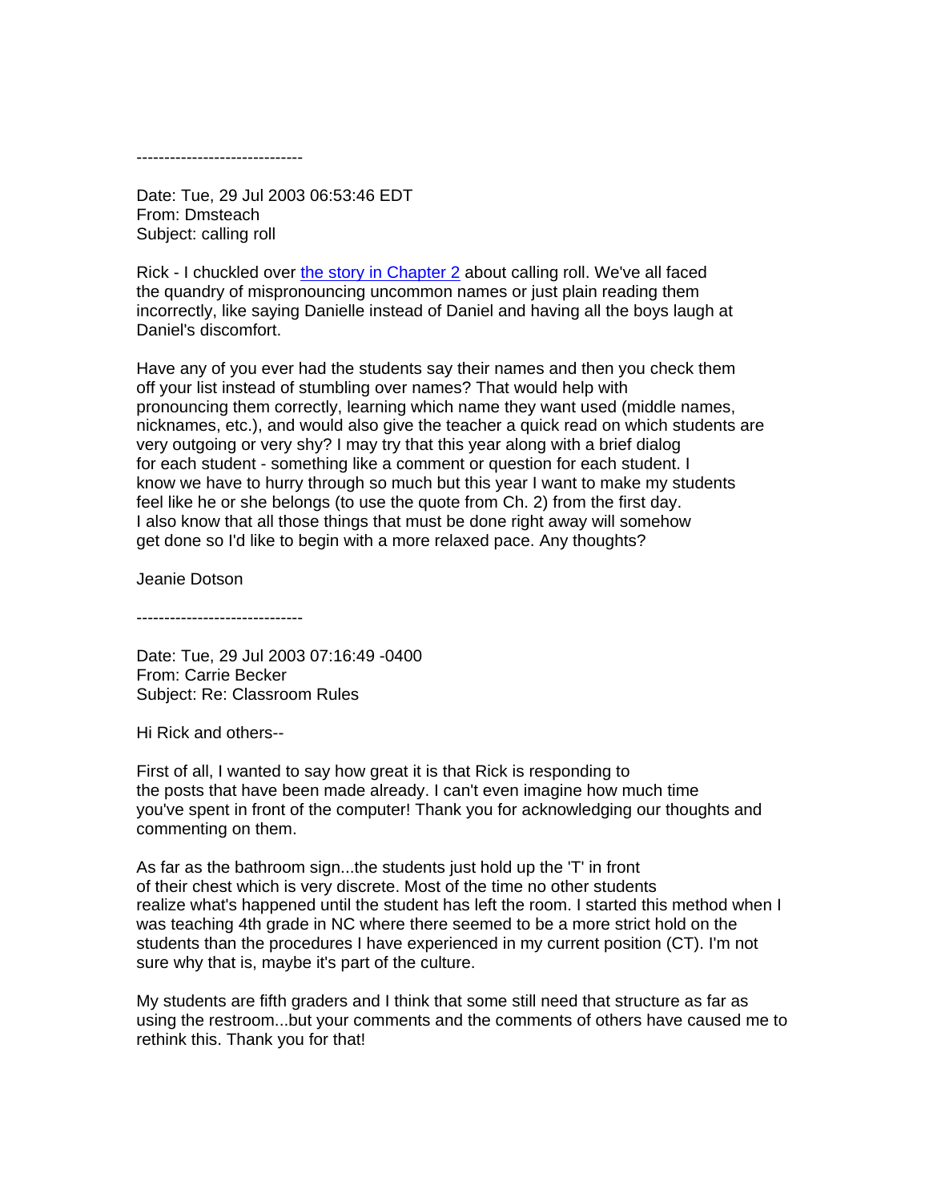------------------------------

Date: Tue, 29 Jul 2003 06:53:46 EDT
From: Dmsteach
Subject: calling roll

Rick - I chuckled over the story in Chapter 2 about calling roll. We've all faced the quandry of mispronouncing uncommon names or just plain reading them incorrectly, like saying Danielle instead of Daniel and having all the boys laugh at Daniel's discomfort.

Have any of you ever had the students say their names and then you check them off your list instead of stumbling over names? That would help with pronouncing them correctly, learning which name they want used (middle names, nicknames, etc.), and would also give the teacher a quick read on which students are very outgoing or very shy? I may try that this year along with a brief dialog for each student - something like a comment or question for each student. I know we have to hurry through so much but this year I want to make my students feel like he or she belongs (to use the quote from Ch. 2) from the first day. I also know that all those things that must be done right away will somehow get done so I'd like to begin with a more relaxed pace. Any thoughts?

Jeanie Dotson

------------------------------

Date: Tue, 29 Jul 2003 07:16:49 -0400
From: Carrie Becker
Subject: Re: Classroom Rules

Hi Rick and others--

First of all, I wanted to say how great it is that Rick is responding to the posts that have been made already. I can't even imagine how much time you've spent in front of the computer! Thank you for acknowledging our thoughts and commenting on them.

As far as the bathroom sign...the students just hold up the 'T' in front of their chest which is very discrete. Most of the time no other students realize what's happened until the student has left the room. I started this method when I was teaching 4th grade in NC where there seemed to be a more strict hold on the students than the procedures I have experienced in my current position (CT). I'm not sure why that is, maybe it's part of the culture.

My students are fifth graders and I think that some still need that structure as far as using the restroom...but your comments and the comments of others have caused me to rethink this. Thank you for that!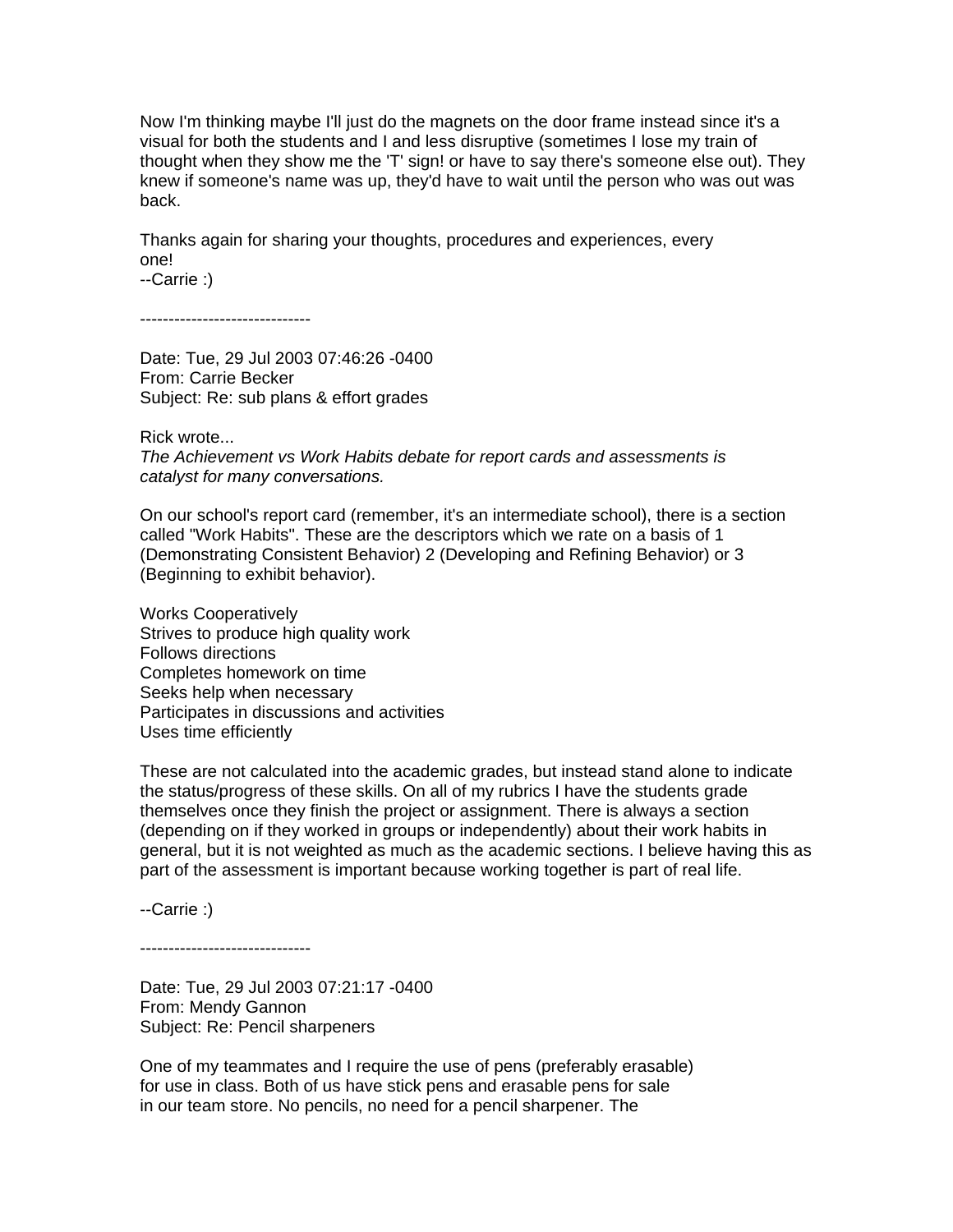Now I'm thinking maybe I'll just do the magnets on the door frame instead since it's a visual for both the students and I and less disruptive (sometimes I lose my train of thought when they show me the 'T' sign! or have to say there's someone else out). They knew if someone's name was up, they'd have to wait until the person who was out was back.

Thanks again for sharing your thoughts, procedures and experiences, every one!
--Carrie :)

------------------------------

Date: Tue, 29 Jul 2003 07:46:26 -0400
From: Carrie Becker
Subject: Re: sub plans & effort grades

Rick wrote...
*The Achievement vs Work Habits debate for report cards and assessments is catalyst for many conversations.*

On our school's report card (remember, it's an intermediate school), there is a section called "Work Habits". These are the descriptors which we rate on a basis of 1 (Demonstrating Consistent Behavior) 2 (Developing and Refining Behavior) or 3 (Beginning to exhibit behavior).

Works Cooperatively
Strives to produce high quality work
Follows directions
Completes homework on time
Seeks help when necessary
Participates in discussions and activities
Uses time efficiently

These are not calculated into the academic grades, but instead stand alone to indicate the status/progress of these skills. On all of my rubrics I have the students grade themselves once they finish the project or assignment. There is always a section (depending on if they worked in groups or independently) about their work habits in general, but it is not weighted as much as the academic sections. I believe having this as part of the assessment is important because working together is part of real life.

--Carrie :)

------------------------------

Date: Tue, 29 Jul 2003 07:21:17 -0400
From: Mendy Gannon
Subject: Re: Pencil sharpeners

One of my teammates and I require the use of pens (preferably erasable) for use in class. Both of us have stick pens and erasable pens for sale in our team store. No pencils, no need for a pencil sharpener. The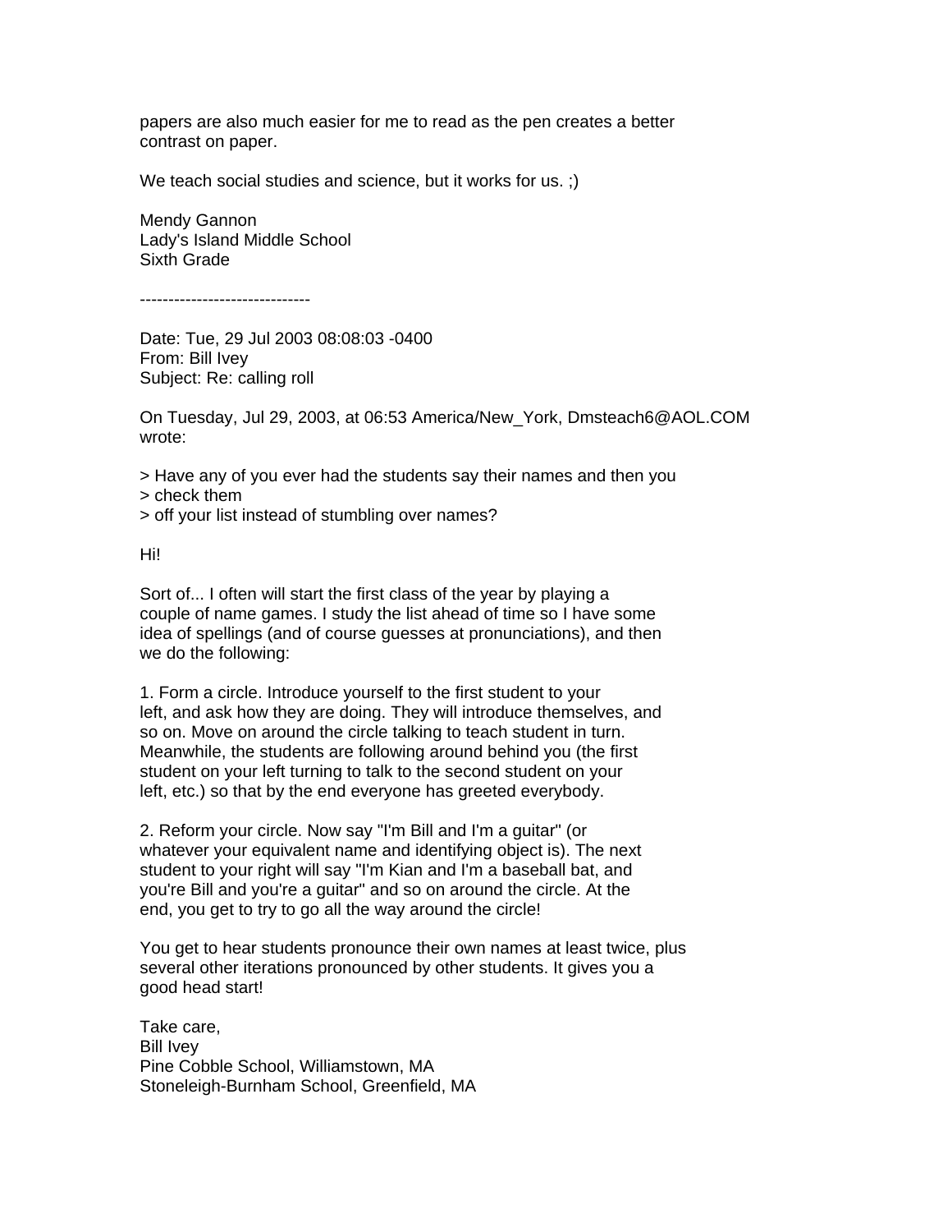papers are also much easier for me to read as the pen creates a better contrast on paper.

We teach social studies and science, but it works for us. ;)

Mendy Gannon
Lady's Island Middle School
Sixth Grade

------------------------------

Date: Tue, 29 Jul 2003 08:08:03 -0400
From: Bill Ivey
Subject: Re: calling roll

On Tuesday, Jul 29, 2003, at 06:53 America/New_York, Dmsteach6@AOL.COM wrote:

> Have any of you ever had the students say their names and then you
> check them
> off your list instead of stumbling over names?

Hi!

Sort of... I often will start the first class of the year by playing a couple of name games. I study the list ahead of time so I have some idea of spellings (and of course guesses at pronunciations), and then we do the following:

1. Form a circle. Introduce yourself to the first student to your left, and ask how they are doing. They will introduce themselves, and so on. Move on around the circle talking to teach student in turn. Meanwhile, the students are following around behind you (the first student on your left turning to talk to the second student on your left, etc.) so that by the end everyone has greeted everybody.

2. Reform your circle. Now say "I'm Bill and I'm a guitar" (or whatever your equivalent name and identifying object is). The next student to your right will say "I'm Kian and I'm a baseball bat, and you're Bill and you're a guitar" and so on around the circle. At the end, you get to try to go all the way around the circle!

You get to hear students pronounce their own names at least twice, plus several other iterations pronounced by other students. It gives you a good head start!

Take care,
Bill Ivey
Pine Cobble School, Williamstown, MA
Stoneleigh-Burnham School, Greenfield, MA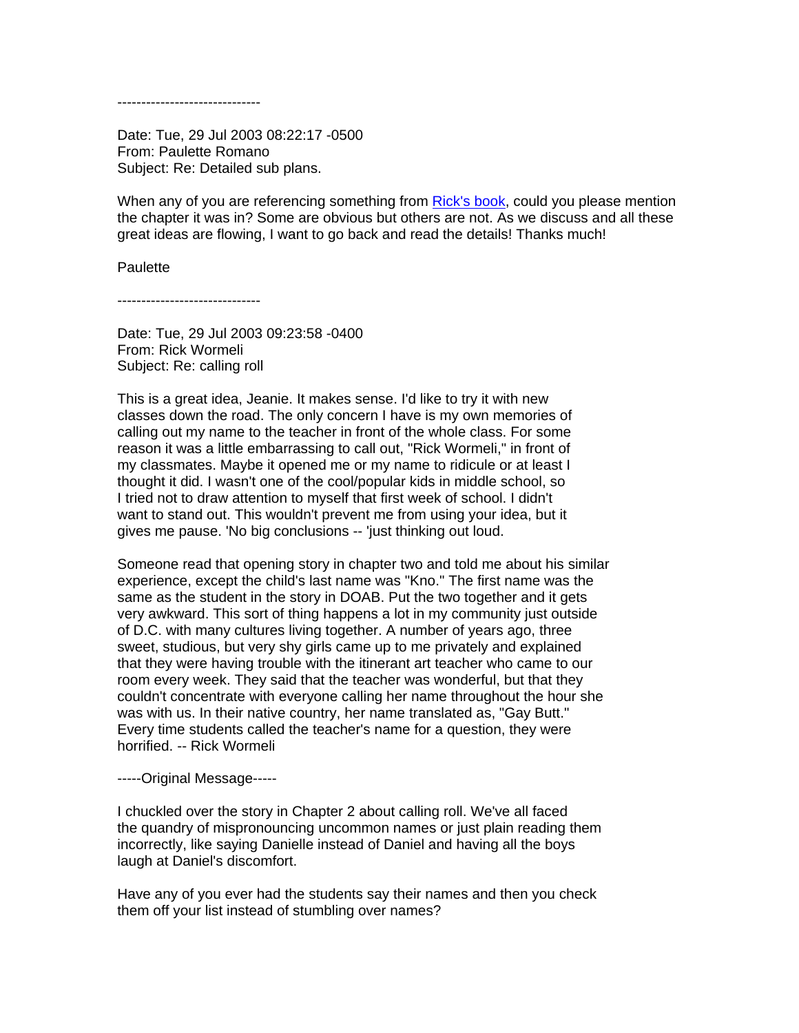------------------------------

Date: Tue, 29 Jul 2003 08:22:17 -0500
From: Paulette Romano
Subject: Re: Detailed sub plans.

When any of you are referencing something from Rick's book, could you please mention the chapter it was in? Some are obvious but others are not. As we discuss and all these great ideas are flowing, I want to go back and read the details! Thanks much!

Paulette

------------------------------

Date: Tue, 29 Jul 2003 09:23:58 -0400
From: Rick Wormeli
Subject: Re: calling roll

This is a great idea, Jeanie. It makes sense. I'd like to try it with new classes down the road. The only concern I have is my own memories of calling out my name to the teacher in front of the whole class. For some reason it was a little embarrassing to call out, "Rick Wormeli," in front of my classmates. Maybe it opened me or my name to ridicule or at least I thought it did. I wasn't one of the cool/popular kids in middle school, so I tried not to draw attention to myself that first week of school. I didn't want to stand out. This wouldn't prevent me from using your idea, but it gives me pause. 'No big conclusions -- 'just thinking out loud.

Someone read that opening story in chapter two and told me about his similar experience, except the child's last name was "Kno." The first name was the same as the student in the story in DOAB. Put the two together and it gets very awkward. This sort of thing happens a lot in my community just outside of D.C. with many cultures living together. A number of years ago, three sweet, studious, but very shy girls came up to me privately and explained that they were having trouble with the itinerant art teacher who came to our room every week. They said that the teacher was wonderful, but that they couldn't concentrate with everyone calling her name throughout the hour she was with us. In their native country, her name translated as, "Gay Butt." Every time students called the teacher's name for a question, they were horrified. -- Rick Wormeli

-----Original Message-----

I chuckled over the story in Chapter 2 about calling roll. We've all faced the quandry of mispronouncing uncommon names or just plain reading them incorrectly, like saying Danielle instead of Daniel and having all the boys laugh at Daniel's discomfort.

Have any of you ever had the students say their names and then you check them off your list instead of stumbling over names?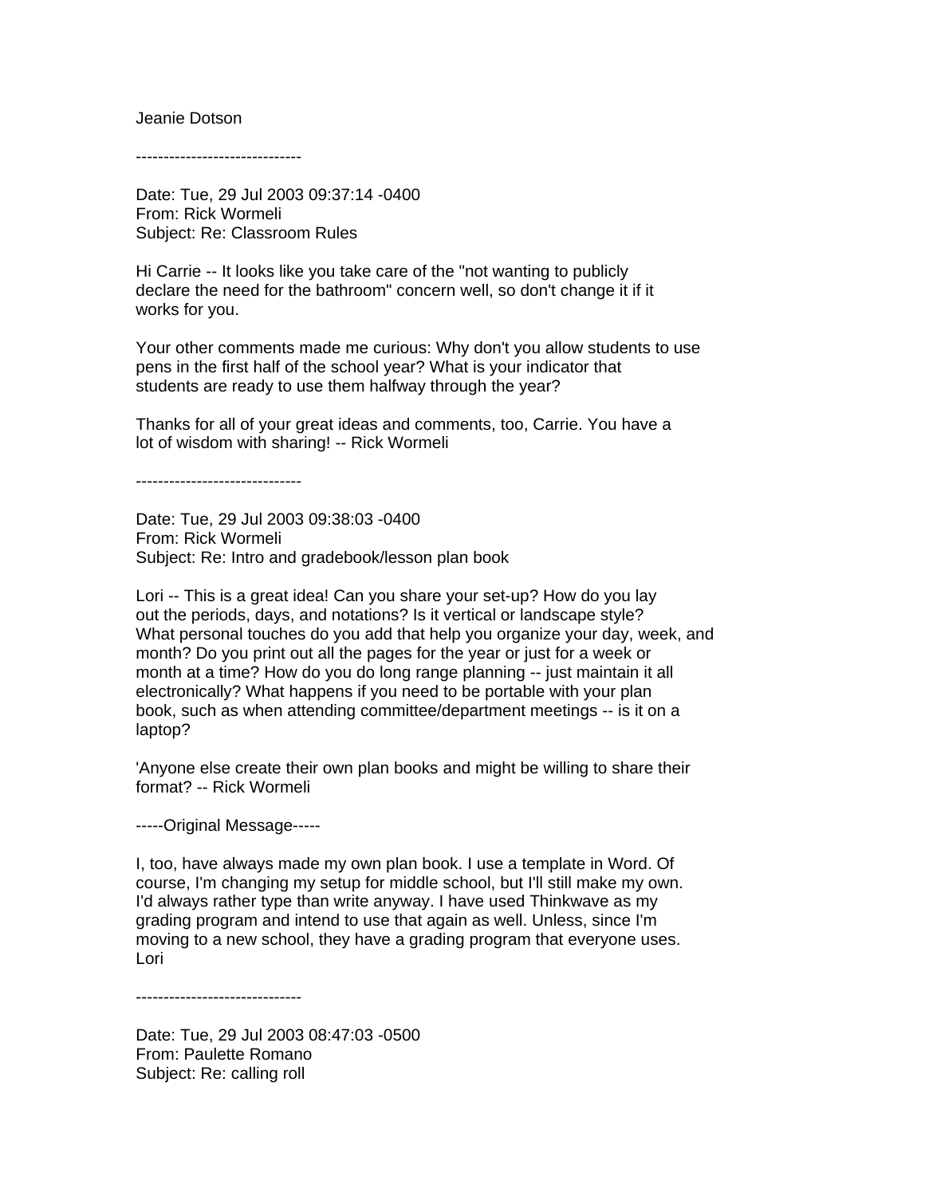Jeanie Dotson

------------------------------

Date: Tue, 29 Jul 2003 09:37:14 -0400
From: Rick Wormeli
Subject: Re: Classroom Rules

Hi Carrie -- It looks like you take care of the "not wanting to publicly declare the need for the bathroom" concern well, so don't change it if it works for you.

Your other comments made me curious: Why don't you allow students to use pens in the first half of the school year? What is your indicator that students are ready to use them halfway through the year?

Thanks for all of your great ideas and comments, too, Carrie. You have a lot of wisdom with sharing! -- Rick Wormeli

------------------------------

Date: Tue, 29 Jul 2003 09:38:03 -0400
From: Rick Wormeli
Subject: Re: Intro and gradebook/lesson plan book

Lori -- This is a great idea! Can you share your set-up? How do you lay out the periods, days, and notations? Is it vertical or landscape style? What personal touches do you add that help you organize your day, week, and month? Do you print out all the pages for the year or just for a week or month at a time? How do you do long range planning -- just maintain it all electronically? What happens if you need to be portable with your plan book, such as when attending committee/department meetings -- is it on a laptop?

'Anyone else create their own plan books and might be willing to share their format? -- Rick Wormeli

-----Original Message-----

I, too, have always made my own plan book. I use a template in Word. Of course, I'm changing my setup for middle school, but I'll still make my own. I'd always rather type than write anyway. I have used Thinkwave as my grading program and intend to use that again as well. Unless, since I'm moving to a new school, they have a grading program that everyone uses.
Lori

------------------------------

Date: Tue, 29 Jul 2003 08:47:03 -0500
From: Paulette Romano
Subject: Re: calling roll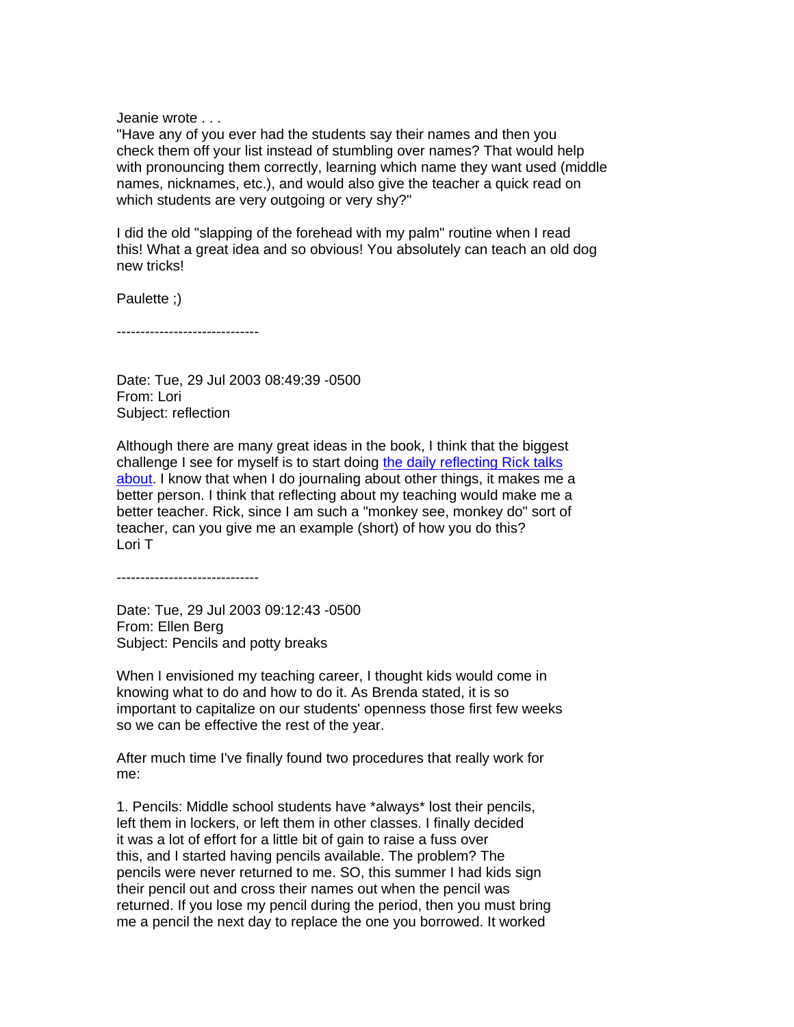Jeanie wrote . . .
"Have any of you ever had the students say their names and then you check them off your list instead of stumbling over names? That would help with pronouncing them correctly, learning which name they want used (middle names, nicknames, etc.), and would also give the teacher a quick read on which students are very outgoing or very shy?"

I did the old "slapping of the forehead with my palm" routine when I read this! What a great idea and so obvious! You absolutely can teach an old dog new tricks!

Paulette ;)

------------------------------

Date: Tue, 29 Jul 2003 08:49:39 -0500
From: Lori
Subject: reflection

Although there are many great ideas in the book, I think that the biggest challenge I see for myself is to start doing the daily reflecting Rick talks about. I know that when I do journaling about other things, it makes me a better person. I think that reflecting about my teaching would make me a better teacher. Rick, since I am such a "monkey see, monkey do" sort of teacher, can you give me an example (short) of how you do this?
Lori T

------------------------------

Date: Tue, 29 Jul 2003 09:12:43 -0500
From: Ellen Berg
Subject: Pencils and potty breaks

When I envisioned my teaching career, I thought kids would come in knowing what to do and how to do it. As Brenda stated, it is so important to capitalize on our students' openness those first few weeks so we can be effective the rest of the year.

After much time I've finally found two procedures that really work for me:

1. Pencils: Middle school students have *always* lost their pencils, left them in lockers, or left them in other classes. I finally decided it was a lot of effort for a little bit of gain to raise a fuss over this, and I started having pencils available. The problem? The pencils were never returned to me. SO, this summer I had kids sign their pencil out and cross their names out when the pencil was returned. If you lose my pencil during the period, then you must bring me a pencil the next day to replace the one you borrowed. It worked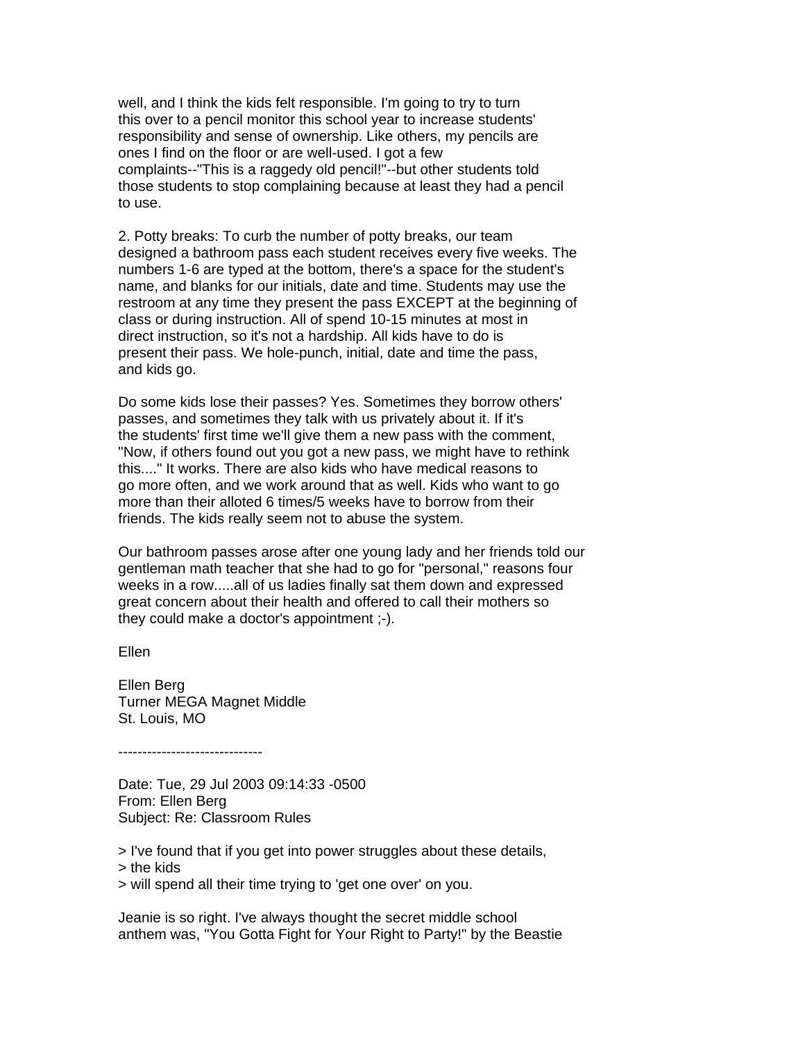well, and I think the kids felt responsible. I'm going to try to turn this over to a pencil monitor this school year to increase students' responsibility and sense of ownership. Like others, my pencils are ones I find on the floor or are well-used. I got a few complaints--"This is a raggedy old pencil!"--but other students told those students to stop complaining because at least they had a pencil to use.

2. Potty breaks: To curb the number of potty breaks, our team designed a bathroom pass each student receives every five weeks. The numbers 1-6 are typed at the bottom, there's a space for the student's name, and blanks for our initials, date and time. Students may use the restroom at any time they present the pass EXCEPT at the beginning of class or during instruction. All of spend 10-15 minutes at most in direct instruction, so it's not a hardship. All kids have to do is present their pass. We hole-punch, initial, date and time the pass, and kids go.

Do some kids lose their passes? Yes. Sometimes they borrow others' passes, and sometimes they talk with us privately about it. If it's the students' first time we'll give them a new pass with the comment, "Now, if others found out you got a new pass, we might have to rethink this...." It works. There are also kids who have medical reasons to go more often, and we work around that as well. Kids who want to go more than their alloted 6 times/5 weeks have to borrow from their friends. The kids really seem not to abuse the system.

Our bathroom passes arose after one young lady and her friends told our gentleman math teacher that she had to go for "personal," reasons four weeks in a row.....all of us ladies finally sat them down and expressed great concern about their health and offered to call their mothers so they could make a doctor's appointment ;-).

Ellen

Ellen Berg
Turner MEGA Magnet Middle
St. Louis, MO

------------------------------

Date: Tue, 29 Jul 2003 09:14:33 -0500
From: Ellen Berg
Subject: Re: Classroom Rules

> I've found that if you get into power struggles about these details,
> the kids
> will spend all their time trying to 'get one over' on you.

Jeanie is so right. I've always thought the secret middle school anthem was, "You Gotta Fight for Your Right to Party!" by the Beastie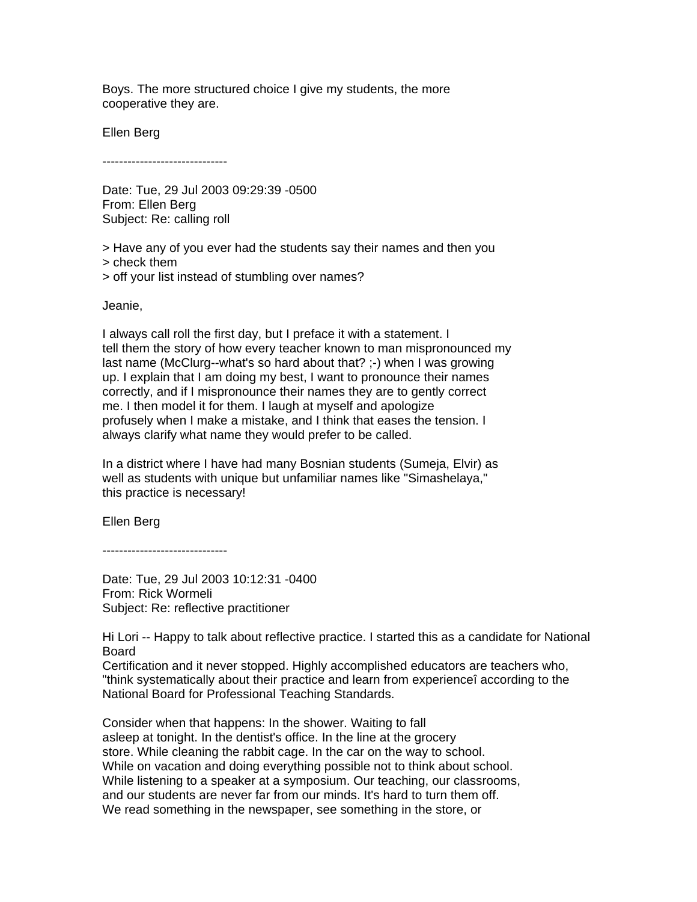Boys. The more structured choice I give my students, the more cooperative they are.

Ellen Berg

------------------------------

Date: Tue, 29 Jul 2003 09:29:39 -0500
From: Ellen Berg
Subject: Re: calling roll

> Have any of you ever had the students say their names and then you
> check them
> off your list instead of stumbling over names?

Jeanie,

I always call roll the first day, but I preface it with a statement. I tell them the story of how every teacher known to man mispronounced my last name (McClurg--what's so hard about that? ;-) when I was growing up. I explain that I am doing my best, I want to pronounce their names correctly, and if I mispronounce their names they are to gently correct me. I then model it for them. I laugh at myself and apologize profusely when I make a mistake, and I think that eases the tension. I always clarify what name they would prefer to be called.

In a district where I have had many Bosnian students (Sumeja, Elvir) as well as students with unique but unfamiliar names like "Simashelaya," this practice is necessary!

Ellen Berg

------------------------------

Date: Tue, 29 Jul 2003 10:12:31 -0400
From: Rick Wormeli
Subject: Re: reflective practitioner

Hi Lori -- Happy to talk about reflective practice. I started this as a candidate for National Board Certification and it never stopped. Highly accomplished educators are teachers who, "think systematically about their practice and learn from experienceî according to the National Board for Professional Teaching Standards.

Consider when that happens: In the shower. Waiting to fall asleep at tonight. In the dentist's office. In the line at the grocery store. While cleaning the rabbit cage. In the car on the way to school. While on vacation and doing everything possible not to think about school. While listening to a speaker at a symposium. Our teaching, our classrooms, and our students are never far from our minds. It's hard to turn them off. We read something in the newspaper, see something in the store, or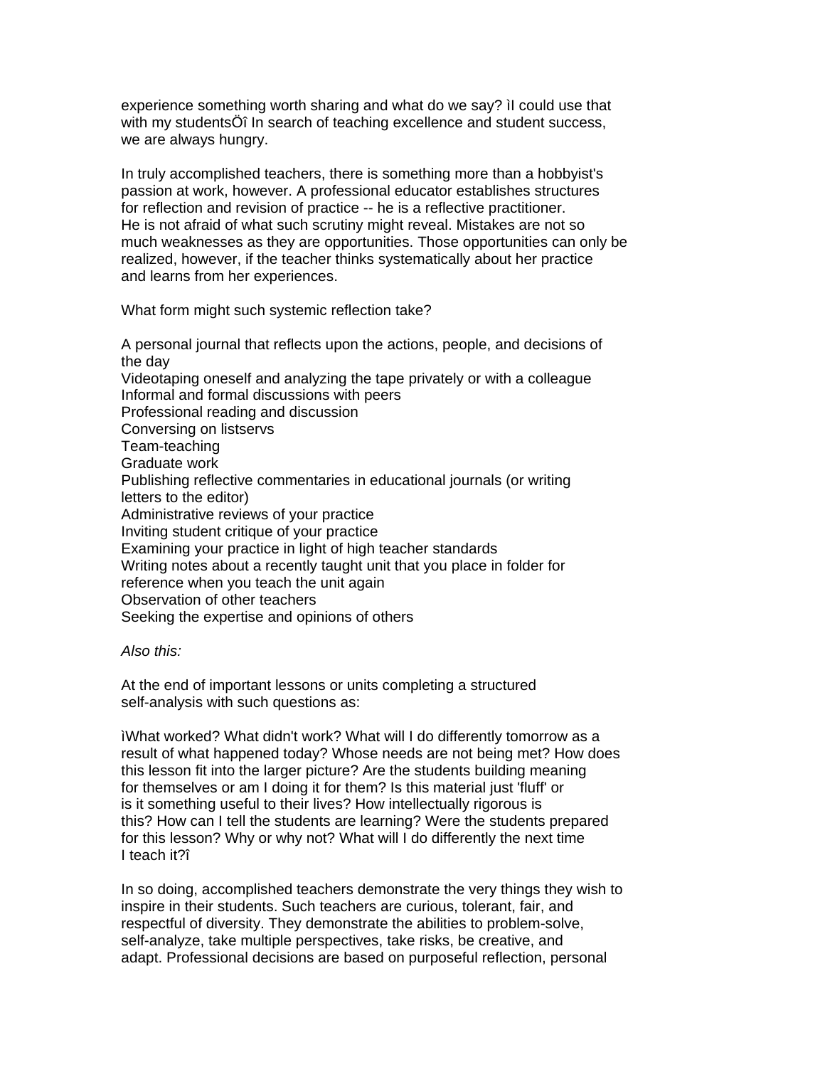experience something worth sharing and what do we say? ìI could use that with my studentsÖî In search of teaching excellence and student success, we are always hungry.

In truly accomplished teachers, there is something more than a hobbyist's passion at work, however. A professional educator establishes structures for reflection and revision of practice -- he is a reflective practitioner. He is not afraid of what such scrutiny might reveal. Mistakes are not so much weaknesses as they are opportunities. Those opportunities can only be realized, however, if the teacher thinks systematically about her practice and learns from her experiences.

What form might such systemic reflection take?

A personal journal that reflects upon the actions, people, and decisions of the day
Videotaping oneself and analyzing the tape privately or with a colleague
Informal and formal discussions with peers
Professional reading and discussion
Conversing on listservs
Team-teaching
Graduate work
Publishing reflective commentaries in educational journals (or writing letters to the editor)
Administrative reviews of your practice
Inviting student critique of your practice
Examining your practice in light of high teacher standards
Writing notes about a recently taught unit that you place in folder for reference when you teach the unit again
Observation of other teachers
Seeking the expertise and opinions of others

*Also this:*

At the end of important lessons or units completing a structured self-analysis with such questions as:

ìWhat worked? What didn't work? What will I do differently tomorrow as a result of what happened today? Whose needs are not being met? How does this lesson fit into the larger picture? Are the students building meaning for themselves or am I doing it for them? Is this material just 'fluff' or is it something useful to their lives? How intellectually rigorous is this? How can I tell the students are learning? Were the students prepared for this lesson? Why or why not? What will I do differently the next time I teach it?î

In so doing, accomplished teachers demonstrate the very things they wish to inspire in their students. Such teachers are curious, tolerant, fair, and respectful of diversity. They demonstrate the abilities to problem-solve, self-analyze, take multiple perspectives, take risks, be creative, and adapt. Professional decisions are based on purposeful reflection, personal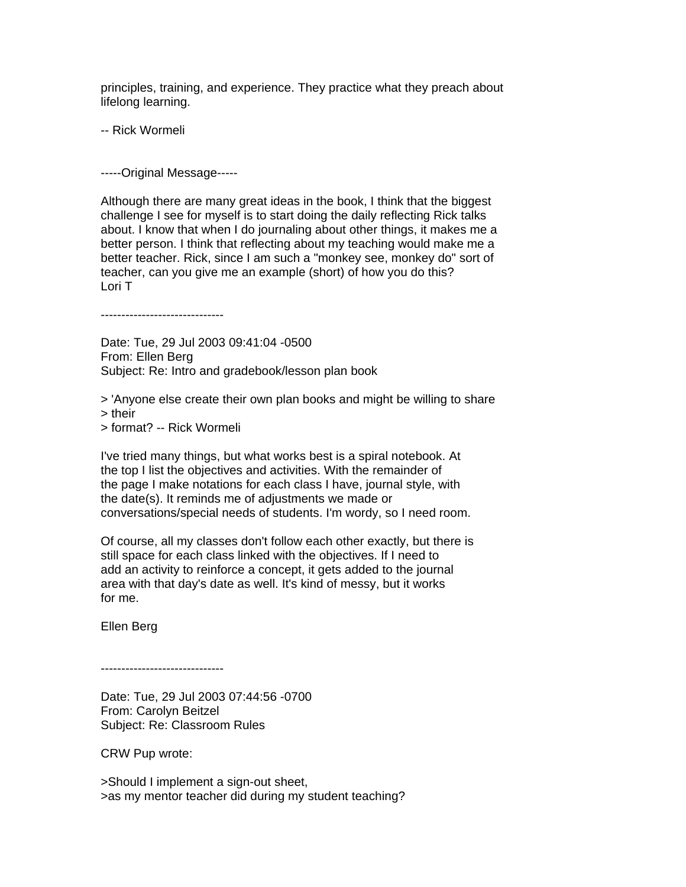principles, training, and experience. They practice what they preach about lifelong learning.

-- Rick Wormeli

-----Original Message-----

Although there are many great ideas in the book, I think that the biggest challenge I see for myself is to start doing the daily reflecting Rick talks about. I know that when I do journaling about other things, it makes me a better person. I think that reflecting about my teaching would make me a better teacher. Rick, since I am such a "monkey see, monkey do" sort of teacher, can you give me an example (short) of how you do this?
Lori T

------------------------------

Date: Tue, 29 Jul 2003 09:41:04 -0500
From: Ellen Berg
Subject: Re: Intro and gradebook/lesson plan book

> 'Anyone else create their own plan books and might be willing to share
> their
> format? -- Rick Wormeli

I've tried many things, but what works best is a spiral notebook. At the top I list the objectives and activities. With the remainder of the page I make notations for each class I have, journal style, with the date(s). It reminds me of adjustments we made or conversations/special needs of students. I'm wordy, so I need room.

Of course, all my classes don't follow each other exactly, but there is still space for each class linked with the objectives. If I need to add an activity to reinforce a concept, it gets added to the journal area with that day's date as well. It's kind of messy, but it works for me.

Ellen Berg

------------------------------

Date: Tue, 29 Jul 2003 07:44:56 -0700
From: Carolyn Beitzel
Subject: Re: Classroom Rules

CRW Pup wrote:

>Should I implement a sign-out sheet,
>as my mentor teacher did during my student teaching?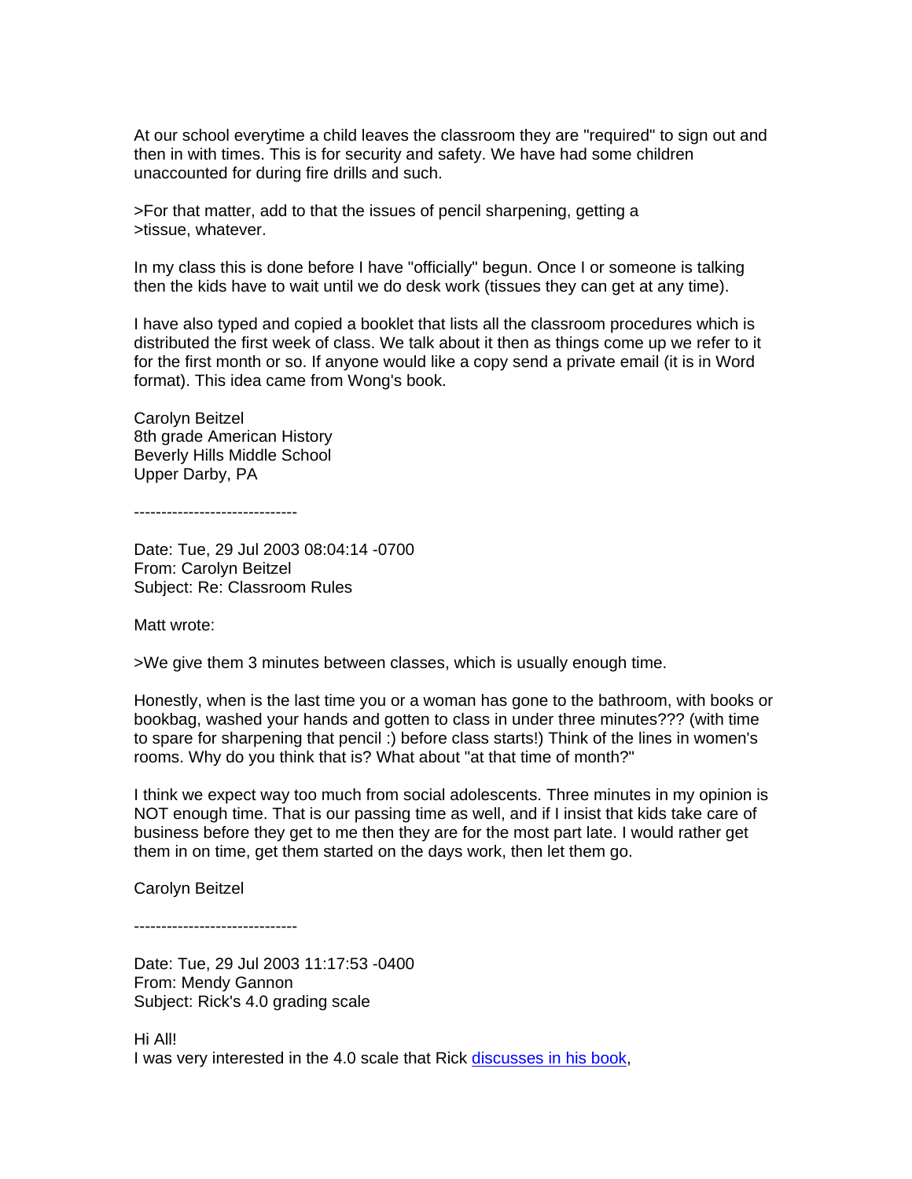At our school everytime a child leaves the classroom they are "required" to sign out and then in with times. This is for security and safety. We have had some children unaccounted for during fire drills and such.

>For that matter, add to that the issues of pencil sharpening, getting a
>tissue, whatever.

In my class this is done before I have "officially" begun. Once I or someone is talking then the kids have to wait until we do desk work (tissues they can get at any time).

I have also typed and copied a booklet that lists all the classroom procedures which is distributed the first week of class. We talk about it then as things come up we refer to it for the first month or so. If anyone would like a copy send a private email (it is in Word format). This idea came from Wong's book.

Carolyn Beitzel
8th grade American History
Beverly Hills Middle School
Upper Darby, PA

------------------------------

Date: Tue, 29 Jul 2003 08:04:14 -0700
From: Carolyn Beitzel
Subject: Re: Classroom Rules

Matt wrote:

>We give them 3 minutes between classes, which is usually enough time.

Honestly, when is the last time you or a woman has gone to the bathroom, with books or bookbag, washed your hands and gotten to class in under three minutes??? (with time to spare for sharpening that pencil :) before class starts!) Think of the lines in women's rooms. Why do you think that is? What about "at that time of month?"

I think we expect way too much from social adolescents. Three minutes in my opinion is NOT enough time. That is our passing time as well, and if I insist that kids take care of business before they get to me then they are for the most part late. I would rather get them in on time, get them started on the days work, then let them go.

Carolyn Beitzel

------------------------------

Date: Tue, 29 Jul 2003 11:17:53 -0400
From: Mendy Gannon
Subject: Rick's 4.0 grading scale

Hi All!
I was very interested in the 4.0 scale that Rick discusses in his book,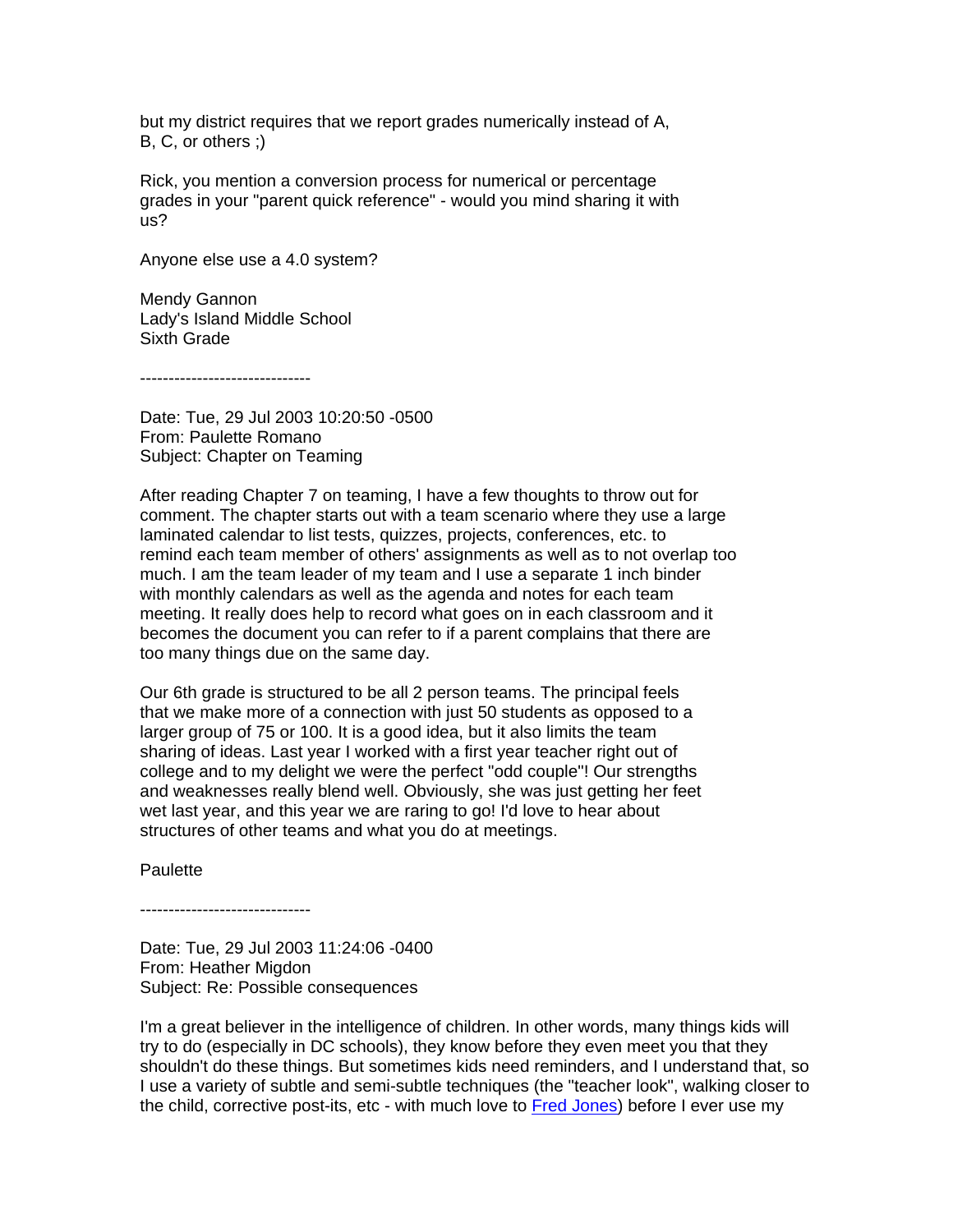but my district requires that we report grades numerically instead of A, B, C, or others ;)

Rick, you mention a conversion process for numerical or percentage grades in your "parent quick reference" - would you mind sharing it with us?

Anyone else use a 4.0 system?

Mendy Gannon
Lady's Island Middle School
Sixth Grade

------------------------------

Date: Tue, 29 Jul 2003 10:20:50 -0500
From: Paulette Romano
Subject: Chapter on Teaming

After reading Chapter 7 on teaming, I have a few thoughts to throw out for comment. The chapter starts out with a team scenario where they use a large laminated calendar to list tests, quizzes, projects, conferences, etc. to remind each team member of others' assignments as well as to not overlap too much. I am the team leader of my team and I use a separate 1 inch binder with monthly calendars as well as the agenda and notes for each team meeting. It really does help to record what goes on in each classroom and it becomes the document you can refer to if a parent complains that there are too many things due on the same day.

Our 6th grade is structured to be all 2 person teams. The principal feels that we make more of a connection with just 50 students as opposed to a larger group of 75 or 100. It is a good idea, but it also limits the team sharing of ideas. Last year I worked with a first year teacher right out of college and to my delight we were the perfect "odd couple"! Our strengths and weaknesses really blend well. Obviously, she was just getting her feet wet last year, and this year we are raring to go! I'd love to hear about structures of other teams and what you do at meetings.

Paulette

------------------------------

Date: Tue, 29 Jul 2003 11:24:06 -0400
From: Heather Migdon
Subject: Re: Possible consequences

I'm a great believer in the intelligence of children. In other words, many things kids will try to do (especially in DC schools), they know before they even meet you that they shouldn't do these things. But sometimes kids need reminders, and I understand that, so I use a variety of subtle and semi-subtle techniques (the "teacher look", walking closer to the child, corrective post-its, etc - with much love to Fred Jones) before I ever use my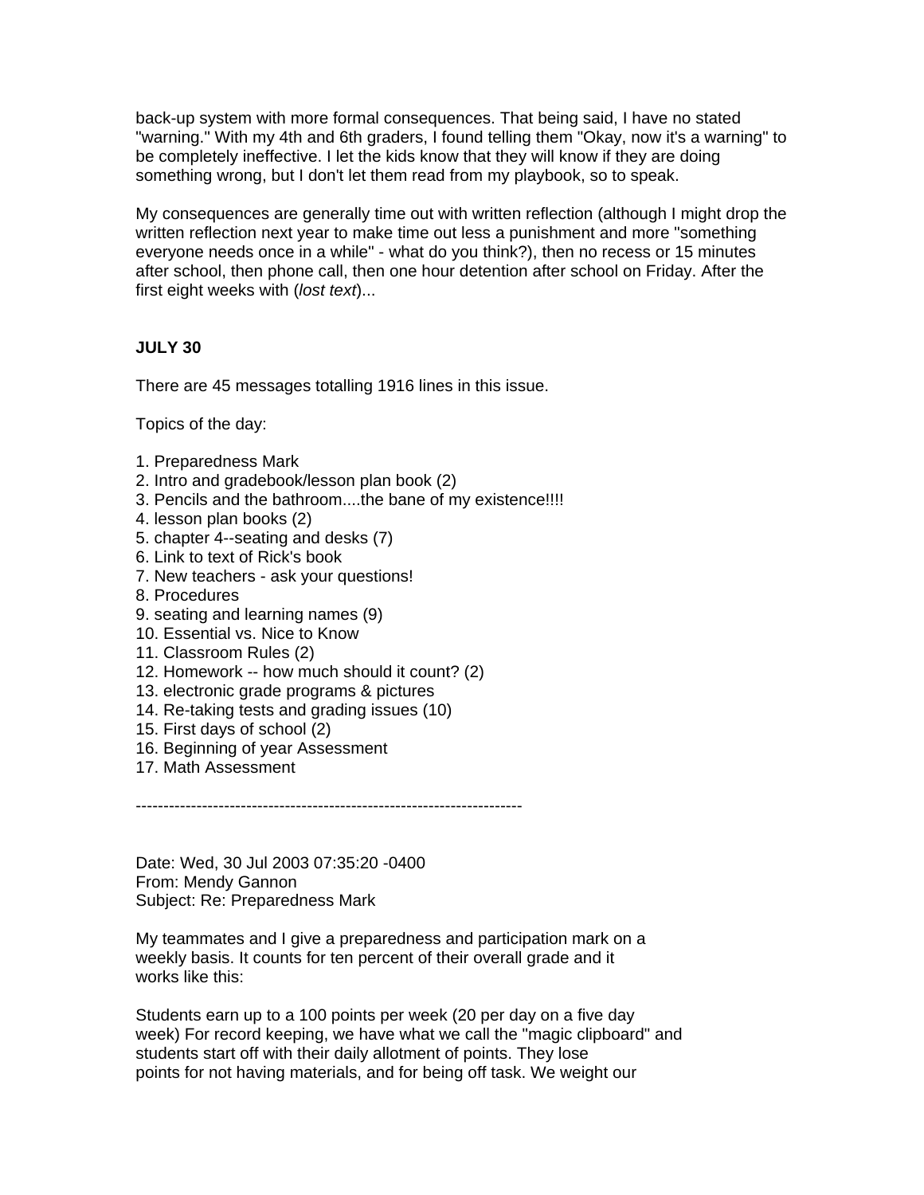back-up system with more formal consequences. That being said, I have no stated "warning." With my 4th and 6th graders, I found telling them "Okay, now it's a warning" to be completely ineffective. I let the kids know that they will know if they are doing something wrong, but I don't let them read from my playbook, so to speak.

My consequences are generally time out with written reflection (although I might drop the written reflection next year to make time out less a punishment and more "something everyone needs once in a while" - what do you think?), then no recess or 15 minutes after school, then phone call, then one hour detention after school on Friday. After the first eight weeks with (*lost text*)...

**JULY 30**

There are 45 messages totalling 1916 lines in this issue.

Topics of the day:

1. Preparedness Mark
2. Intro and gradebook/lesson plan book (2)
3. Pencils and the bathroom....the bane of my existence!!!!
4. lesson plan books (2)
5. chapter 4--seating and desks (7)
6. Link to text of Rick's book
7. New teachers - ask your questions!
8. Procedures
9. seating and learning names (9)
10. Essential vs. Nice to Know
11. Classroom Rules (2)
12. Homework -- how much should it count? (2)
13. electronic grade programs & pictures
14. Re-taking tests and grading issues (10)
15. First days of school (2)
16. Beginning of year Assessment
17. Math Assessment

----------------------------------------------------------------------

Date: Wed, 30 Jul 2003 07:35:20 -0400
From: Mendy Gannon
Subject: Re: Preparedness Mark

My teammates and I give a preparedness and participation mark on a weekly basis. It counts for ten percent of their overall grade and it works like this:

Students earn up to a 100 points per week (20 per day on a five day week) For record keeping, we have what we call the "magic clipboard" and students start off with their daily allotment of points. They lose points for not having materials, and for being off task. We weight our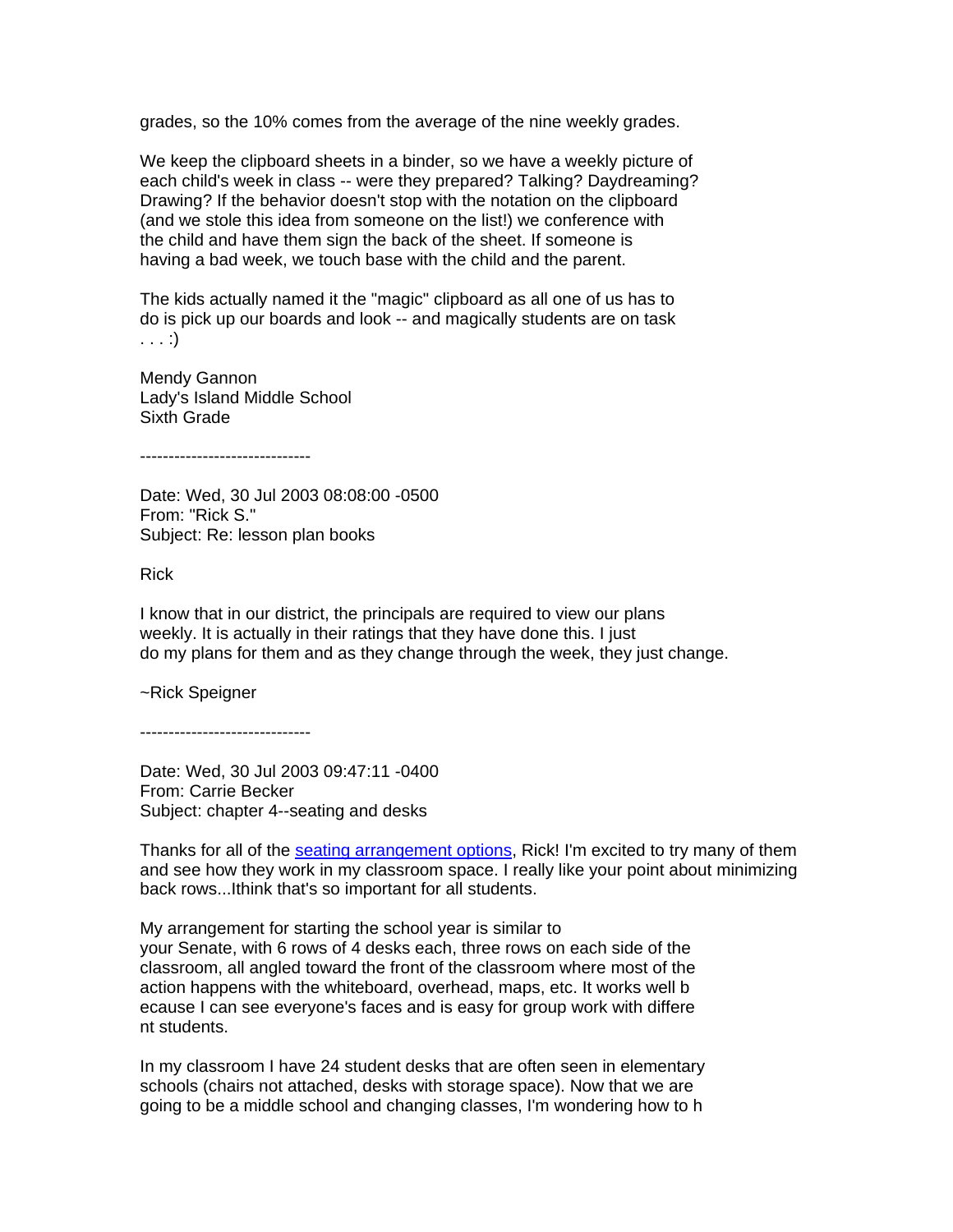grades, so the 10% comes from the average of the nine weekly grades.

We keep the clipboard sheets in a binder, so we have a weekly picture of each child's week in class -- were they prepared? Talking? Daydreaming? Drawing? If the behavior doesn't stop with the notation on the clipboard (and we stole this idea from someone on the list!) we conference with the child and have them sign the back of the sheet. If someone is having a bad week, we touch base with the child and the parent.

The kids actually named it the "magic" clipboard as all one of us has to do is pick up our boards and look -- and magically students are on task . . . :)

Mendy Gannon
Lady's Island Middle School
Sixth Grade

------------------------------

Date: Wed, 30 Jul 2003 08:08:00 -0500
From: "Rick S."
Subject: Re: lesson plan books

Rick

I know that in our district, the principals are required to view our plans weekly. It is actually in their ratings that they have done this. I just do my plans for them and as they change through the week, they just change.

~Rick Speigner

------------------------------

Date: Wed, 30 Jul 2003 09:47:11 -0400
From: Carrie Becker
Subject: chapter 4--seating and desks

Thanks for all of the seating arrangement options, Rick! I'm excited to try many of them and see how they work in my classroom space. I really like your point about minimizing back rows...Ithink that's so important for all students.

My arrangement for starting the school year is similar to your Senate, with 6 rows of 4 desks each, three rows on each side of the classroom, all angled toward the front of the classroom where most of the action happens with the whiteboard, overhead, maps, etc. It works well b ecause I can see everyone's faces and is easy for group work with differe nt students.

In my classroom I have 24 student desks that are often seen in elementary schools (chairs not attached, desks with storage space). Now that we are going to be a middle school and changing classes, I'm wondering how to h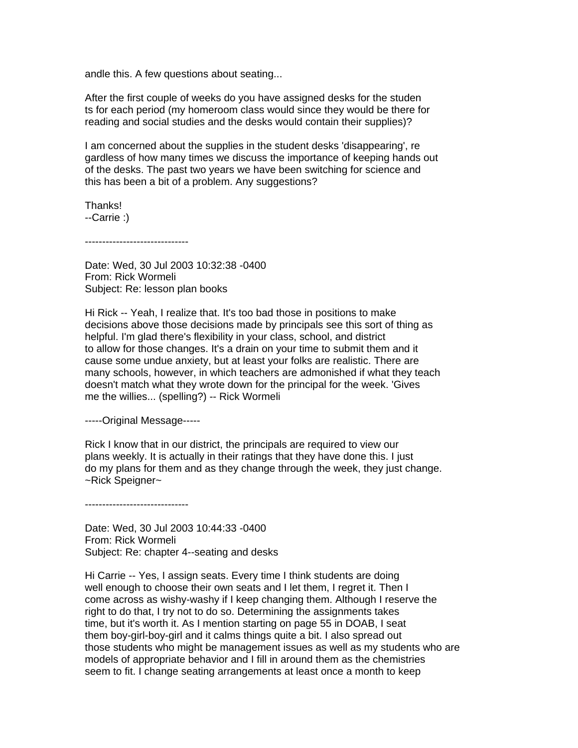andle this. A few questions about seating...

After the first couple of weeks do you have assigned desks for the studen
ts for each period (my homeroom class would since they would be there for
reading and social studies and the desks would contain their supplies)?

I am concerned about the supplies in the student desks 'disappearing', re
gardless of how many times we discuss the importance of keeping hands out
of the desks. The past two years we have been switching for science and
this has been a bit of a problem. Any suggestions?

Thanks!
--Carrie :)

------------------------------

Date: Wed, 30 Jul 2003 10:32:38 -0400
From: Rick Wormeli
Subject: Re: lesson plan books

Hi Rick -- Yeah, I realize that. It's too bad those in positions to make
decisions above those decisions made by principals see this sort of thing as
helpful. I'm glad there's flexibility in your class, school, and district
to allow for those changes. It's a drain on your time to submit them and it
cause some undue anxiety, but at least your folks are realistic. There are
many schools, however, in which teachers are admonished if what they teach
doesn't match what they wrote down for the principal for the week. 'Gives
me the willies... (spelling?) -- Rick Wormeli

-----Original Message-----

Rick I know that in our district, the principals are required to view our
plans weekly. It is actually in their ratings that they have done this. I just
do my plans for them and as they change through the week, they just change.
~Rick Speigner~

------------------------------

Date: Wed, 30 Jul 2003 10:44:33 -0400
From: Rick Wormeli
Subject: Re: chapter 4--seating and desks

Hi Carrie -- Yes, I assign seats. Every time I think students are doing
well enough to choose their own seats and I let them, I regret it. Then I
come across as wishy-washy if I keep changing them. Although I reserve the
right to do that, I try not to do so. Determining the assignments takes
time, but it's worth it. As I mention starting on page 55 in DOAB, I seat
them boy-girl-boy-girl and it calms things quite a bit. I also spread out
those students who might be management issues as well as my students who are
models of appropriate behavior and I fill in around them as the chemistries
seem to fit. I change seating arrangements at least once a month to keep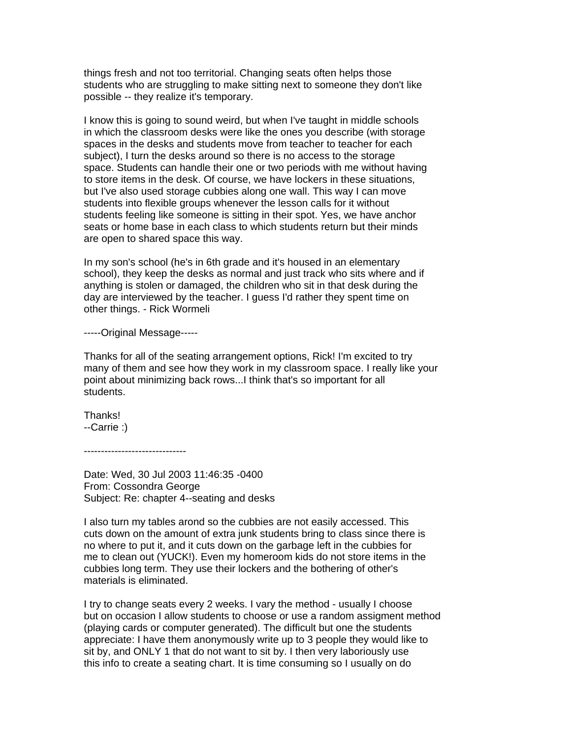things fresh and not too territorial. Changing seats often helps those students who are struggling to make sitting next to someone they don't like possible -- they realize it's temporary.

I know this is going to sound weird, but when I've taught in middle schools in which the classroom desks were like the ones you describe (with storage spaces in the desks and students move from teacher to teacher for each subject), I turn the desks around so there is no access to the storage space. Students can handle their one or two periods with me without having to store items in the desk. Of course, we have lockers in these situations, but I've also used storage cubbies along one wall. This way I can move students into flexible groups whenever the lesson calls for it without students feeling like someone is sitting in their spot. Yes, we have anchor seats or home base in each class to which students return but their minds are open to shared space this way.

In my son's school (he's in 6th grade and it's housed in an elementary school), they keep the desks as normal and just track who sits where and if anything is stolen or damaged, the children who sit in that desk during the day are interviewed by the teacher. I guess I'd rather they spent time on other things. - Rick Wormeli

-----Original Message-----

Thanks for all of the seating arrangement options, Rick! I'm excited to try many of them and see how they work in my classroom space. I really like your point about minimizing back rows...I think that's so important for all students.

Thanks!
--Carrie :)

------------------------------

Date: Wed, 30 Jul 2003 11:46:35 -0400
From: Cossondra George
Subject: Re: chapter 4--seating and desks

I also turn my tables arond so the cubbies are not easily accessed. This cuts down on the amount of extra junk students bring to class since there is no where to put it, and it cuts down on the garbage left in the cubbies for me to clean out (YUCK!). Even my homeroom kids do not store items in the cubbies long term. They use their lockers and the bothering of other's materials is eliminated.

I try to change seats every 2 weeks. I vary the method - usually I choose but on occasion I allow students to choose or use a random assigment method (playing cards or computer generated). The difficult but one the students appreciate: I have them anonymously write up to 3 people they would like to sit by, and ONLY 1 that do not want to sit by. I then very laboriously use this info to create a seating chart. It is time consuming so I usually on do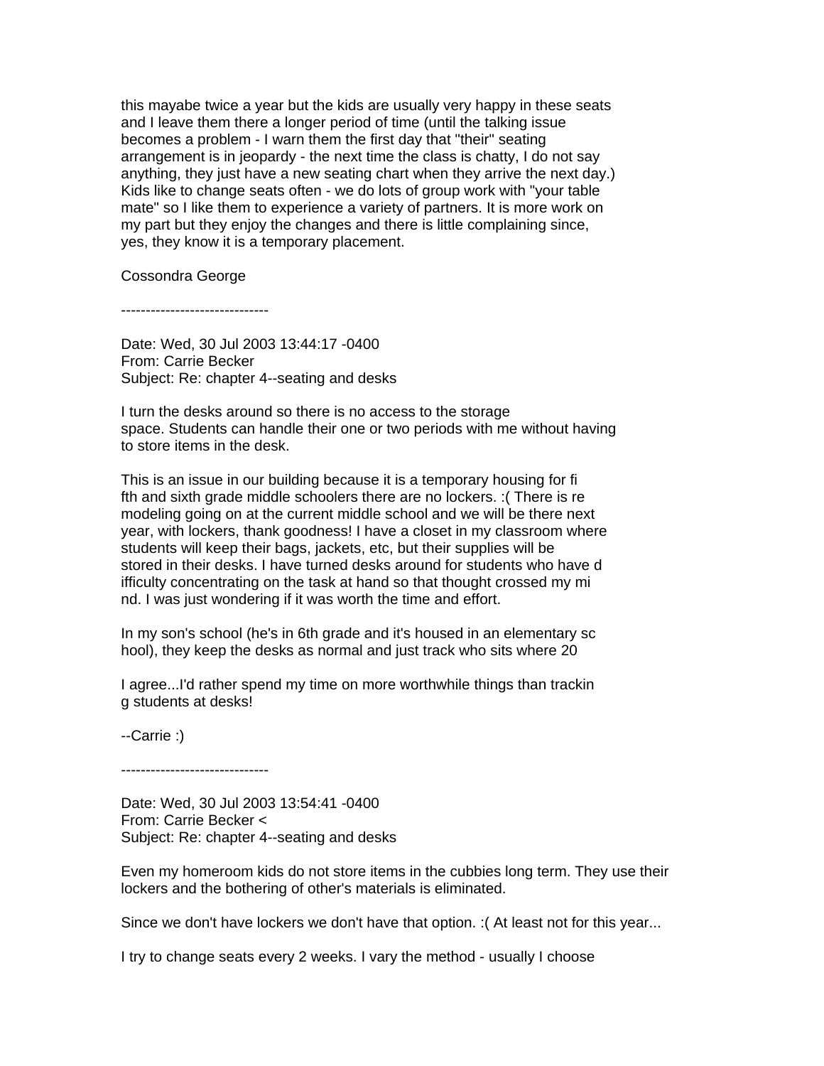this mayabe twice a year but the kids are usually very happy in these seats and I leave them there a longer period of time (until the talking issue becomes a problem - I warn them the first day that "their" seating arrangement is in jeopardy - the next time the class is chatty, I do not say anything, they just have a new seating chart when they arrive the next day.) Kids like to change seats often - we do lots of group work with "your table mate" so I like them to experience a variety of partners. It is more work on my part but they enjoy the changes and there is little complaining since, yes, they know it is a temporary placement.

Cossondra George

------------------------------

Date: Wed, 30 Jul 2003 13:44:17 -0400
From: Carrie Becker
Subject: Re: chapter 4--seating and desks

I turn the desks around so there is no access to the storage space. Students can handle their one or two periods with me without having to store items in the desk.

This is an issue in our building because it is a temporary housing for fi fth and sixth grade middle schoolers there are no lockers. :( There is re modeling going on at the current middle school and we will be there next year, with lockers, thank goodness! I have a closet in my classroom where students will keep their bags, jackets, etc, but their supplies will be stored in their desks. I have turned desks around for students who have d ifficulty concentrating on the task at hand so that thought crossed my mi nd. I was just wondering if it was worth the time and effort.

In my son's school (he's in 6th grade and it's housed in an elementary sc hool), they keep the desks as normal and just track who sits where 20

I agree...I'd rather spend my time on more worthwhile things than trackin g students at desks!

--Carrie :)

------------------------------

Date: Wed, 30 Jul 2003 13:54:41 -0400
From: Carrie Becker <
Subject: Re: chapter 4--seating and desks

Even my homeroom kids do not store items in the cubbies long term. They use their lockers and the bothering of other's materials is eliminated.

Since we don't have lockers we don't have that option. :( At least not for this year...

I try to change seats every 2 weeks. I vary the method - usually I choose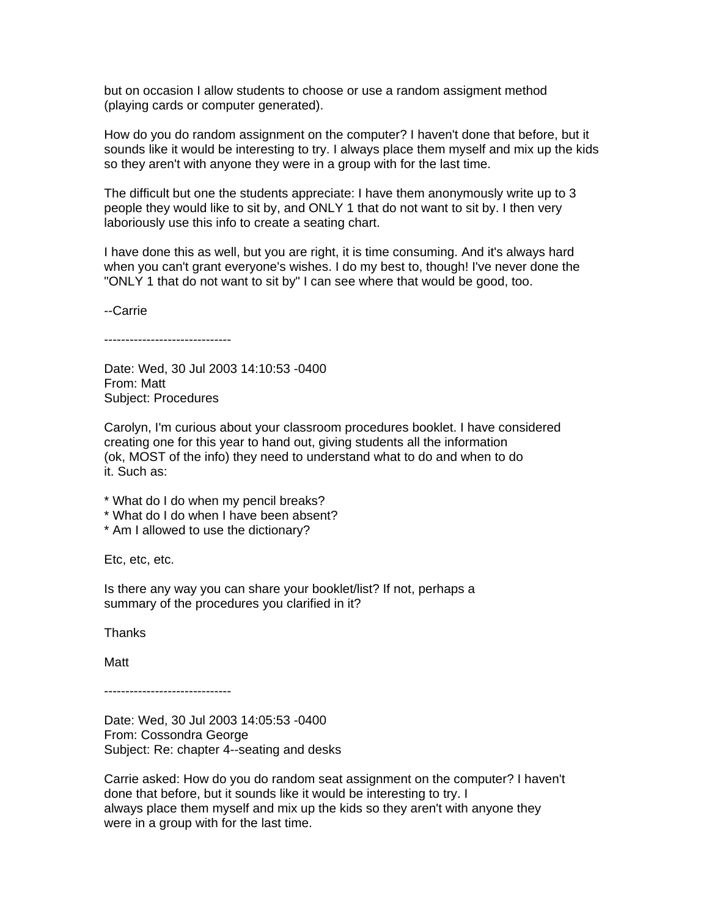but on occasion I allow students to choose or use a random assigment method (playing cards or computer generated).

How do you do random assignment on the computer? I haven't done that before, but it sounds like it would be interesting to try. I always place them myself and mix up the kids so they aren't with anyone they were in a group with for the last time.

The difficult but one the students appreciate: I have them anonymously write up to 3 people they would like to sit by, and ONLY 1 that do not want to sit by. I then very laboriously use this info to create a seating chart.

I have done this as well, but you are right, it is time consuming. And it's always hard when you can't grant everyone's wishes. I do my best to, though! I've never done the "ONLY 1 that do not want to sit by" I can see where that would be good, too.

--Carrie

------------------------------

Date: Wed, 30 Jul 2003 14:10:53 -0400
From: Matt
Subject: Procedures

Carolyn, I'm curious about your classroom procedures booklet. I have considered creating one for this year to hand out, giving students all the information (ok, MOST of the info) they need to understand what to do and when to do it. Such as:

* What do I do when my pencil breaks?
* What do I do when I have been absent?
* Am I allowed to use the dictionary?

Etc, etc, etc.

Is there any way you can share your booklet/list? If not, perhaps a summary of the procedures you clarified in it?

Thanks

Matt

------------------------------

Date: Wed, 30 Jul 2003 14:05:53 -0400
From: Cossondra George
Subject: Re: chapter 4--seating and desks

Carrie asked: How do you do random seat assignment on the computer? I haven't done that before, but it sounds like it would be interesting to try. I always place them myself and mix up the kids so they aren't with anyone they were in a group with for the last time.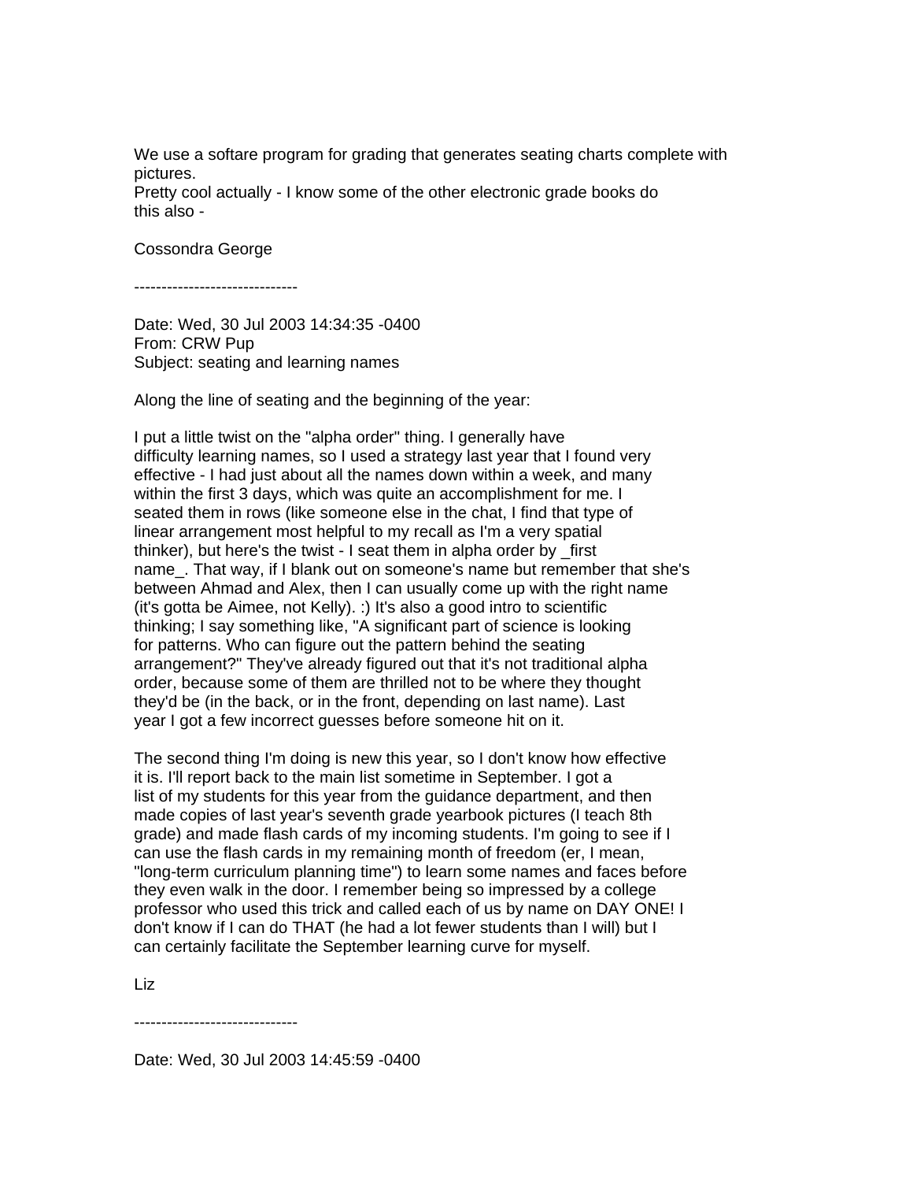We use a softare program for grading that generates seating charts complete with pictures.
Pretty cool actually - I know some of the other electronic grade books do this also -

Cossondra George

------------------------------

Date: Wed, 30 Jul 2003 14:34:35 -0400
From: CRW Pup
Subject: seating and learning names

Along the line of seating and the beginning of the year:

I put a little twist on the "alpha order" thing. I generally have difficulty learning names, so I used a strategy last year that I found very effective - I had just about all the names down within a week, and many within the first 3 days, which was quite an accomplishment for me. I seated them in rows (like someone else in the chat, I find that type of linear arrangement most helpful to my recall as I'm a very spatial thinker), but here's the twist - I seat them in alpha order by _first name_. That way, if I blank out on someone's name but remember that she's between Ahmad and Alex, then I can usually come up with the right name (it's gotta be Aimee, not Kelly). :) It's also a good intro to scientific thinking; I say something like, "A significant part of science is looking for patterns. Who can figure out the pattern behind the seating arrangement?" They've already figured out that it's not traditional alpha order, because some of them are thrilled not to be where they thought they'd be (in the back, or in the front, depending on last name). Last year I got a few incorrect guesses before someone hit on it.

The second thing I'm doing is new this year, so I don't know how effective it is. I'll report back to the main list sometime in September. I got a list of my students for this year from the guidance department, and then made copies of last year's seventh grade yearbook pictures (I teach 8th grade) and made flash cards of my incoming students. I'm going to see if I can use the flash cards in my remaining month of freedom (er, I mean, "long-term curriculum planning time") to learn some names and faces before they even walk in the door. I remember being so impressed by a college professor who used this trick and called each of us by name on DAY ONE! I don't know if I can do THAT (he had a lot fewer students than I will) but I can certainly facilitate the September learning curve for myself.

Liz

------------------------------

Date: Wed, 30 Jul 2003 14:45:59 -0400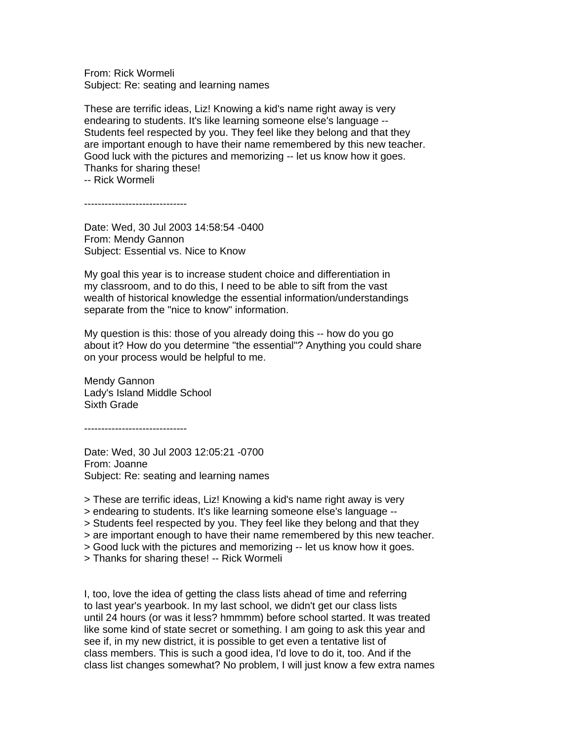From: Rick Wormeli
Subject: Re: seating and learning names

These are terrific ideas, Liz! Knowing a kid's name right away is very endearing to students. It's like learning someone else's language -- Students feel respected by you. They feel like they belong and that they are important enough to have their name remembered by this new teacher. Good luck with the pictures and memorizing -- let us know how it goes. Thanks for sharing these!
-- Rick Wormeli

------------------------------

Date: Wed, 30 Jul 2003 14:58:54 -0400
From: Mendy Gannon
Subject: Essential vs. Nice to Know

My goal this year is to increase student choice and differentiation in my classroom, and to do this, I need to be able to sift from the vast wealth of historical knowledge the essential information/understandings separate from the "nice to know" information.

My question is this: those of you already doing this -- how do you go about it? How do you determine "the essential"? Anything you could share on your process would be helpful to me.

Mendy Gannon
Lady's Island Middle School
Sixth Grade

------------------------------

Date: Wed, 30 Jul 2003 12:05:21 -0700
From: Joanne
Subject: Re: seating and learning names

> These are terrific ideas, Liz! Knowing a kid's name right away is very
> endearing to students. It's like learning someone else's language --
> Students feel respected by you. They feel like they belong and that they
> are important enough to have their name remembered by this new teacher.
> Good luck with the pictures and memorizing -- let us know how it goes.
> Thanks for sharing these! -- Rick Wormeli

I, too, love the idea of getting the class lists ahead of time and referring to last year's yearbook. In my last school, we didn't get our class lists until 24 hours (or was it less? hmmmm) before school started. It was treated like some kind of state secret or something. I am going to ask this year and see if, in my new district, it is possible to get even a tentative list of class members. This is such a good idea, I'd love to do it, too. And if the class list changes somewhat? No problem, I will just know a few extra names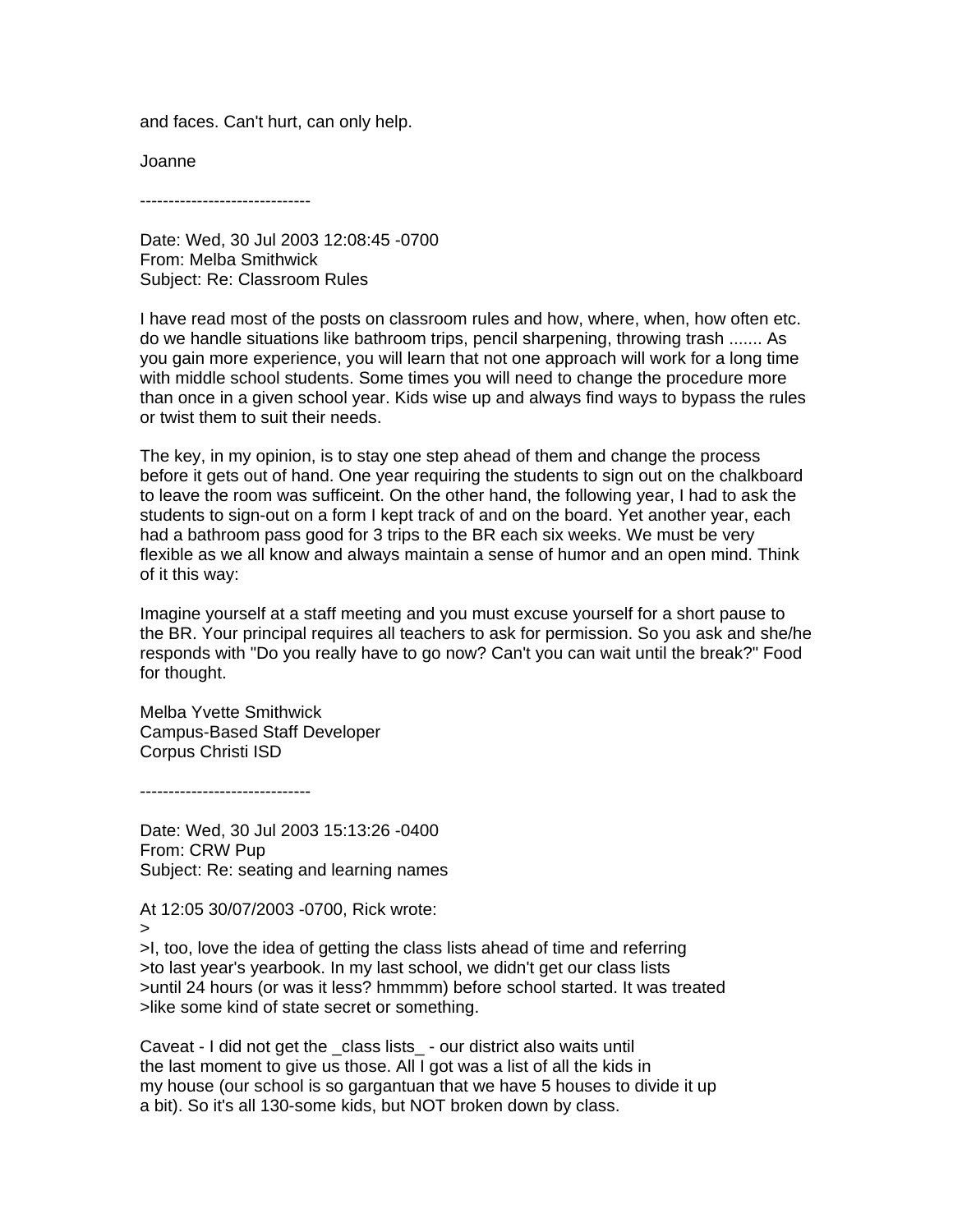and faces. Can't hurt, can only help.

Joanne

------------------------------

Date: Wed, 30 Jul 2003 12:08:45 -0700
From: Melba Smithwick
Subject: Re: Classroom Rules

I have read most of the posts on classroom rules and how, where, when, how often etc. do we handle situations like bathroom trips, pencil sharpening, throwing trash ....... As you gain more experience, you will learn that not one approach will work for a long time with middle school students. Some times you will need to change the procedure more than once in a given school year. Kids wise up and always find ways to bypass the rules or twist them to suit their needs.

The key, in my opinion, is to stay one step ahead of them and change the process before it gets out of hand. One year requiring the students to sign out on the chalkboard to leave the room was sufficeint. On the other hand, the following year, I had to ask the students to sign-out on a form I kept track of and on the board. Yet another year, each had a bathroom pass good for 3 trips to the BR each six weeks. We must be very flexible as we all know and always maintain a sense of humor and an open mind. Think of it this way:

Imagine yourself at a staff meeting and you must excuse yourself for a short pause to the BR. Your principal requires all teachers to ask for permission. So you ask and she/he responds with "Do you really have to go now? Can't you can wait until the break?" Food for thought.

Melba Yvette Smithwick
Campus-Based Staff Developer
Corpus Christi ISD

------------------------------

Date: Wed, 30 Jul 2003 15:13:26 -0400
From: CRW Pup
Subject: Re: seating and learning names

At 12:05 30/07/2003 -0700, Rick wrote:
>
>I, too, love the idea of getting the class lists ahead of time and referring
>to last year's yearbook. In my last school, we didn't get our class lists
>until 24 hours (or was it less? hmmmm) before school started. It was treated
>like some kind of state secret or something.

Caveat - I did not get the _class lists_ - our district also waits until
the last moment to give us those. All I got was a list of all the kids in
my house (our school is so gargantuan that we have 5 houses to divide it up
a bit). So it's all 130-some kids, but NOT broken down by class.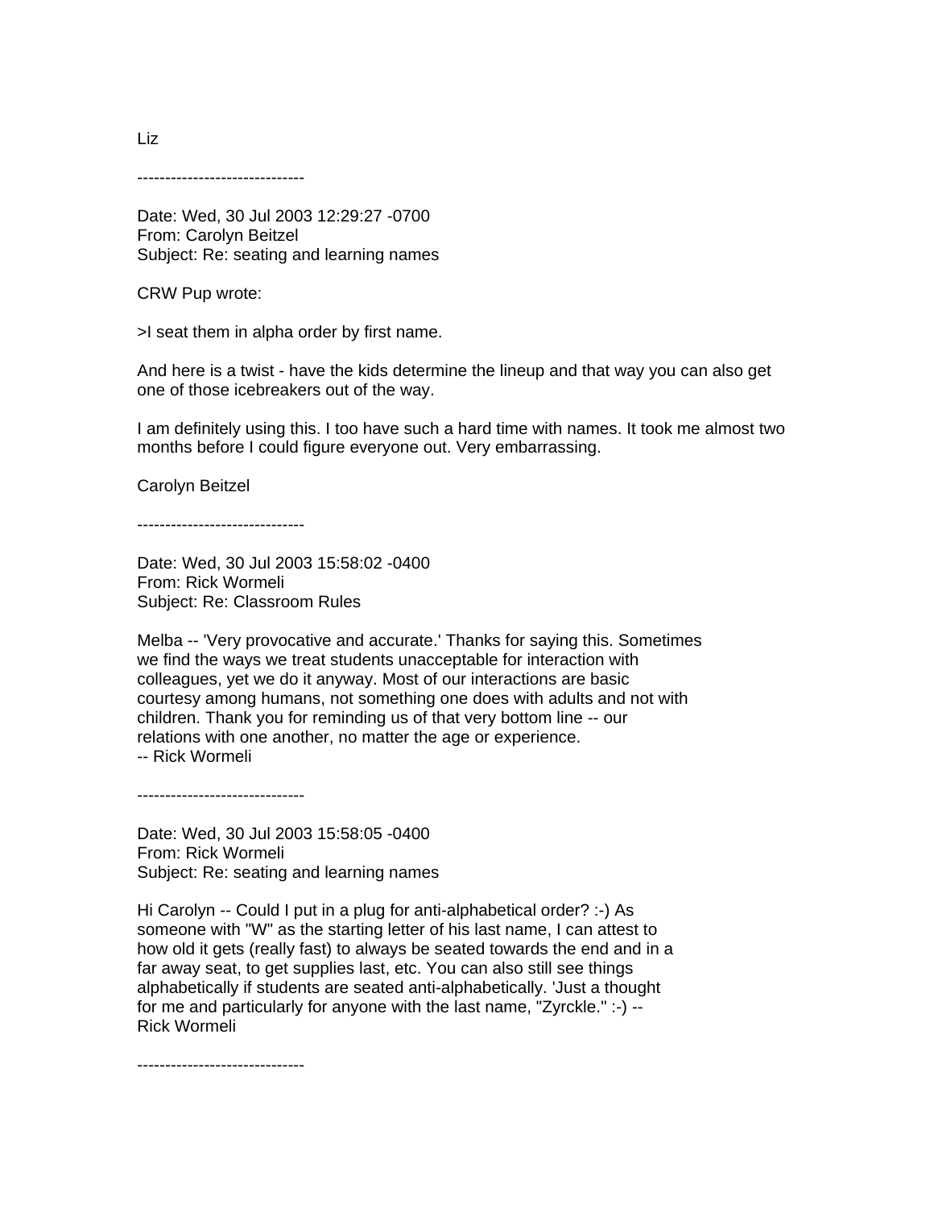Liz

------------------------------

Date: Wed, 30 Jul 2003 12:29:27 -0700
From: Carolyn Beitzel
Subject: Re: seating and learning names

CRW Pup wrote:

>I seat them in alpha order by first name.

And here is a twist - have the kids determine the lineup and that way you can also get one of those icebreakers out of the way.

I am definitely using this. I too have such a hard time with names. It took me almost two months before I could figure everyone out. Very embarrassing.

Carolyn Beitzel

------------------------------

Date: Wed, 30 Jul 2003 15:58:02 -0400
From: Rick Wormeli
Subject: Re: Classroom Rules

Melba -- 'Very provocative and accurate.' Thanks for saying this. Sometimes we find the ways we treat students unacceptable for interaction with colleagues, yet we do it anyway. Most of our interactions are basic courtesy among humans, not something one does with adults and not with children. Thank you for reminding us of that very bottom line -- our relations with one another, no matter the age or experience.
-- Rick Wormeli

------------------------------

Date: Wed, 30 Jul 2003 15:58:05 -0400
From: Rick Wormeli
Subject: Re: seating and learning names

Hi Carolyn -- Could I put in a plug for anti-alphabetical order? :-) As someone with "W" as the starting letter of his last name, I can attest to how old it gets (really fast) to always be seated towards the end and in a far away seat, to get supplies last, etc. You can also still see things alphabetically if students are seated anti-alphabetically. 'Just a thought for me and particularly for anyone with the last name, "Zyrckle." :-) --
Rick Wormeli

------------------------------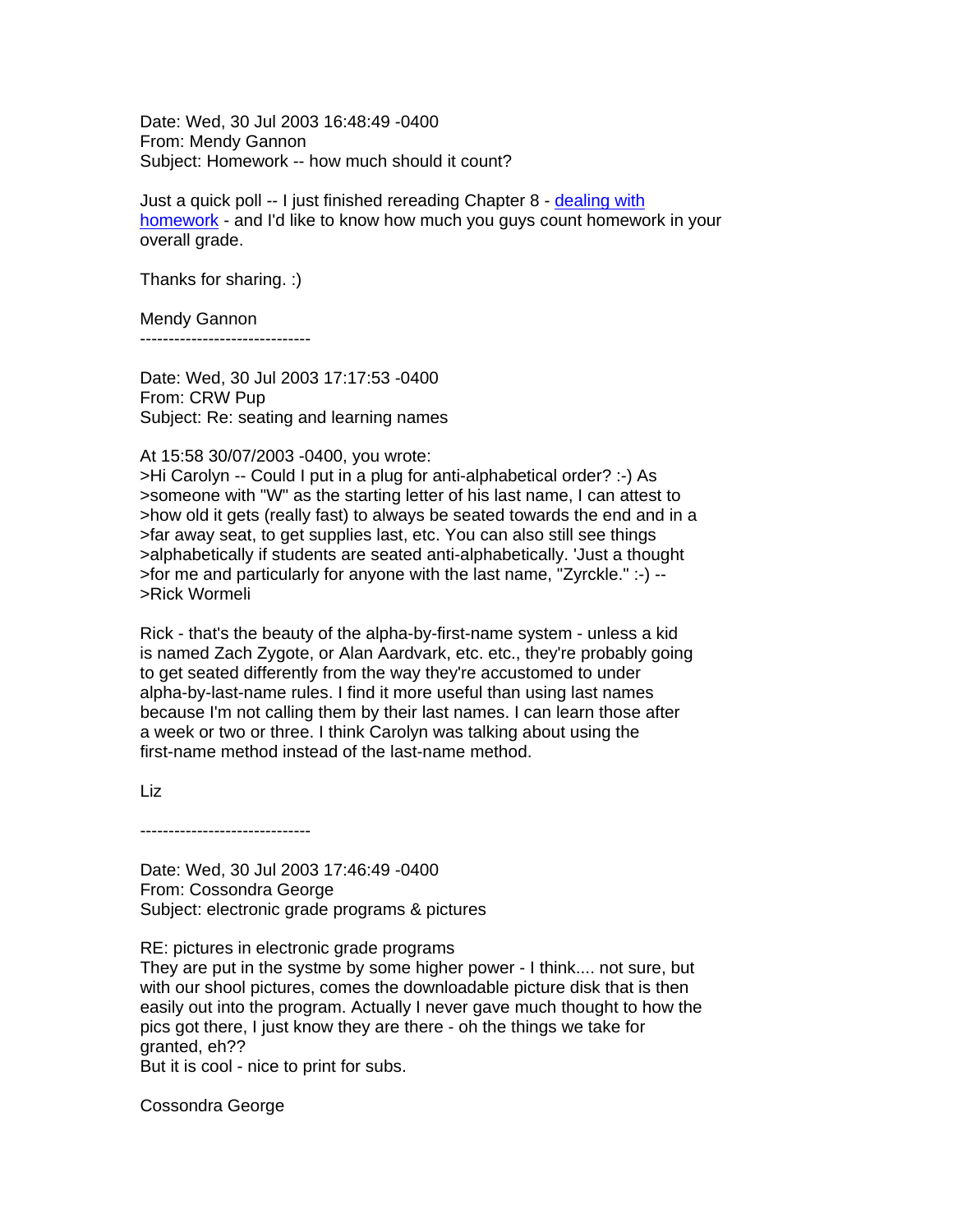Date: Wed, 30 Jul 2003 16:48:49 -0400
From: Mendy Gannon
Subject: Homework -- how much should it count?

Just a quick poll -- I just finished rereading Chapter 8 - dealing with homework - and I'd like to know how much you guys count homework in your overall grade.

Thanks for sharing. :)

Mendy Gannon

------------------------------

Date: Wed, 30 Jul 2003 17:17:53 -0400
From: CRW Pup
Subject: Re: seating and learning names

At 15:58 30/07/2003 -0400, you wrote:
>Hi Carolyn -- Could I put in a plug for anti-alphabetical order? :-) As
>someone with "W" as the starting letter of his last name, I can attest to
>how old it gets (really fast) to always be seated towards the end and in a
>far away seat, to get supplies last, etc. You can also still see things
>alphabetically if students are seated anti-alphabetically. 'Just a thought
>for me and particularly for anyone with the last name, "Zyrckle." :-) --
>Rick Wormeli

Rick - that's the beauty of the alpha-by-first-name system - unless a kid is named Zach Zygote, or Alan Aardvark, etc. etc., they're probably going to get seated differently from the way they're accustomed to under alpha-by-last-name rules. I find it more useful than using last names because I'm not calling them by their last names. I can learn those after a week or two or three. I think Carolyn was talking about using the first-name method instead of the last-name method.

Liz

------------------------------

Date: Wed, 30 Jul 2003 17:46:49 -0400
From: Cossondra George
Subject: electronic grade programs & pictures

RE: pictures in electronic grade programs
They are put in the systme by some higher power - I think.... not sure, but with our shool pictures, comes the downloadable picture disk that is then easily out into the program. Actually I never gave much thought to how the pics got there, I just know they are there - oh the things we take for granted, eh??
But it is cool - nice to print for subs.

Cossondra George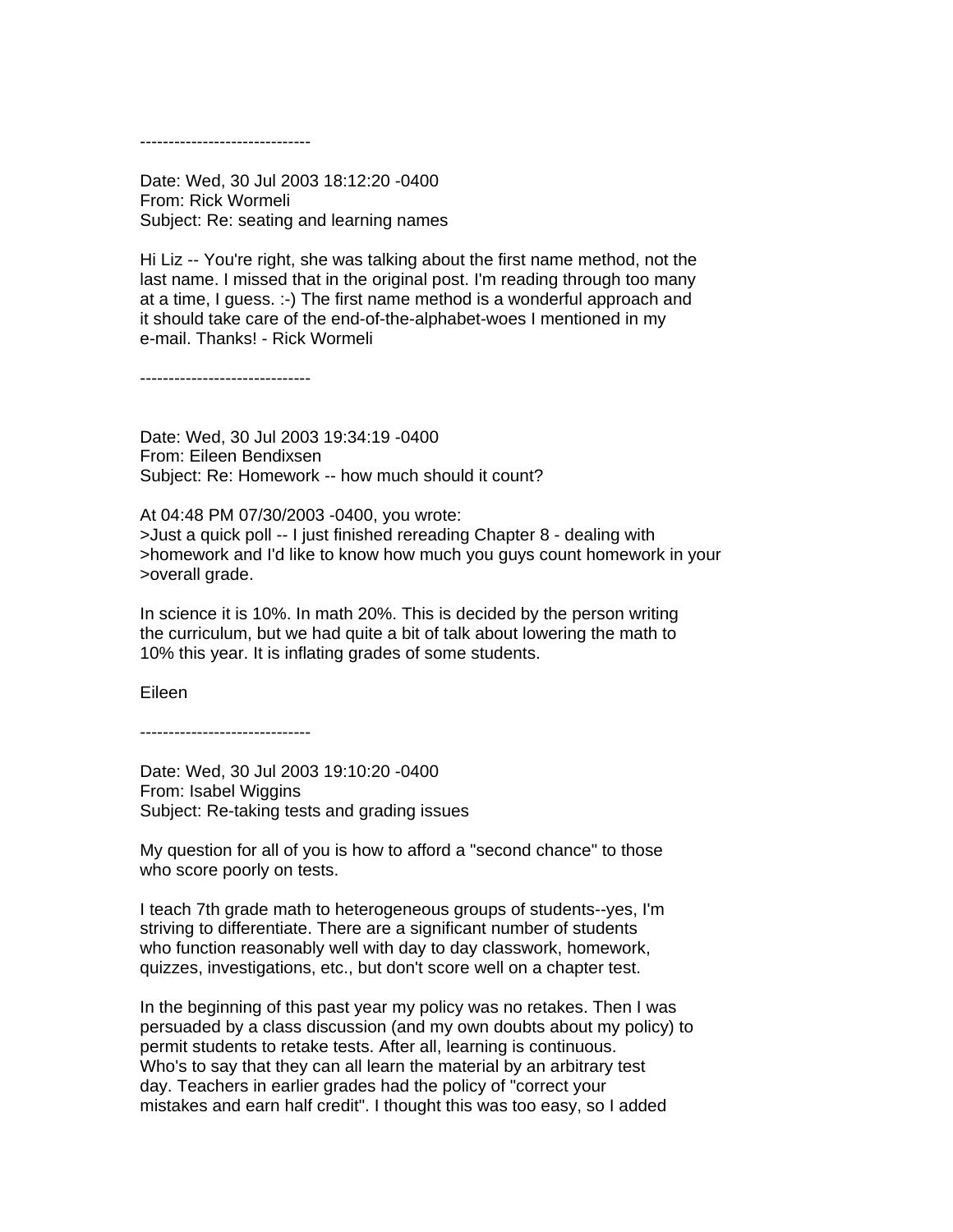------------------------------

Date: Wed, 30 Jul 2003 18:12:20 -0400
From: Rick Wormeli
Subject: Re: seating and learning names

Hi Liz -- You're right, she was talking about the first name method, not the last name. I missed that in the original post. I'm reading through too many at a time, I guess. :-) The first name method is a wonderful approach and it should take care of the end-of-the-alphabet-woes I mentioned in my e-mail. Thanks! - Rick Wormeli

------------------------------

Date: Wed, 30 Jul 2003 19:34:19 -0400
From: Eileen Bendixsen
Subject: Re: Homework -- how much should it count?

At 04:48 PM 07/30/2003 -0400, you wrote:
>Just a quick poll -- I just finished rereading Chapter 8 - dealing with
>homework and I'd like to know how much you guys count homework in your
>overall grade.

In science it is 10%. In math 20%. This is decided by the person writing the curriculum, but we had quite a bit of talk about lowering the math to 10% this year. It is inflating grades of some students.

Eileen

------------------------------

Date: Wed, 30 Jul 2003 19:10:20 -0400
From: Isabel Wiggins
Subject: Re-taking tests and grading issues

My question for all of you is how to afford a "second chance" to those who score poorly on tests.

I teach 7th grade math to heterogeneous groups of students--yes, I'm striving to differentiate. There are a significant number of students who function reasonably well with day to day classwork, homework, quizzes, investigations, etc., but don't score well on a chapter test.

In the beginning of this past year my policy was no retakes. Then I was persuaded by a class discussion (and my own doubts about my policy) to permit students to retake tests. After all, learning is continuous. Who's to say that they can all learn the material by an arbitrary test day. Teachers in earlier grades had the policy of "correct your mistakes and earn half credit". I thought this was too easy, so I added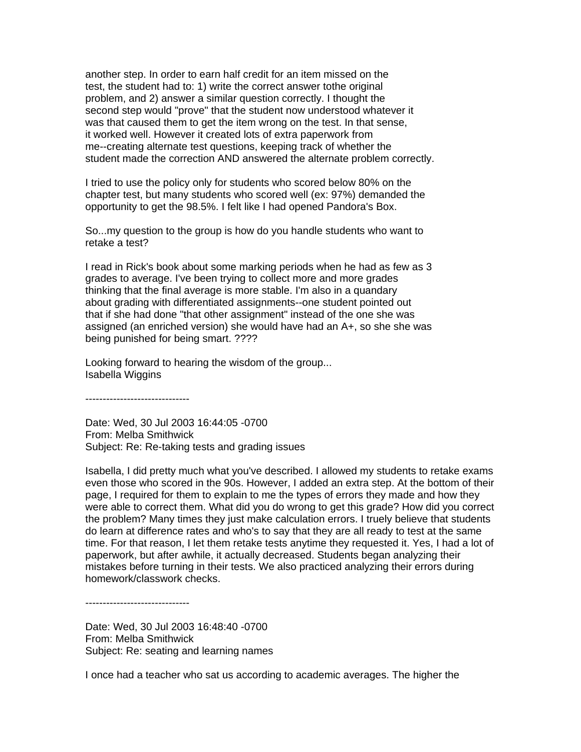another step. In order to earn half credit for an item missed on the test, the student had to: 1) write the correct answer tothe original problem, and 2) answer a similar question correctly. I thought the second step would "prove" that the student now understood whatever it was that caused them to get the item wrong on the test. In that sense, it worked well. However it created lots of extra paperwork from me--creating alternate test questions, keeping track of whether the student made the correction AND answered the alternate problem correctly.

I tried to use the policy only for students who scored below 80% on the chapter test, but many students who scored well (ex: 97%) demanded the opportunity to get the 98.5%. I felt like I had opened Pandora's Box.

So...my question to the group is how do you handle students who want to retake a test?

I read in Rick's book about some marking periods when he had as few as 3 grades to average. I've been trying to collect more and more grades thinking that the final average is more stable. I'm also in a quandary about grading with differentiated assignments--one student pointed out that if she had done "that other assignment" instead of the one she was assigned (an enriched version) she would have had an A+, so she she was being punished for being smart. ????

Looking forward to hearing the wisdom of the group...
Isabella Wiggins

------------------------------

Date: Wed, 30 Jul 2003 16:44:05 -0700
From: Melba Smithwick
Subject: Re: Re-taking tests and grading issues

Isabella, I did pretty much what you've described. I allowed my students to retake exams even those who scored in the 90s. However, I added an extra step. At the bottom of their page, I required for them to explain to me the types of errors they made and how they were able to correct them. What did you do wrong to get this grade? How did you correct the problem? Many times they just make calculation errors. I truely believe that students do learn at difference rates and who's to say that they are all ready to test at the same time. For that reason, I let them retake tests anytime they requested it. Yes, I had a lot of paperwork, but after awhile, it actually decreased. Students began analyzing their mistakes before turning in their tests. We also practiced analyzing their errors during homework/classwork checks.

------------------------------

Date: Wed, 30 Jul 2003 16:48:40 -0700
From: Melba Smithwick
Subject: Re: seating and learning names

I once had a teacher who sat us according to academic averages. The higher the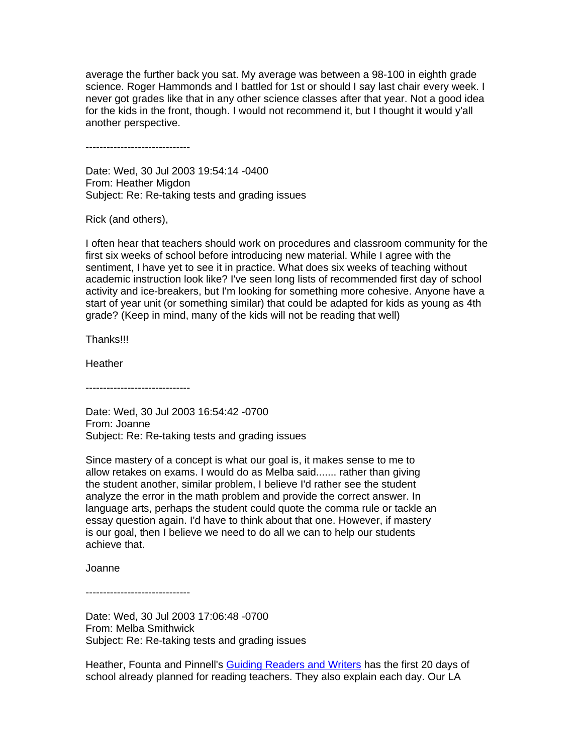average the further back you sat. My average was between a 98-100 in eighth grade science. Roger Hammonds and I battled for 1st or should I say last chair every week. I never got grades like that in any other science classes after that year. Not a good idea for the kids in the front, though. I would not recommend it, but I thought it would y'all another perspective.

------------------------------

Date: Wed, 30 Jul 2003 19:54:14 -0400
From: Heather Migdon
Subject: Re: Re-taking tests and grading issues

Rick (and others),

I often hear that teachers should work on procedures and classroom community for the first six weeks of school before introducing new material. While I agree with the sentiment, I have yet to see it in practice. What does six weeks of teaching without academic instruction look like? I've seen long lists of recommended first day of school activity and ice-breakers, but I'm looking for something more cohesive. Anyone have a start of year unit (or something similar) that could be adapted for kids as young as 4th grade? (Keep in mind, many of the kids will not be reading that well)

Thanks!!!

Heather

------------------------------

Date: Wed, 30 Jul 2003 16:54:42 -0700
From: Joanne
Subject: Re: Re-taking tests and grading issues

Since mastery of a concept is what our goal is, it makes sense to me to allow retakes on exams. I would do as Melba said....... rather than giving the student another, similar problem, I believe I'd rather see the student analyze the error in the math problem and provide the correct answer. In language arts, perhaps the student could quote the comma rule or tackle an essay question again. I'd have to think about that one. However, if mastery is our goal, then I believe we need to do all we can to help our students achieve that.

Joanne

------------------------------

Date: Wed, 30 Jul 2003 17:06:48 -0700
From: Melba Smithwick
Subject: Re: Re-taking tests and grading issues

Heather, Fountа and Pinnell's Guiding Readers and Writers has the first 20 days of school already planned for reading teachers. They also explain each day. Our LA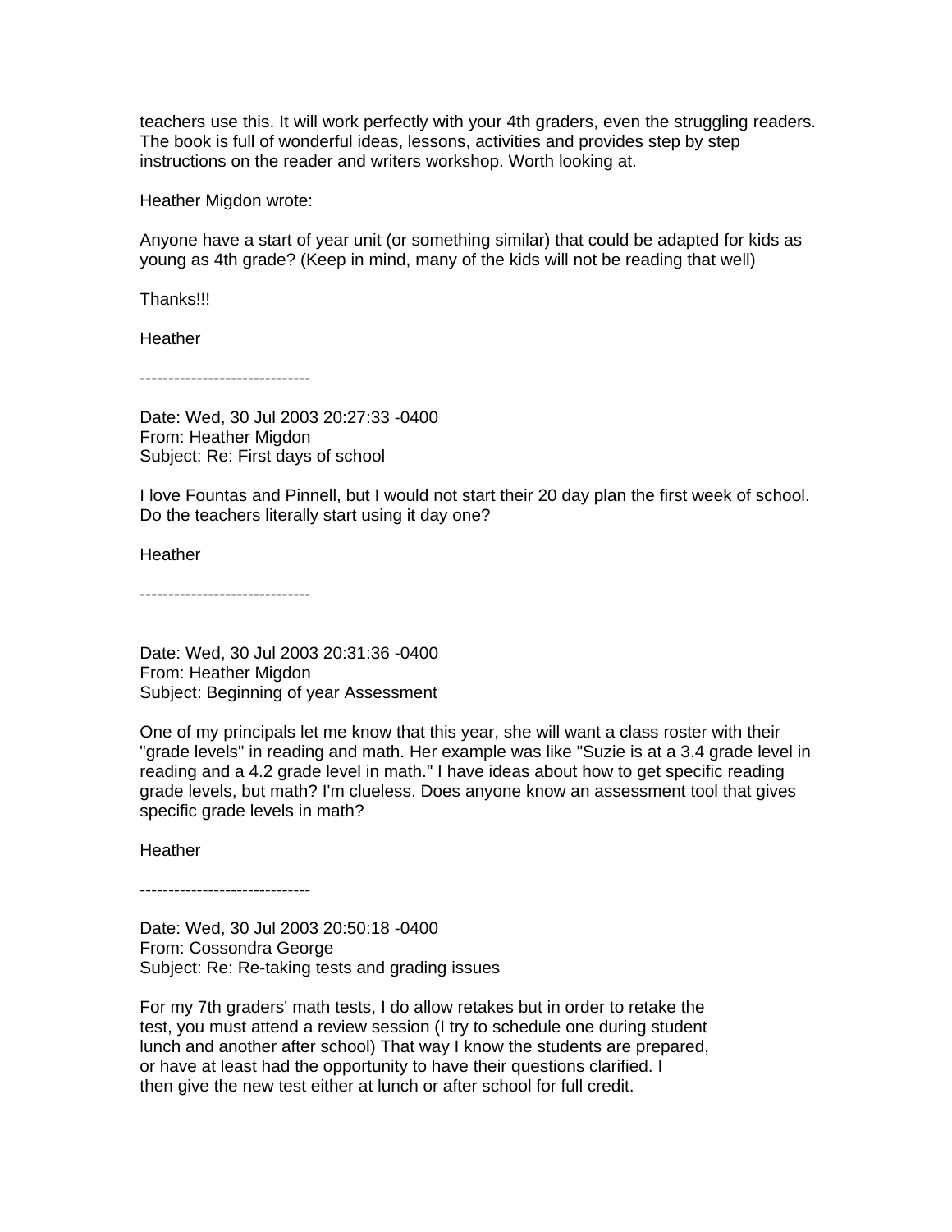teachers use this. It will work perfectly with your 4th graders, even the struggling readers. The book is full of wonderful ideas, lessons, activities and provides step by step instructions on the reader and writers workshop. Worth looking at.

Heather Migdon wrote:

Anyone have a start of year unit (or something similar) that could be adapted for kids as young as 4th grade? (Keep in mind, many of the kids will not be reading that well)

Thanks!!!

Heather

------------------------------

Date: Wed, 30 Jul 2003 20:27:33 -0400
From: Heather Migdon
Subject: Re: First days of school

I love Fountas and Pinnell, but I would not start their 20 day plan the first week of school. Do the teachers literally start using it day one?

Heather

------------------------------

Date: Wed, 30 Jul 2003 20:31:36 -0400
From: Heather Migdon
Subject: Beginning of year Assessment

One of my principals let me know that this year, she will want a class roster with their "grade levels" in reading and math. Her example was like "Suzie is at a 3.4 grade level in reading and a 4.2 grade level in math." I have ideas about how to get specific reading grade levels, but math? I'm clueless. Does anyone know an assessment tool that gives specific grade levels in math?

Heather

------------------------------

Date: Wed, 30 Jul 2003 20:50:18 -0400
From: Cossondra George
Subject: Re: Re-taking tests and grading issues

For my 7th graders' math tests, I do allow retakes but in order to retake the test, you must attend a review session (I try to schedule one during student lunch and another after school) That way I know the students are prepared, or have at least had the opportunity to have their questions clarified. I then give the new test either at lunch or after school for full credit.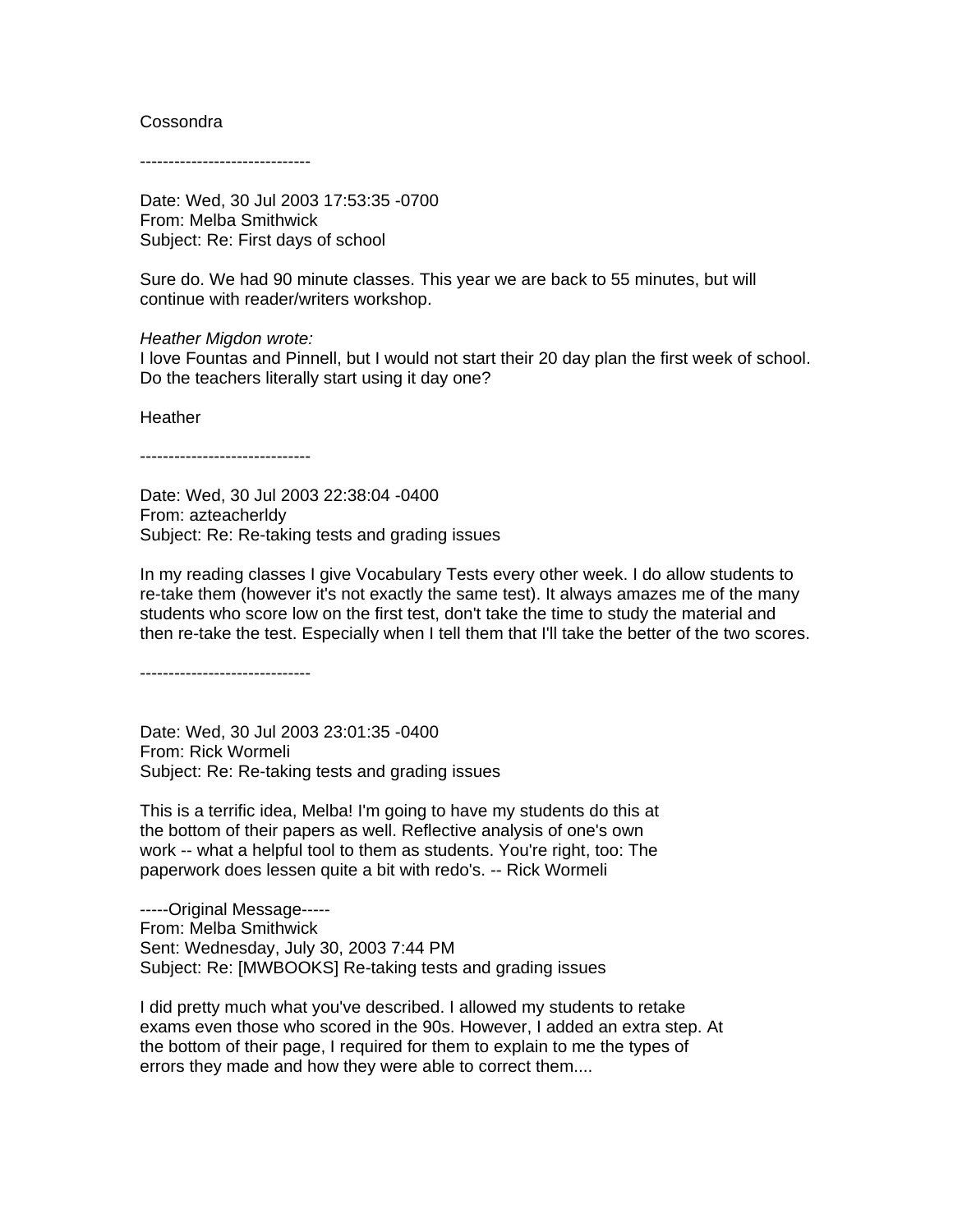Cossondra

------------------------------

Date: Wed, 30 Jul 2003 17:53:35 -0700
From: Melba Smithwick
Subject: Re: First days of school

Sure do. We had 90 minute classes. This year we are back to 55 minutes, but will continue with reader/writers workshop.

*Heather Migdon wrote:*
I love Fountas and Pinnell, but I would not start their 20 day plan the first week of school. Do the teachers literally start using it day one?

Heather

------------------------------

Date: Wed, 30 Jul 2003 22:38:04 -0400
From: azteacherldy
Subject: Re: Re-taking tests and grading issues

In my reading classes I give Vocabulary Tests every other week. I do allow students to re-take them (however it's not exactly the same test). It always amazes me of the many students who score low on the first test, don't take the time to study the material and then re-take the test. Especially when I tell them that I'll take the better of the two scores.

------------------------------

Date: Wed, 30 Jul 2003 23:01:35 -0400
From: Rick Wormeli
Subject: Re: Re-taking tests and grading issues

This is a terrific idea, Melba! I'm going to have my students do this at the bottom of their papers as well. Reflective analysis of one's own work -- what a helpful tool to them as students. You're right, too: The paperwork does lessen quite a bit with redo's. -- Rick Wormeli

-----Original Message-----
From: Melba Smithwick
Sent: Wednesday, July 30, 2003 7:44 PM
Subject: Re: [MWBOOKS] Re-taking tests and grading issues

I did pretty much what you've described. I allowed my students to retake exams even those who scored in the 90s. However, I added an extra step. At the bottom of their page, I required for them to explain to me the types of errors they made and how they were able to correct them....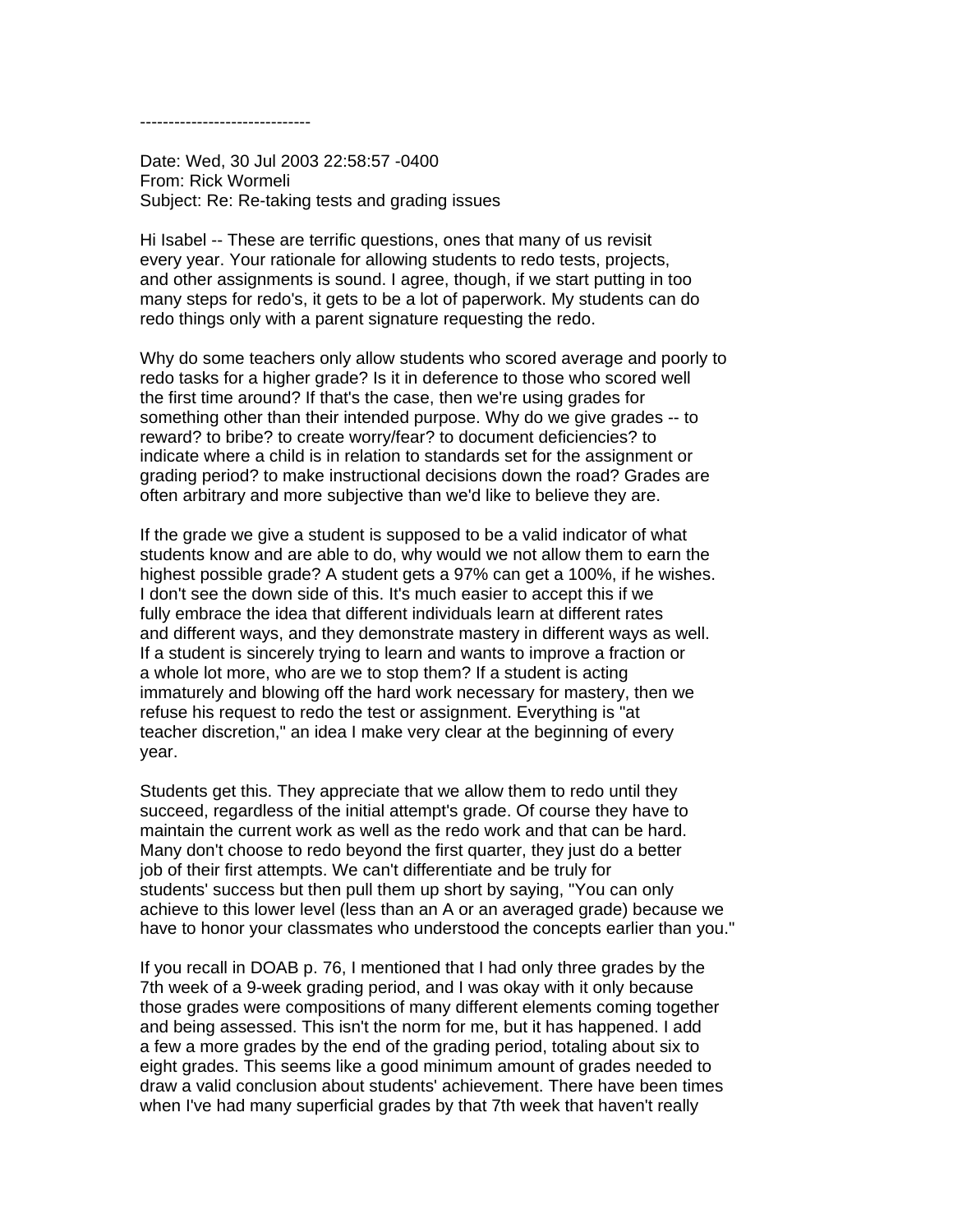------------------------------

Date: Wed, 30 Jul 2003 22:58:57 -0400
From: Rick Wormeli
Subject: Re: Re-taking tests and grading issues

Hi Isabel -- These are terrific questions, ones that many of us revisit every year. Your rationale for allowing students to redo tests, projects, and other assignments is sound. I agree, though, if we start putting in too many steps for redo's, it gets to be a lot of paperwork. My students can do redo things only with a parent signature requesting the redo.

Why do some teachers only allow students who scored average and poorly to redo tasks for a higher grade? Is it in deference to those who scored well the first time around? If that's the case, then we're using grades for something other than their intended purpose. Why do we give grades -- to reward? to bribe? to create worry/fear? to document deficiencies? to indicate where a child is in relation to standards set for the assignment or grading period? to make instructional decisions down the road? Grades are often arbitrary and more subjective than we'd like to believe they are.

If the grade we give a student is supposed to be a valid indicator of what students know and are able to do, why would we not allow them to earn the highest possible grade? A student gets a 97% can get a 100%, if he wishes. I don't see the down side of this. It's much easier to accept this if we fully embrace the idea that different individuals learn at different rates and different ways, and they demonstrate mastery in different ways as well. If a student is sincerely trying to learn and wants to improve a fraction or a whole lot more, who are we to stop them? If a student is acting immaturely and blowing off the hard work necessary for mastery, then we refuse his request to redo the test or assignment. Everything is "at teacher discretion," an idea I make very clear at the beginning of every year.

Students get this. They appreciate that we allow them to redo until they succeed, regardless of the initial attempt's grade. Of course they have to maintain the current work as well as the redo work and that can be hard. Many don't choose to redo beyond the first quarter, they just do a better job of their first attempts. We can't differentiate and be truly for students' success but then pull them up short by saying, "You can only achieve to this lower level (less than an A or an averaged grade) because we have to honor your classmates who understood the concepts earlier than you."

If you recall in DOAB p. 76, I mentioned that I had only three grades by the 7th week of a 9-week grading period, and I was okay with it only because those grades were compositions of many different elements coming together and being assessed. This isn't the norm for me, but it has happened. I add a few a more grades by the end of the grading period, totaling about six to eight grades. This seems like a good minimum amount of grades needed to draw a valid conclusion about students' achievement. There have been times when I've had many superficial grades by that 7th week that haven't really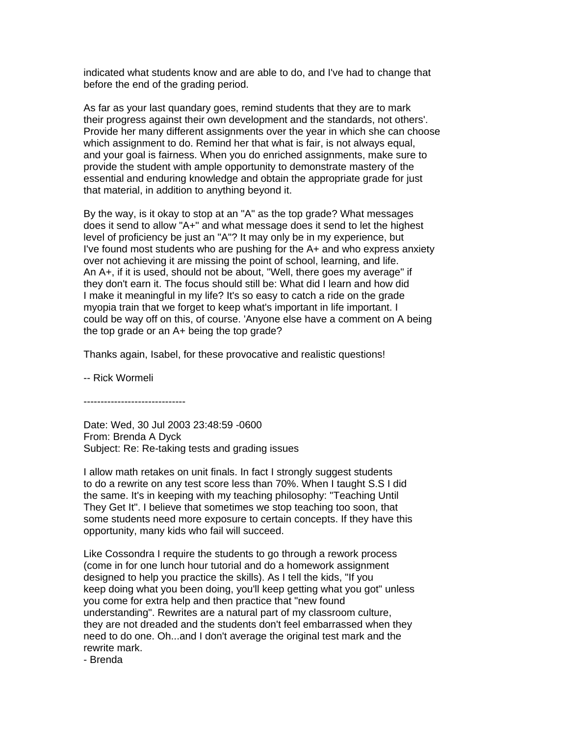indicated what students know and are able to do, and I've had to change that before the end of the grading period.

As far as your last quandary goes, remind students that they are to mark their progress against their own development and the standards, not others'. Provide her many different assignments over the year in which she can choose which assignment to do. Remind her that what is fair, is not always equal, and your goal is fairness. When you do enriched assignments, make sure to provide the student with ample opportunity to demonstrate mastery of the essential and enduring knowledge and obtain the appropriate grade for just that material, in addition to anything beyond it.

By the way, is it okay to stop at an "A" as the top grade? What messages does it send to allow "A+" and what message does it send to let the highest level of proficiency be just an "A"? It may only be in my experience, but I've found most students who are pushing for the A+ and who express anxiety over not achieving it are missing the point of school, learning, and life. An A+, if it is used, should not be about, "Well, there goes my average" if they don't earn it. The focus should still be: What did I learn and how did I make it meaningful in my life? It's so easy to catch a ride on the grade myopia train that we forget to keep what's important in life important. I could be way off on this, of course. 'Anyone else have a comment on A being the top grade or an A+ being the top grade?

Thanks again, Isabel, for these provocative and realistic questions!

-- Rick Wormeli

------------------------------

Date: Wed, 30 Jul 2003 23:48:59 -0600
From: Brenda A Dyck
Subject: Re: Re-taking tests and grading issues

I allow math retakes on unit finals. In fact I strongly suggest students to do a rewrite on any test score less than 70%. When I taught S.S I did the same. It's in keeping with my teaching philosophy: "Teaching Until They Get It". I believe that sometimes we stop teaching too soon, that some students need more exposure to certain concepts. If they have this opportunity, many kids who fail will succeed.

Like Cossondra I require the students to go through a rework process (come in for one lunch hour tutorial and do a homework assignment designed to help you practice the skills). As I tell the kids, "If you keep doing what you been doing, you'll keep getting what you got" unless you come for extra help and then practice that "new found understanding". Rewrites are a natural part of my classroom culture, they are not dreaded and the students don't feel embarrassed when they need to do one. Oh...and I don't average the original test mark and the rewrite mark.
- Brenda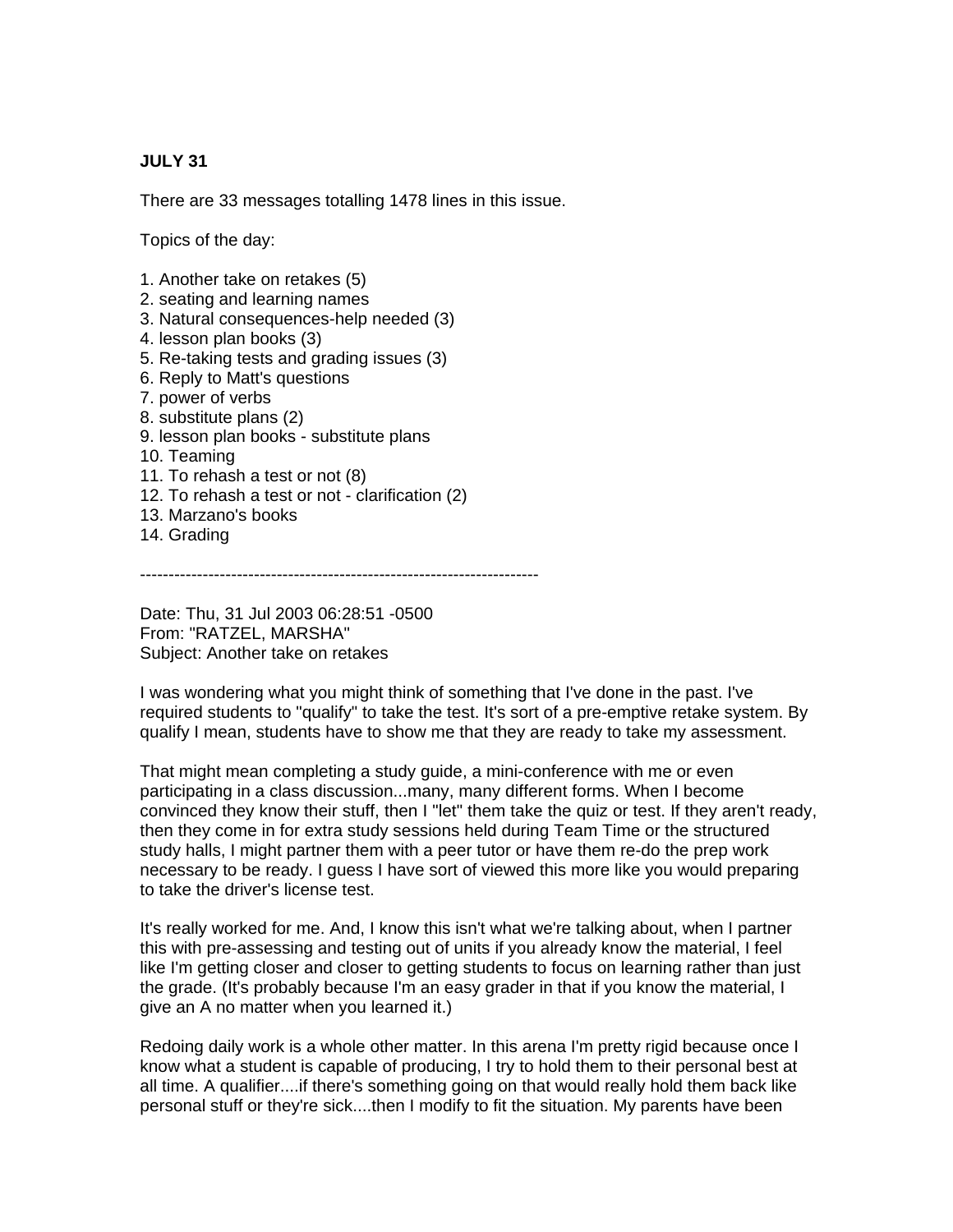**JULY 31**

There are 33 messages totalling 1478 lines in this issue.

Topics of the day:

1. Another take on retakes (5)
2. seating and learning names
3. Natural consequences-help needed (3)
4. lesson plan books (3)
5. Re-taking tests and grading issues (3)
6. Reply to Matt's questions
7. power of verbs
8. substitute plans (2)
9. lesson plan books - substitute plans
10. Teaming
11. To rehash a test or not (8)
12. To rehash a test or not - clarification (2)
13. Marzano's books
14. Grading

----------------------------------------------------------------------

Date: Thu, 31 Jul 2003 06:28:51 -0500
From: "RATZEL, MARSHA"
Subject: Another take on retakes

I was wondering what you might think of something that I've done in the past. I've required students to "qualify" to take the test. It's sort of a pre-emptive retake system. By qualify I mean, students have to show me that they are ready to take my assessment.

That might mean completing a study guide, a mini-conference with me or even participating in a class discussion...many, many different forms. When I become convinced they know their stuff, then I "let" them take the quiz or test. If they aren't ready, then they come in for extra study sessions held during Team Time or the structured study halls, I might partner them with a peer tutor or have them re-do the prep work necessary to be ready. I guess I have sort of viewed this more like you would preparing to take the driver's license test.

It's really worked for me. And, I know this isn't what we're talking about, when I partner this with pre-assessing and testing out of units if you already know the material, I feel like I'm getting closer and closer to getting students to focus on learning rather than just the grade. (It's probably because I'm an easy grader in that if you know the material, I give an A no matter when you learned it.)

Redoing daily work is a whole other matter. In this arena I'm pretty rigid because once I know what a student is capable of producing, I try to hold them to their personal best at all time. A qualifier....if there's something going on that would really hold them back like personal stuff or they're sick....then I modify to fit the situation. My parents have been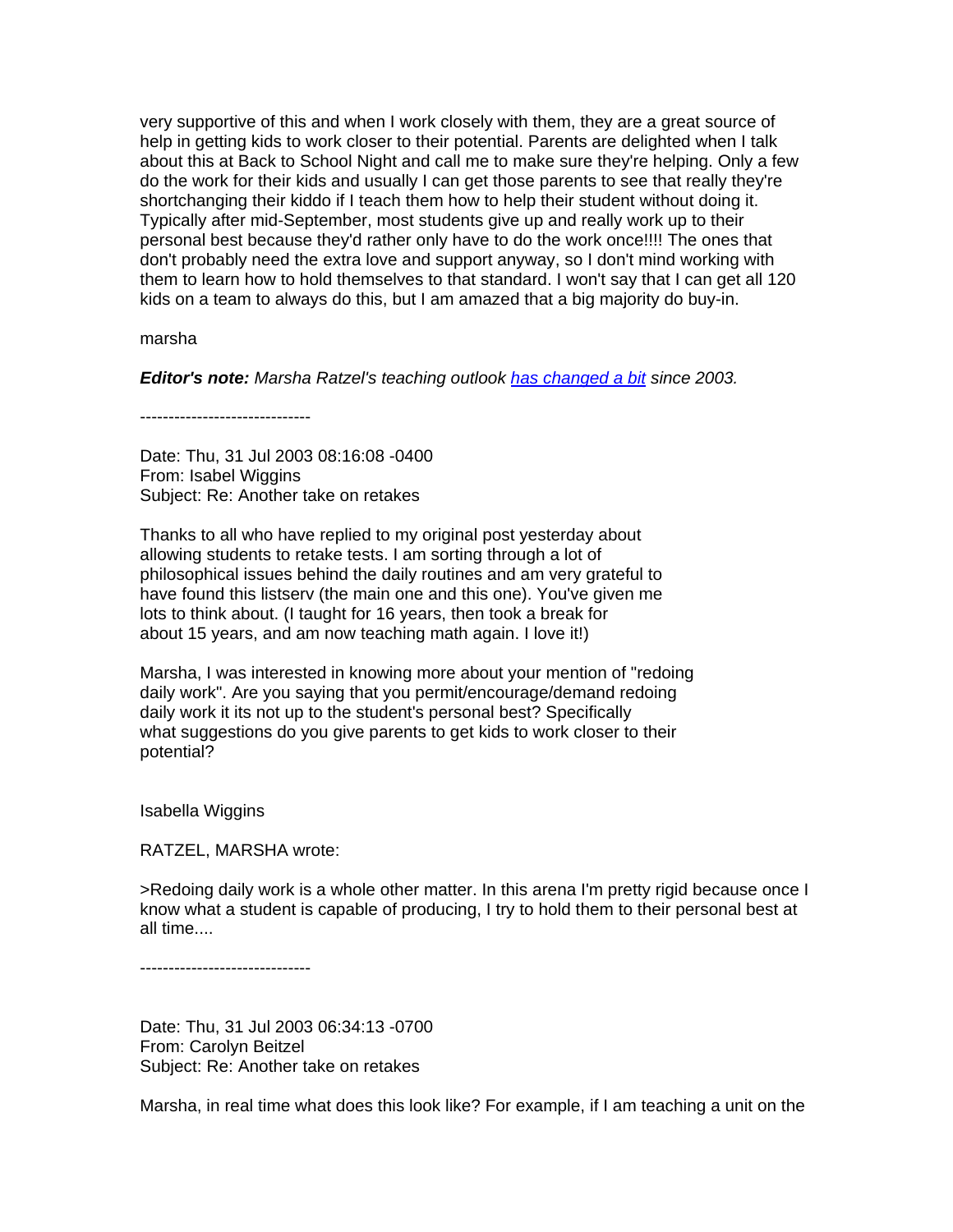very supportive of this and when I work closely with them, they are a great source of help in getting kids to work closer to their potential. Parents are delighted when I talk about this at Back to School Night and call me to make sure they're helping. Only a few do the work for their kids and usually I can get those parents to see that really they're shortchanging their kiddo if I teach them how to help their student without doing it. Typically after mid-September, most students give up and really work up to their personal best because they'd rather only have to do the work once!!!! The ones that don't probably need the extra love and support anyway, so I don't mind working with them to learn how to hold themselves to that standard. I won't say that I can get all 120 kids on a team to always do this, but I am amazed that a big majority do buy-in.

marsha

***Editor's note:*** *Marsha Ratzel's teaching outlook [has changed a bit]() since 2003.*

------------------------------

Date: Thu, 31 Jul 2003 08:16:08 -0400
From: Isabel Wiggins
Subject: Re: Another take on retakes

Thanks to all who have replied to my original post yesterday about allowing students to retake tests. I am sorting through a lot of philosophical issues behind the daily routines and am very grateful to have found this listserv (the main one and this one). You've given me lots to think about. (I taught for 16 years, then took a break for about 15 years, and am now teaching math again. I love it!)

Marsha, I was interested in knowing more about your mention of "redoing daily work". Are you saying that you permit/encourage/demand redoing daily work it its not up to the student's personal best? Specifically what suggestions do you give parents to get kids to work closer to their potential?

Isabella Wiggins

RATZEL, MARSHA wrote:

>Redoing daily work is a whole other matter. In this arena I'm pretty rigid because once I know what a student is capable of producing, I try to hold them to their personal best at all time....

------------------------------

Date: Thu, 31 Jul 2003 06:34:13 -0700
From: Carolyn Beitzel
Subject: Re: Another take on retakes

Marsha, in real time what does this look like? For example, if I am teaching a unit on the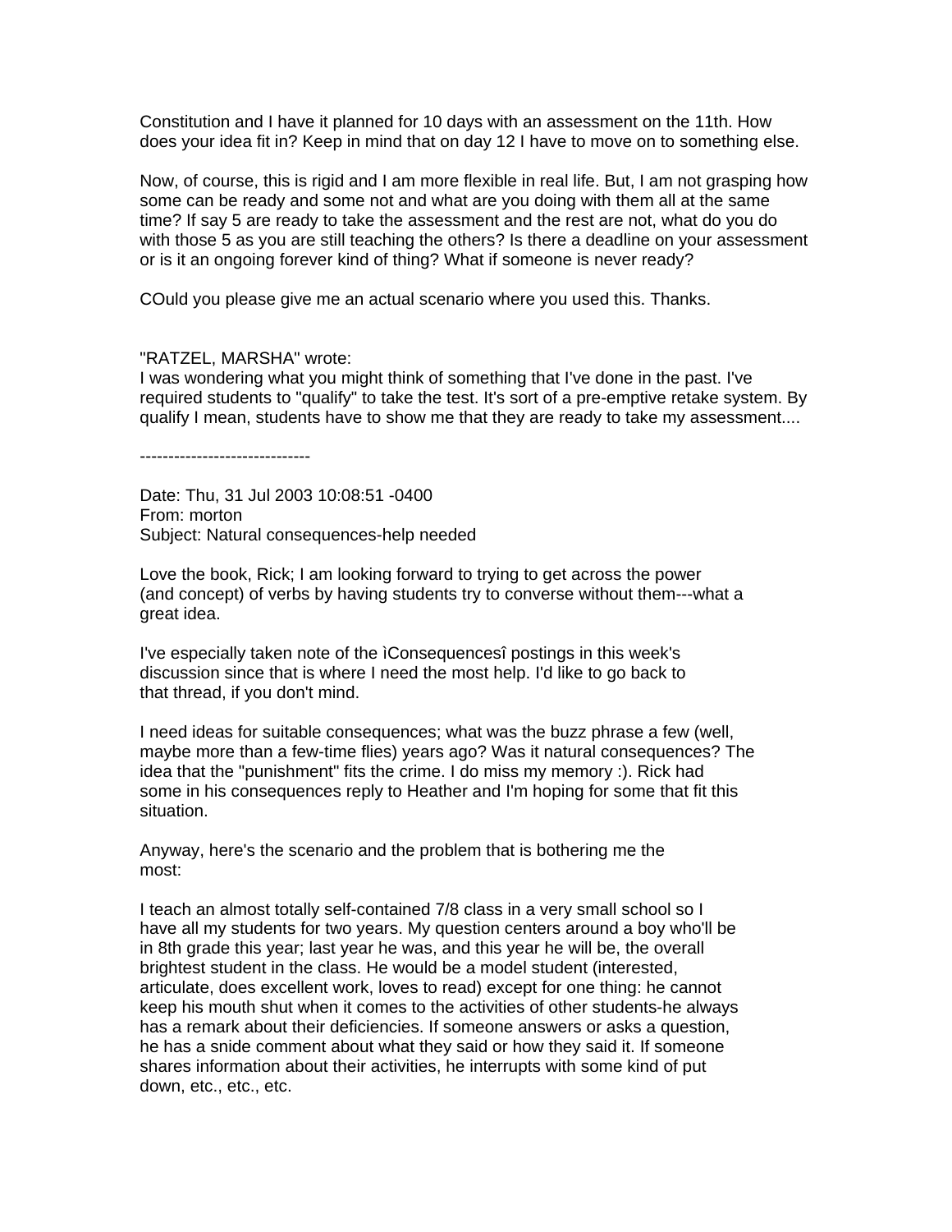Constitution and I have it planned for 10 days with an assessment on the 11th. How does your idea fit in? Keep in mind that on day 12 I have to move on to something else.

Now, of course, this is rigid and I am more flexible in real life. But, I am not grasping how some can be ready and some not and what are you doing with them all at the same time? If say 5 are ready to take the assessment and the rest are not, what do you do with those 5 as you are still teaching the others? Is there a deadline on your assessment or is it an ongoing forever kind of thing? What if someone is never ready?

COuld you please give me an actual scenario where you used this. Thanks.

"RATZEL, MARSHA" wrote:
I was wondering what you might think of something that I've done in the past. I've required students to "qualify" to take the test. It's sort of a pre-emptive retake system. By qualify I mean, students have to show me that they are ready to take my assessment....

------------------------------

Date: Thu, 31 Jul 2003 10:08:51 -0400
From: morton
Subject: Natural consequences-help needed

Love the book, Rick; I am looking forward to trying to get across the power (and concept) of verbs by having students try to converse without them---what a great idea.

I've especially taken note of the ìConsequencesî postings in this week's discussion since that is where I need the most help. I'd like to go back to that thread, if you don't mind.

I need ideas for suitable consequences; what was the buzz phrase a few (well, maybe more than a few-time flies) years ago? Was it natural consequences? The idea that the "punishment" fits the crime. I do miss my memory :). Rick had some in his consequences reply to Heather and I'm hoping for some that fit this situation.

Anyway, here's the scenario and the problem that is bothering me the most:

I teach an almost totally self-contained 7/8 class in a very small school so I have all my students for two years. My question centers around a boy who'll be in 8th grade this year; last year he was, and this year he will be, the overall brightest student in the class. He would be a model student (interested, articulate, does excellent work, loves to read) except for one thing: he cannot keep his mouth shut when it comes to the activities of other students-he always has a remark about their deficiencies. If someone answers or asks a question, he has a snide comment about what they said or how they said it. If someone shares information about their activities, he interrupts with some kind of put down, etc., etc., etc.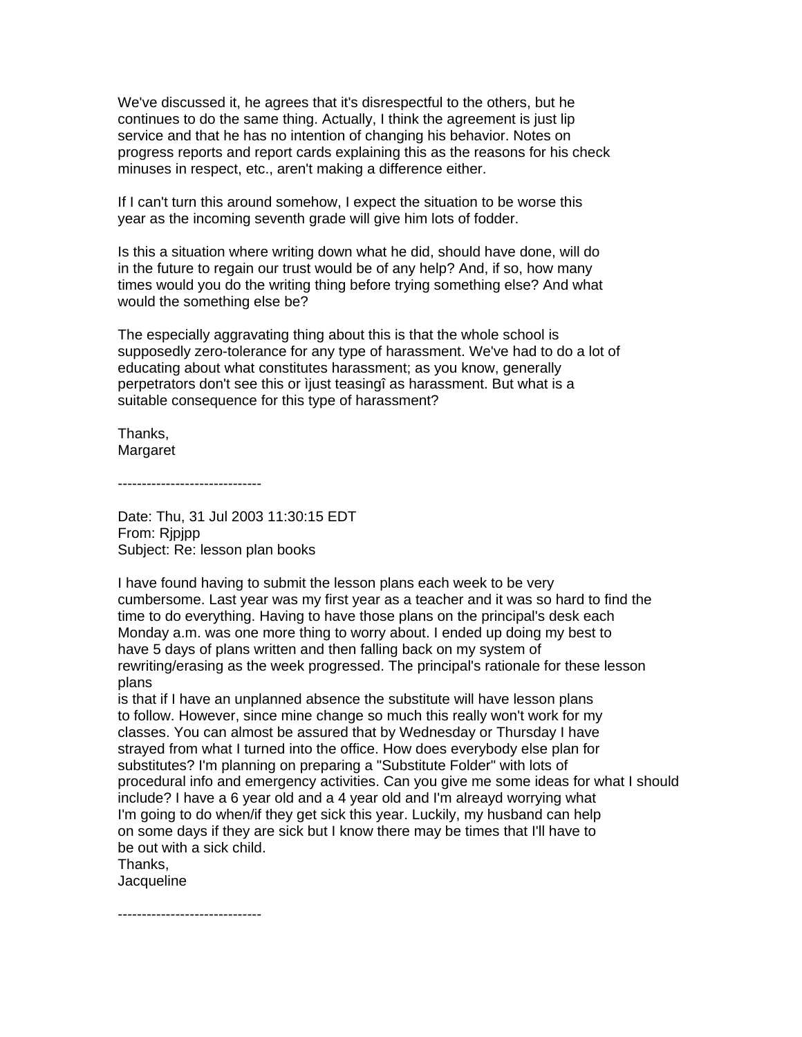We've discussed it, he agrees that it's disrespectful to the others, but he continues to do the same thing. Actually, I think the agreement is just lip service and that he has no intention of changing his behavior. Notes on progress reports and report cards explaining this as the reasons for his check minuses in respect, etc., aren't making a difference either.

If I can't turn this around somehow, I expect the situation to be worse this year as the incoming seventh grade will give him lots of fodder.

Is this a situation where writing down what he did, should have done, will do in the future to regain our trust would be of any help? And, if so, how many times would you do the writing thing before trying something else? And what would the something else be?

The especially aggravating thing about this is that the whole school is supposedly zero-tolerance for any type of harassment. We've had to do a lot of educating about what constitutes harassment; as you know, generally perpetrators don't see this or ìjust teasingî as harassment. But what is a suitable consequence for this type of harassment?

Thanks,  
Margaret

------------------------------

Date: Thu, 31 Jul 2003 11:30:15 EDT  
From: Rjpjpp  
Subject: Re: lesson plan books

I have found having to submit the lesson plans each week to be very cumbersome. Last year was my first year as a teacher and it was so hard to find the time to do everything. Having to have those plans on the principal's desk each Monday a.m. was one more thing to worry about. I ended up doing my best to have 5 days of plans written and then falling back on my system of rewriting/erasing as the week progressed. The principal's rationale for these lesson plans  
is that if I have an unplanned absence the substitute will have lesson plans to follow. However, since mine change so much this really won't work for my classes. You can almost be assured that by Wednesday or Thursday I have strayed from what I turned into the office. How does everybody else plan for substitutes? I'm planning on preparing a "Substitute Folder" with lots of procedural info and emergency activities. Can you give me some ideas for what I should include? I have a 6 year old and a 4 year old and I'm alreayd worrying what I'm going to do when/if they get sick this year. Luckily, my husband can help on some days if they are sick but I know there may be times that I'll have to be out with a sick child.  
Thanks,  
Jacqueline

------------------------------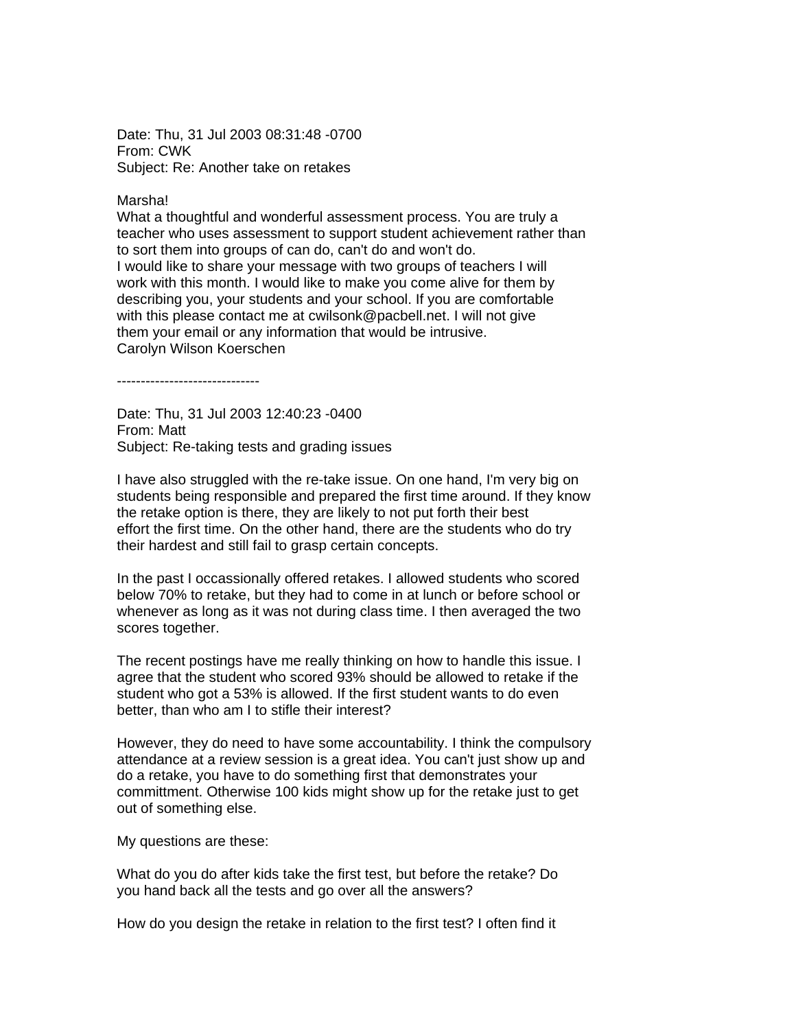Date: Thu, 31 Jul 2003 08:31:48 -0700
From: CWK
Subject: Re: Another take on retakes

Marsha!
What a thoughtful and wonderful assessment process. You are truly a teacher who uses assessment to support student achievement rather than to sort them into groups of can do, can't do and won't do.
I would like to share your message with two groups of teachers I will work with this month. I would like to make you come alive for them by describing you, your students and your school. If you are comfortable with this please contact me at cwilsonk@pacbell.net. I will not give them your email or any information that would be intrusive.
Carolyn Wilson Koerschen

------------------------------

Date: Thu, 31 Jul 2003 12:40:23 -0400
From: Matt
Subject: Re-taking tests and grading issues

I have also struggled with the re-take issue. On one hand, I'm very big on students being responsible and prepared the first time around. If they know the retake option is there, they are likely to not put forth their best effort the first time. On the other hand, there are the students who do try their hardest and still fail to grasp certain concepts.

In the past I occassionally offered retakes. I allowed students who scored below 70% to retake, but they had to come in at lunch or before school or whenever as long as it was not during class time. I then averaged the two scores together.

The recent postings have me really thinking on how to handle this issue. I agree that the student who scored 93% should be allowed to retake if the student who got a 53% is allowed. If the first student wants to do even better, than who am I to stifle their interest?

However, they do need to have some accountability. I think the compulsory attendance at a review session is a great idea. You can't just show up and do a retake, you have to do something first that demonstrates your committment. Otherwise 100 kids might show up for the retake just to get out of something else.

My questions are these:

What do you do after kids take the first test, but before the retake? Do you hand back all the tests and go over all the answers?

How do you design the retake in relation to the first test? I often find it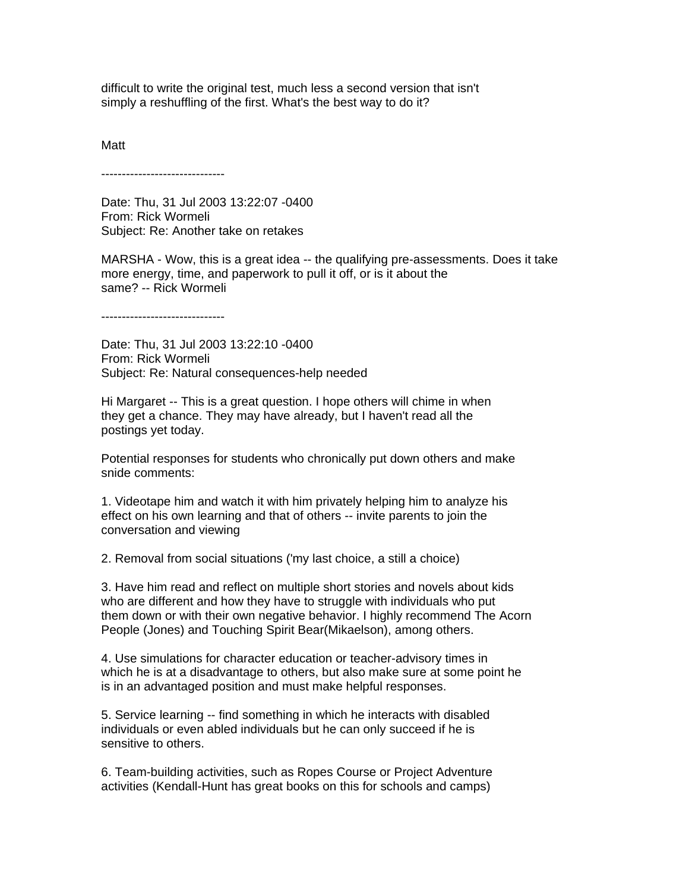difficult to write the original test, much less a second version that isn't simply a reshuffling of the first. What's the best way to do it?

Matt

------------------------------

Date: Thu, 31 Jul 2003 13:22:07 -0400
From: Rick Wormeli
Subject: Re: Another take on retakes

MARSHA - Wow, this is a great idea -- the qualifying pre-assessments. Does it take more energy, time, and paperwork to pull it off, or is it about the same? -- Rick Wormeli

------------------------------

Date: Thu, 31 Jul 2003 13:22:10 -0400
From: Rick Wormeli
Subject: Re: Natural consequences-help needed

Hi Margaret -- This is a great question. I hope others will chime in when they get a chance. They may have already, but I haven't read all the postings yet today.

Potential responses for students who chronically put down others and make snide comments:

1. Videotape him and watch it with him privately helping him to analyze his effect on his own learning and that of others -- invite parents to join the conversation and viewing

2. Removal from social situations ('my last choice, a still a choice)

3. Have him read and reflect on multiple short stories and novels about kids who are different and how they have to struggle with individuals who put them down or with their own negative behavior. I highly recommend The Acorn People (Jones) and Touching Spirit Bear(Mikaelson), among others.

4. Use simulations for character education or teacher-advisory times in which he is at a disadvantage to others, but also make sure at some point he is in an advantaged position and must make helpful responses.

5. Service learning -- find something in which he interacts with disabled individuals or even abled individuals but he can only succeed if he is sensitive to others.

6. Team-building activities, such as Ropes Course or Project Adventure activities (Kendall-Hunt has great books on this for schools and camps)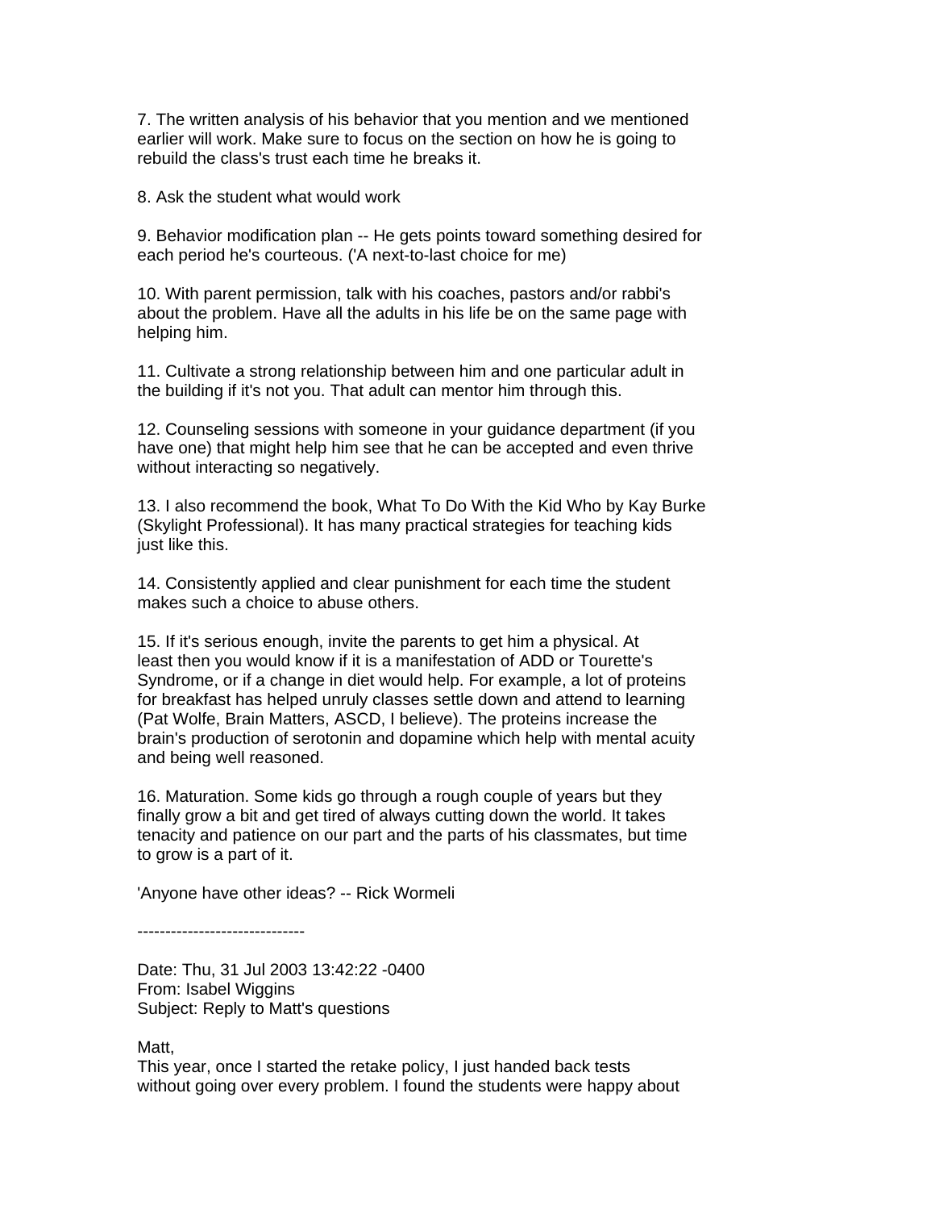7. The written analysis of his behavior that you mention and we mentioned earlier will work. Make sure to focus on the section on how he is going to rebuild the class's trust each time he breaks it.

8. Ask the student what would work

9. Behavior modification plan -- He gets points toward something desired for each period he's courteous. ('A next-to-last choice for me)

10. With parent permission, talk with his coaches, pastors and/or rabbi's about the problem. Have all the adults in his life be on the same page with helping him.

11. Cultivate a strong relationship between him and one particular adult in the building if it's not you. That adult can mentor him through this.

12. Counseling sessions with someone in your guidance department (if you have one) that might help him see that he can be accepted and even thrive without interacting so negatively.

13. I also recommend the book, What To Do With the Kid Who by Kay Burke (Skylight Professional). It has many practical strategies for teaching kids just like this.

14. Consistently applied and clear punishment for each time the student makes such a choice to abuse others.

15. If it's serious enough, invite the parents to get him a physical. At least then you would know if it is a manifestation of ADD or Tourette's Syndrome, or if a change in diet would help. For example, a lot of proteins for breakfast has helped unruly classes settle down and attend to learning (Pat Wolfe, Brain Matters, ASCD, I believe). The proteins increase the brain's production of serotonin and dopamine which help with mental acuity and being well reasoned.

16. Maturation. Some kids go through a rough couple of years but they finally grow a bit and get tired of always cutting down the world. It takes tenacity and patience on our part and the parts of his classmates, but time to grow is a part of it.

'Anyone have other ideas? -- Rick Wormeli

------------------------------

Date: Thu, 31 Jul 2003 13:42:22 -0400
From: Isabel Wiggins
Subject: Reply to Matt's questions

Matt,
This year, once I started the retake policy, I just handed back tests without going over every problem. I found the students were happy about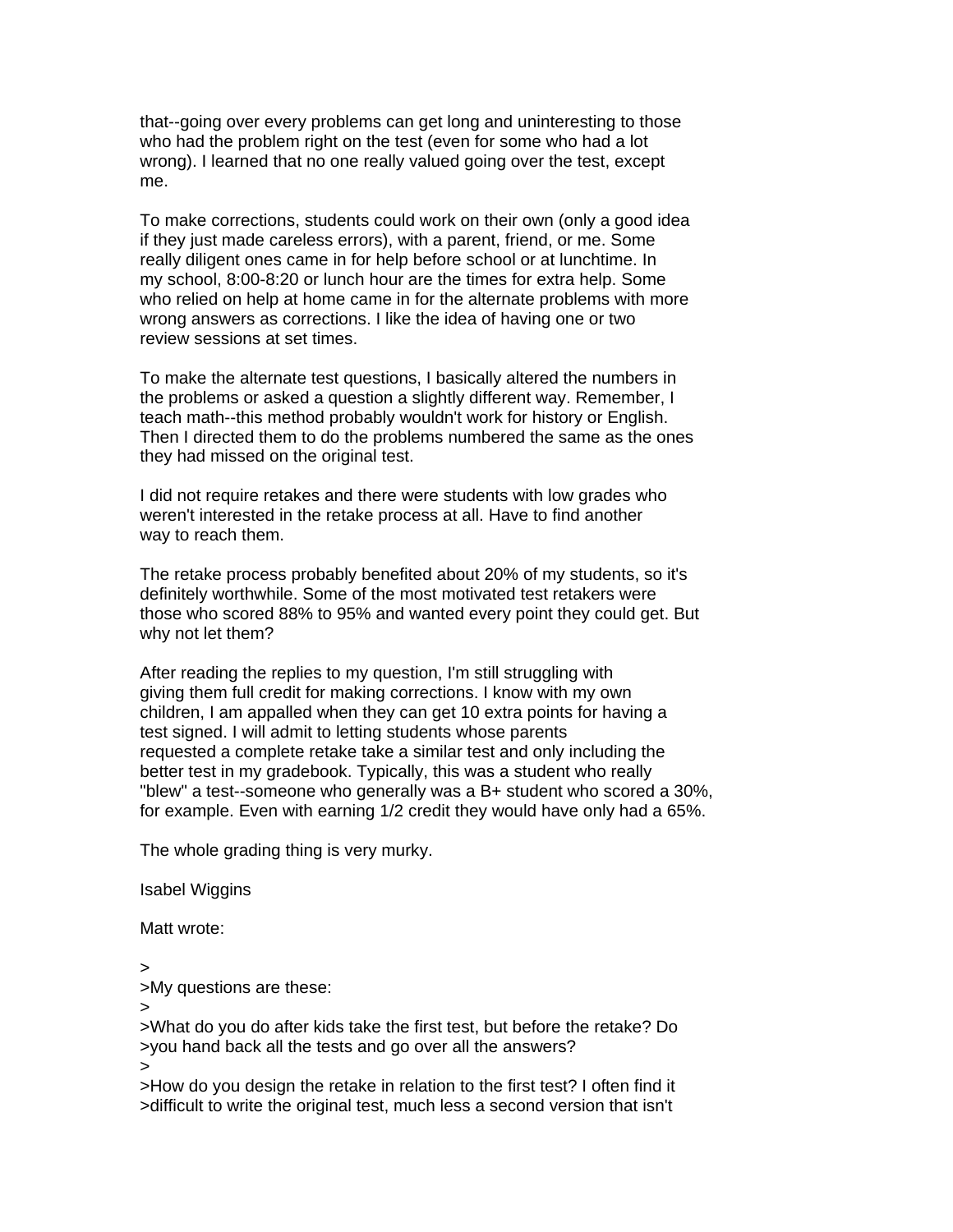that--going over every problems can get long and uninteresting to those who had the problem right on the test (even for some who had a lot wrong). I learned that no one really valued going over the test, except me.

To make corrections, students could work on their own (only a good idea if they just made careless errors), with a parent, friend, or me. Some really diligent ones came in for help before school or at lunchtime. In my school, 8:00-8:20 or lunch hour are the times for extra help. Some who relied on help at home came in for the alternate problems with more wrong answers as corrections. I like the idea of having one or two review sessions at set times.

To make the alternate test questions, I basically altered the numbers in the problems or asked a question a slightly different way. Remember, I teach math--this method probably wouldn't work for history or English. Then I directed them to do the problems numbered the same as the ones they had missed on the original test.

I did not require retakes and there were students with low grades who weren't interested in the retake process at all. Have to find another way to reach them.

The retake process probably benefited about 20% of my students, so it's definitely worthwhile. Some of the most motivated test retakers were those who scored 88% to 95% and wanted every point they could get. But why not let them?

After reading the replies to my question, I'm still struggling with giving them full credit for making corrections. I know with my own children, I am appalled when they can get 10 extra points for having a test signed. I will admit to letting students whose parents requested a complete retake take a similar test and only including the better test in my gradebook. Typically, this was a student who really "blew" a test--someone who generally was a B+ student who scored a 30%, for example. Even with earning 1/2 credit they would have only had a 65%.

The whole grading thing is very murky.

Isabel Wiggins

Matt wrote:

>
>My questions are these:
>
>What do you do after kids take the first test, but before the retake? Do
>you hand back all the tests and go over all the answers?
>
>How do you design the retake in relation to the first test? I often find it
>difficult to write the original test, much less a second version that isn't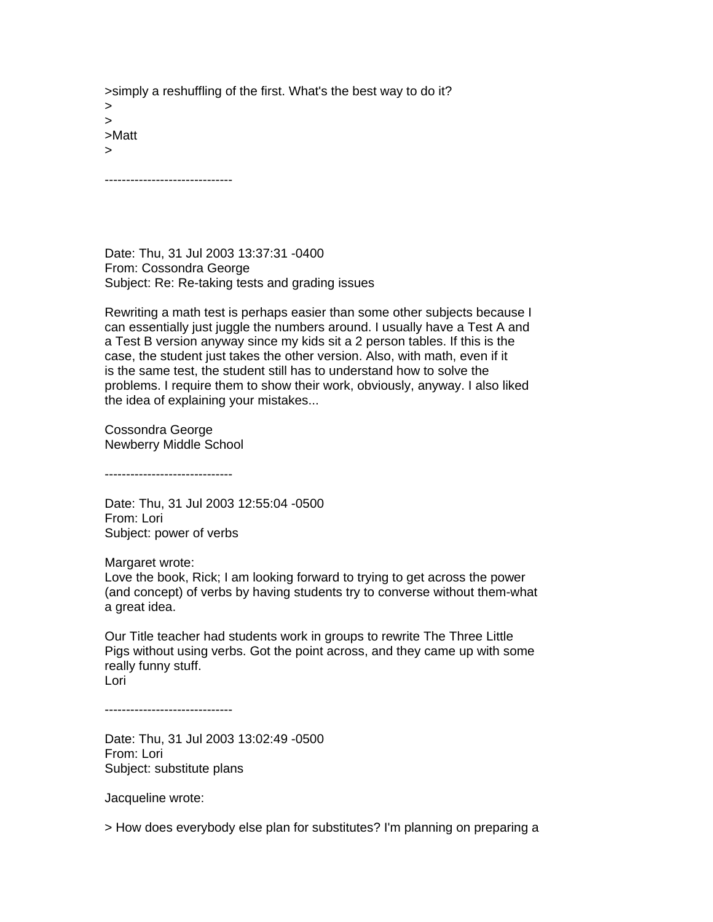>simply a reshuffling of the first. What's the best way to do it?
>
>
>Matt
>

------------------------------

Date: Thu, 31 Jul 2003 13:37:31 -0400
From: Cossondra George
Subject: Re: Re-taking tests and grading issues

Rewriting a math test is perhaps easier than some other subjects because I can essentially just juggle the numbers around. I usually have a Test A and a Test B version anyway since my kids sit a 2 person tables. If this is the case, the student just takes the other version. Also, with math, even if it is the same test, the student still has to understand how to solve the problems. I require them to show their work, obviously, anyway. I also liked the idea of explaining your mistakes...

Cossondra George
Newberry Middle School

------------------------------

Date: Thu, 31 Jul 2003 12:55:04 -0500
From: Lori
Subject: power of verbs

Margaret wrote:
Love the book, Rick; I am looking forward to trying to get across the power (and concept) of verbs by having students try to converse without them-what a great idea.

Our Title teacher had students work in groups to rewrite The Three Little Pigs without using verbs. Got the point across, and they came up with some really funny stuff.
Lori

------------------------------

Date: Thu, 31 Jul 2003 13:02:49 -0500
From: Lori
Subject: substitute plans

Jacqueline wrote:

> How does everybody else plan for substitutes? I'm planning on preparing a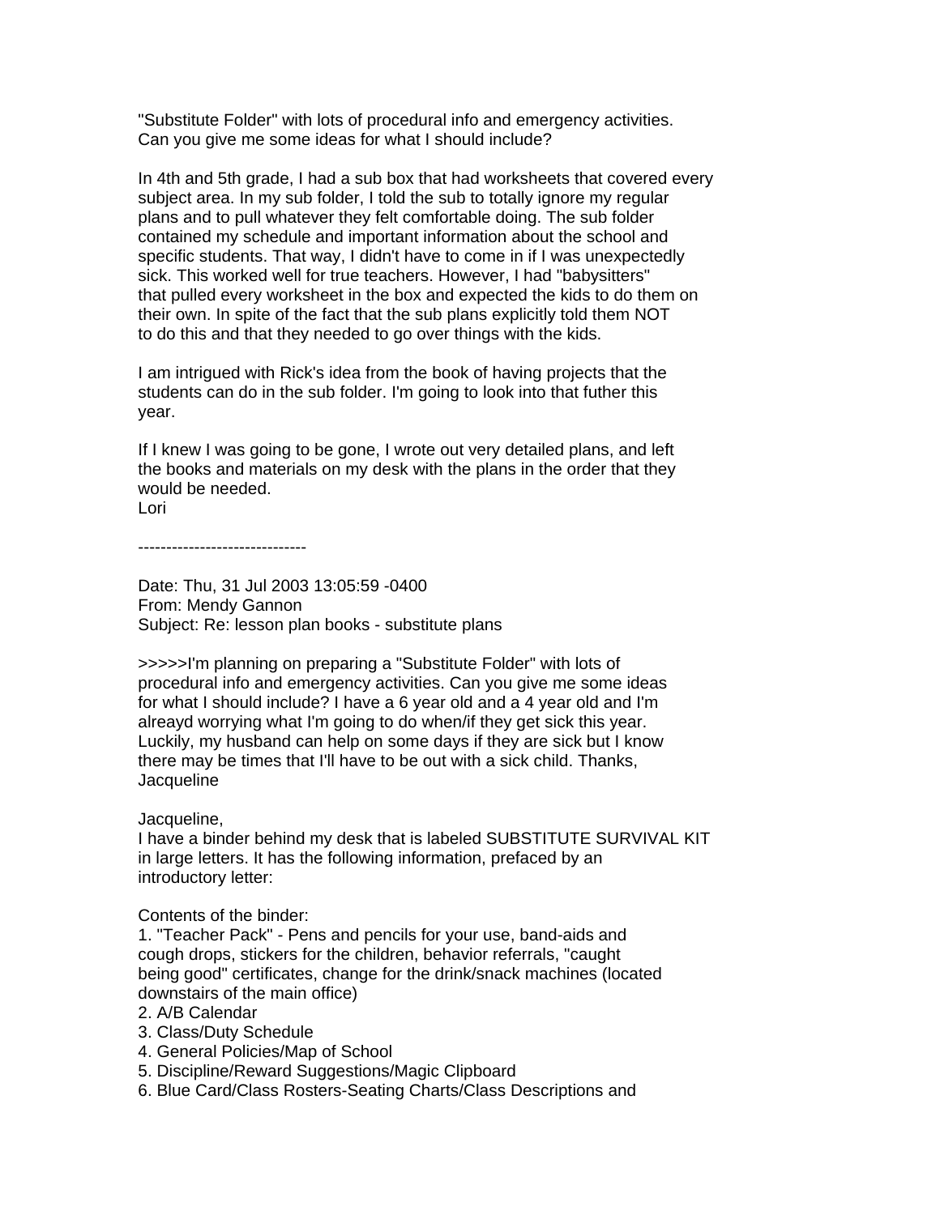"Substitute Folder" with lots of procedural info and emergency activities. Can you give me some ideas for what I should include?

In 4th and 5th grade, I had a sub box that had worksheets that covered every subject area. In my sub folder, I told the sub to totally ignore my regular plans and to pull whatever they felt comfortable doing. The sub folder contained my schedule and important information about the school and specific students. That way, I didn't have to come in if I was unexpectedly sick. This worked well for true teachers. However, I had "babysitters" that pulled every worksheet in the box and expected the kids to do them on their own. In spite of the fact that the sub plans explicitly told them NOT to do this and that they needed to go over things with the kids.

I am intrigued with Rick's idea from the book of having projects that the students can do in the sub folder. I'm going to look into that futher this year.

If I knew I was going to be gone, I wrote out very detailed plans, and left the books and materials on my desk with the plans in the order that they would be needed.
Lori

------------------------------

Date: Thu, 31 Jul 2003 13:05:59 -0400
From: Mendy Gannon
Subject: Re: lesson plan books - substitute plans

>>>>>I'm planning on preparing a "Substitute Folder" with lots of procedural info and emergency activities. Can you give me some ideas for what I should include? I have a 6 year old and a 4 year old and I'm alreayd worrying what I'm going to do when/if they get sick this year. Luckily, my husband can help on some days if they are sick but I know there may be times that I'll have to be out with a sick child. Thanks, Jacqueline

Jacqueline,
I have a binder behind my desk that is labeled SUBSTITUTE SURVIVAL KIT in large letters. It has the following information, prefaced by an introductory letter:

Contents of the binder:
1. "Teacher Pack" - Pens and pencils for your use, band-aids and cough drops, stickers for the children, behavior referrals, "caught being good" certificates, change for the drink/snack machines (located downstairs of the main office)
2. A/B Calendar
3. Class/Duty Schedule
4. General Policies/Map of School
5. Discipline/Reward Suggestions/Magic Clipboard
6. Blue Card/Class Rosters-Seating Charts/Class Descriptions and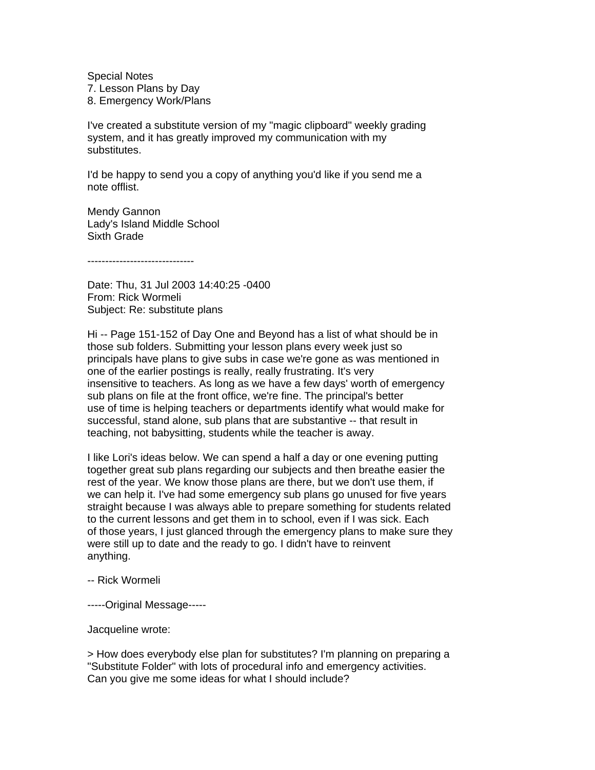Special Notes
7. Lesson Plans by Day
8. Emergency Work/Plans

I've created a substitute version of my "magic clipboard" weekly grading system, and it has greatly improved my communication with my substitutes.

I'd be happy to send you a copy of anything you'd like if you send me a note offlist.

Mendy Gannon
Lady's Island Middle School
Sixth Grade

------------------------------

Date: Thu, 31 Jul 2003 14:40:25 -0400
From: Rick Wormeli
Subject: Re: substitute plans

Hi -- Page 151-152 of Day One and Beyond has a list of what should be in those sub folders. Submitting your lesson plans every week just so principals have plans to give subs in case we're gone as was mentioned in one of the earlier postings is really, really frustrating. It's very insensitive to teachers. As long as we have a few days' worth of emergency sub plans on file at the front office, we're fine. The principal's better use of time is helping teachers or departments identify what would make for successful, stand alone, sub plans that are substantive -- that result in teaching, not babysitting, students while the teacher is away.

I like Lori's ideas below. We can spend a half a day or one evening putting together great sub plans regarding our subjects and then breathe easier the rest of the year. We know those plans are there, but we don't use them, if we can help it. I've had some emergency sub plans go unused for five years straight because I was always able to prepare something for students related to the current lessons and get them in to school, even if I was sick. Each of those years, I just glanced through the emergency plans to make sure they were still up to date and the ready to go. I didn't have to reinvent anything.

-- Rick Wormeli

-----Original Message-----

Jacqueline wrote:

> How does everybody else plan for substitutes? I'm planning on preparing a "Substitute Folder" with lots of procedural info and emergency activities. Can you give me some ideas for what I should include?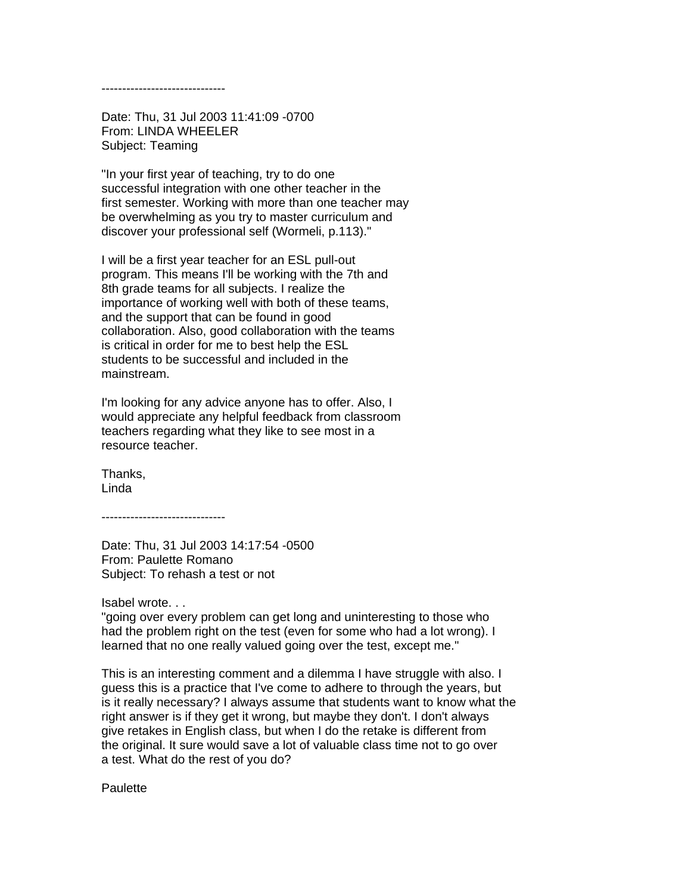------------------------------

Date: Thu, 31 Jul 2003 11:41:09 -0700
From: LINDA WHEELER
Subject: Teaming

"In your first year of teaching, try to do one
successful integration with one other teacher in the
first semester. Working with more than one teacher may
be overwhelming as you try to master curriculum and
discover your professional self (Wormeli, p.113)."

I will be a first year teacher for an ESL pull-out
program. This means I'll be working with the 7th and
8th grade teams for all subjects. I realize the
importance of working well with both of these teams,
and the support that can be found in good
collaboration. Also, good collaboration with the teams
is critical in order for me to best help the ESL
students to be successful and included in the
mainstream.

I'm looking for any advice anyone has to offer. Also, I
would appreciate any helpful feedback from classroom
teachers regarding what they like to see most in a
resource teacher.

Thanks,
Linda

------------------------------

Date: Thu, 31 Jul 2003 14:17:54 -0500
From: Paulette Romano
Subject: To rehash a test or not

Isabel wrote. . .
"going over every problem can get long and uninteresting to those who
had the problem right on the test (even for some who had a lot wrong). I
learned that no one really valued going over the test, except me."

This is an interesting comment and a dilemma I have struggle with also. I
guess this is a practice that I've come to adhere to through the years, but
is it really necessary? I always assume that students want to know what the
right answer is if they get it wrong, but maybe they don't. I don't always
give retakes in English class, but when I do the retake is different from
the original. It sure would save a lot of valuable class time not to go over
a test. What do the rest of you do?

Paulette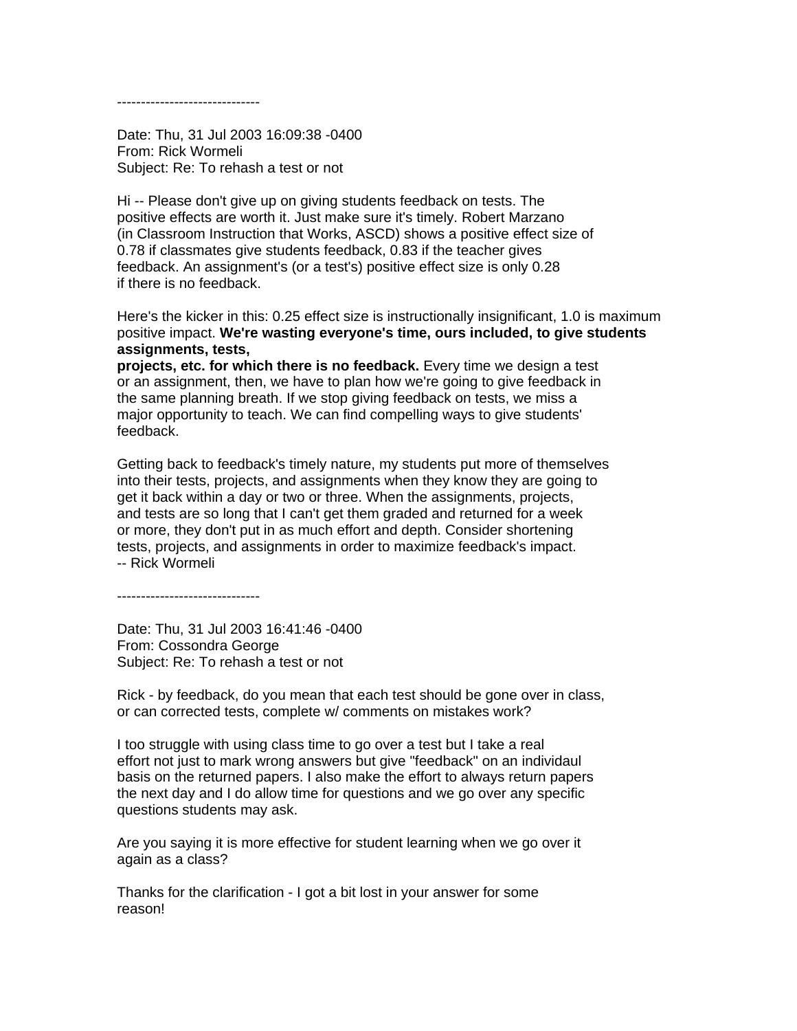------------------------------

Date: Thu, 31 Jul 2003 16:09:38 -0400
From: Rick Wormeli
Subject: Re: To rehash a test or not

Hi -- Please don't give up on giving students feedback on tests. The positive effects are worth it. Just make sure it's timely. Robert Marzano (in Classroom Instruction that Works, ASCD) shows a positive effect size of 0.78 if classmates give students feedback, 0.83 if the teacher gives feedback. An assignment's (or a test's) positive effect size is only 0.28 if there is no feedback.

Here's the kicker in this: 0.25 effect size is instructionally insignificant, 1.0 is maximum positive impact. **We're wasting everyone's time, ours included, to give students assignments, tests, projects, etc. for which there is no feedback.** Every time we design a test or an assignment, then, we have to plan how we're going to give feedback in the same planning breath. If we stop giving feedback on tests, we miss a major opportunity to teach. We can find compelling ways to give students' feedback.

Getting back to feedback's timely nature, my students put more of themselves into their tests, projects, and assignments when they know they are going to get it back within a day or two or three. When the assignments, projects, and tests are so long that I can't get them graded and returned for a week or more, they don't put in as much effort and depth. Consider shortening tests, projects, and assignments in order to maximize feedback's impact.
-- Rick Wormeli

------------------------------

Date: Thu, 31 Jul 2003 16:41:46 -0400
From: Cossondra George
Subject: Re: To rehash a test or not

Rick - by feedback, do you mean that each test should be gone over in class, or can corrected tests, complete w/ comments on mistakes work?

I too struggle with using class time to go over a test but I take a real effort not just to mark wrong answers but give "feedback" on an individaul basis on the returned papers. I also make the effort to always return papers the next day and I do allow time for questions and we go over any specific questions students may ask.

Are you saying it is more effective for student learning when we go over it again as a class?

Thanks for the clarification - I got a bit lost in your answer for some reason!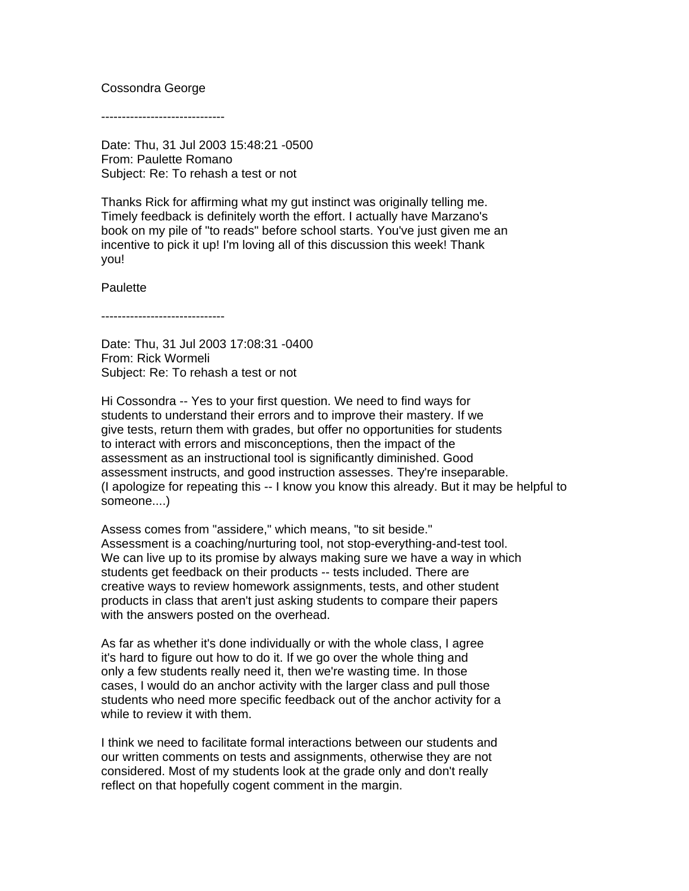Cossondra George

------------------------------

Date: Thu, 31 Jul 2003 15:48:21 -0500
From: Paulette Romano
Subject: Re: To rehash a test or not

Thanks Rick for affirming what my gut instinct was originally telling me. Timely feedback is definitely worth the effort. I actually have Marzano's book on my pile of "to reads" before school starts. You've just given me an incentive to pick it up! I'm loving all of this discussion this week! Thank you!

Paulette

------------------------------

Date: Thu, 31 Jul 2003 17:08:31 -0400
From: Rick Wormeli
Subject: Re: To rehash a test or not

Hi Cossondra -- Yes to your first question. We need to find ways for students to understand their errors and to improve their mastery. If we give tests, return them with grades, but offer no opportunities for students to interact with errors and misconceptions, then the impact of the assessment as an instructional tool is significantly diminished. Good assessment instructs, and good instruction assesses. They're inseparable. (I apologize for repeating this -- I know you know this already. But it may be helpful to someone....)

Assess comes from "assidere," which means, "to sit beside." Assessment is a coaching/nurturing tool, not stop-everything-and-test tool. We can live up to its promise by always making sure we have a way in which students get feedback on their products -- tests included. There are creative ways to review homework assignments, tests, and other student products in class that aren't just asking students to compare their papers with the answers posted on the overhead.

As far as whether it's done individually or with the whole class, I agree it's hard to figure out how to do it. If we go over the whole thing and only a few students really need it, then we're wasting time. In those cases, I would do an anchor activity with the larger class and pull those students who need more specific feedback out of the anchor activity for a while to review it with them.

I think we need to facilitate formal interactions between our students and our written comments on tests and assignments, otherwise they are not considered. Most of my students look at the grade only and don't really reflect on that hopefully cogent comment in the margin.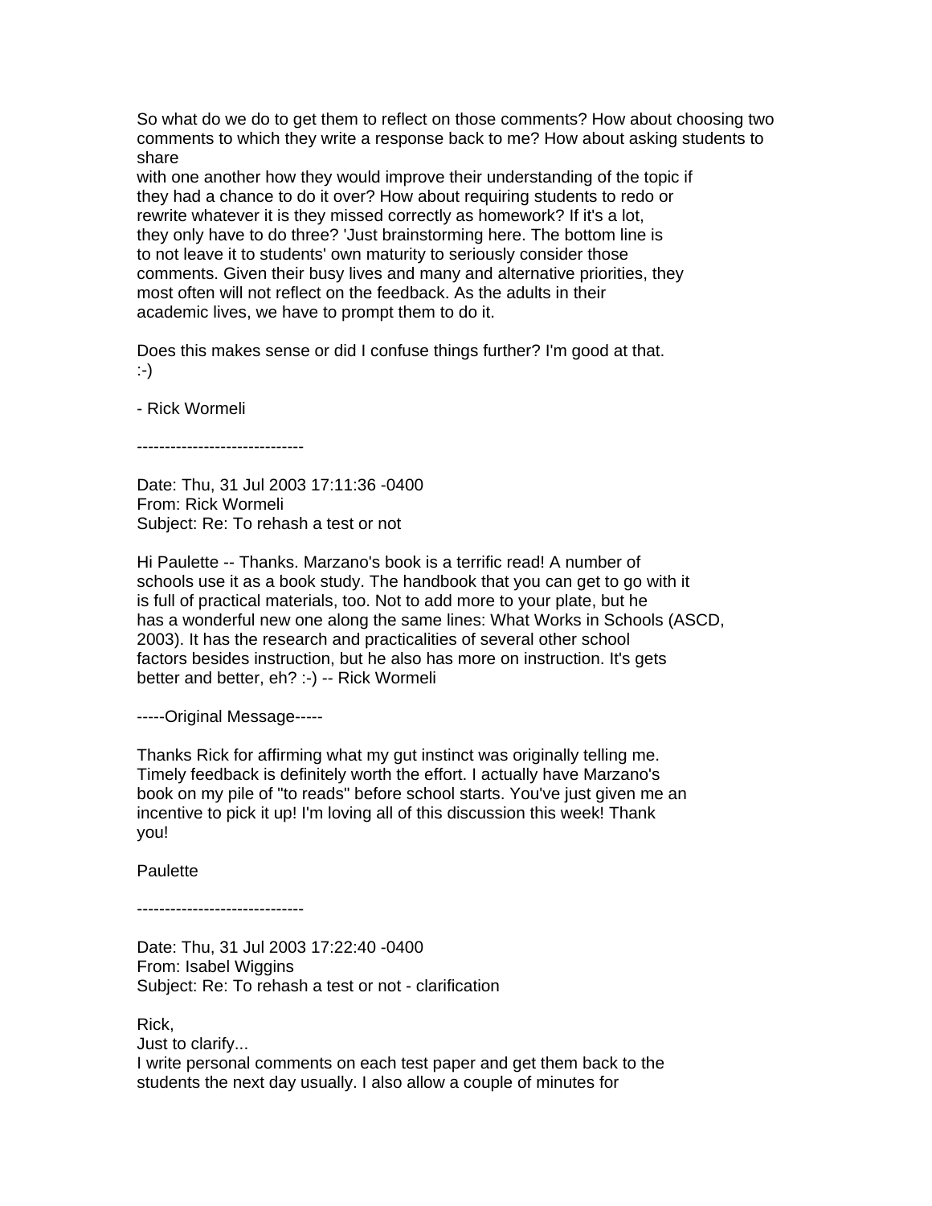So what do we do to get them to reflect on those comments? How about choosing two comments to which they write a response back to me? How about asking students to share
with one another how they would improve their understanding of the topic if they had a chance to do it over? How about requiring students to redo or rewrite whatever it is they missed correctly as homework? If it's a lot, they only have to do three? 'Just brainstorming here. The bottom line is to not leave it to students' own maturity to seriously consider those comments. Given their busy lives and many and alternative priorities, they most often will not reflect on the feedback. As the adults in their academic lives, we have to prompt them to do it.

Does this makes sense or did I confuse things further? I'm good at that. :-)

- Rick Wormeli

------------------------------

Date: Thu, 31 Jul 2003 17:11:36 -0400
From: Rick Wormeli
Subject: Re: To rehash a test or not

Hi Paulette -- Thanks. Marzano's book is a terrific read! A number of schools use it as a book study. The handbook that you can get to go with it is full of practical materials, too. Not to add more to your plate, but he has a wonderful new one along the same lines: What Works in Schools (ASCD, 2003). It has the research and practicalities of several other school factors besides instruction, but he also has more on instruction. It's gets better and better, eh? :-) -- Rick Wormeli

-----Original Message-----

Thanks Rick for affirming what my gut instinct was originally telling me. Timely feedback is definitely worth the effort. I actually have Marzano's book on my pile of "to reads" before school starts. You've just given me an incentive to pick it up! I'm loving all of this discussion this week! Thank you!

Paulette

------------------------------

Date: Thu, 31 Jul 2003 17:22:40 -0400
From: Isabel Wiggins
Subject: Re: To rehash a test or not - clarification

Rick,
Just to clarify...
I write personal comments on each test paper and get them back to the students the next day usually. I also allow a couple of minutes for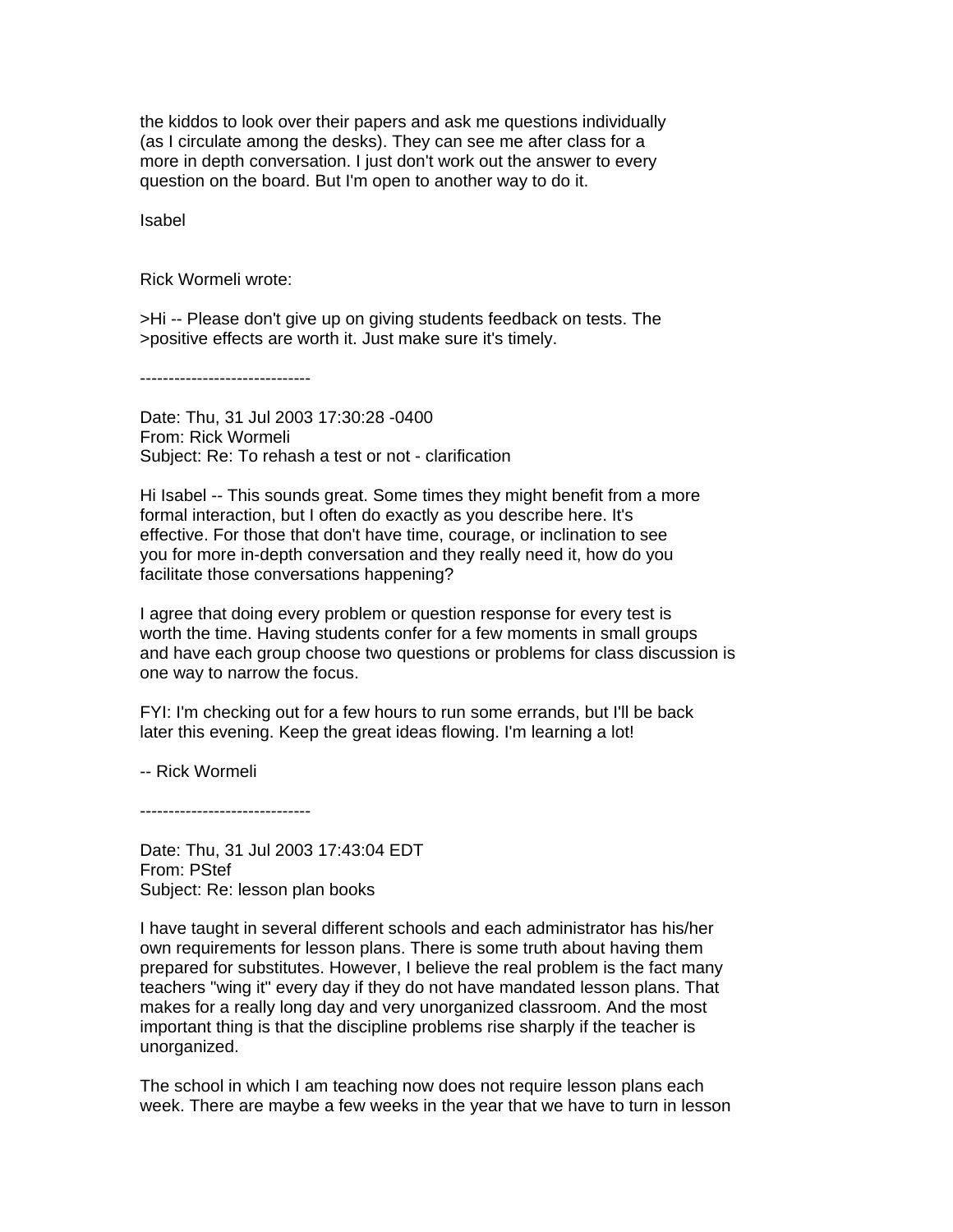the kiddos to look over their papers and ask me questions individually (as I circulate among the desks). They can see me after class for a more in depth conversation. I just don't work out the answer to every question on the board. But I'm open to another way to do it.

Isabel

Rick Wormeli wrote:

>Hi -- Please don't give up on giving students feedback on tests. The
>positive effects are worth it. Just make sure it's timely.

------------------------------

Date: Thu, 31 Jul 2003 17:30:28 -0400
From: Rick Wormeli
Subject: Re: To rehash a test or not - clarification

Hi Isabel -- This sounds great. Some times they might benefit from a more formal interaction, but I often do exactly as you describe here. It's effective. For those that don't have time, courage, or inclination to see you for more in-depth conversation and they really need it, how do you facilitate those conversations happening?

I agree that doing every problem or question response for every test is worth the time. Having students confer for a few moments in small groups and have each group choose two questions or problems for class discussion is one way to narrow the focus.

FYI: I'm checking out for a few hours to run some errands, but I'll be back later this evening. Keep the great ideas flowing. I'm learning a lot!

-- Rick Wormeli

------------------------------

Date: Thu, 31 Jul 2003 17:43:04 EDT
From: PStef
Subject: Re: lesson plan books

I have taught in several different schools and each administrator has his/her own requirements for lesson plans. There is some truth about having them prepared for substitutes. However, I believe the real problem is the fact many teachers "wing it" every day if they do not have mandated lesson plans. That makes for a really long day and very unorganized classroom. And the most important thing is that the discipline problems rise sharply if the teacher is unorganized.

The school in which I am teaching now does not require lesson plans each week. There are maybe a few weeks in the year that we have to turn in lesson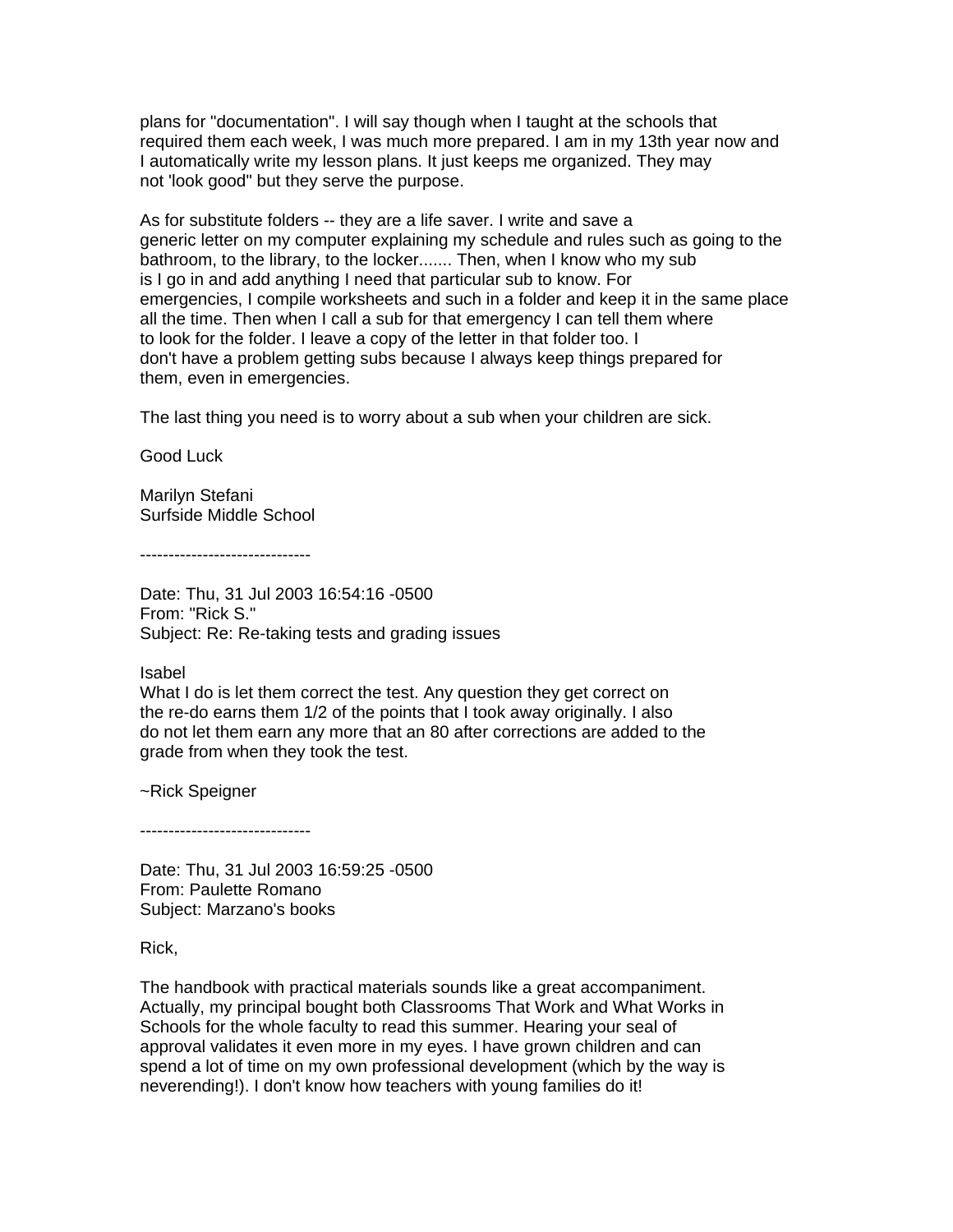plans for "documentation". I will say though when I taught at the schools that required them each week, I was much more prepared. I am in my 13th year now and I automatically write my lesson plans. It just keeps me organized. They may not 'look good" but they serve the purpose.

As for substitute folders -- they are a life saver. I write and save a generic letter on my computer explaining my schedule and rules such as going to the bathroom, to the library, to the locker....... Then, when I know who my sub is I go in and add anything I need that particular sub to know. For emergencies, I compile worksheets and such in a folder and keep it in the same place all the time. Then when I call a sub for that emergency I can tell them where to look for the folder. I leave a copy of the letter in that folder too. I don't have a problem getting subs because I always keep things prepared for them, even in emergencies.

The last thing you need is to worry about a sub when your children are sick.

Good Luck

Marilyn Stefani
Surfside Middle School

------------------------------

Date: Thu, 31 Jul 2003 16:54:16 -0500
From: "Rick S."
Subject: Re: Re-taking tests and grading issues

Isabel
What I do is let them correct the test. Any question they get correct on the re-do earns them 1/2 of the points that I took away originally. I also do not let them earn any more that an 80 after corrections are added to the grade from when they took the test.

~Rick Speigner

------------------------------

Date: Thu, 31 Jul 2003 16:59:25 -0500
From: Paulette Romano
Subject: Marzano's books

Rick,

The handbook with practical materials sounds like a great accompaniment. Actually, my principal bought both Classrooms That Work and What Works in Schools for the whole faculty to read this summer. Hearing your seal of approval validates it even more in my eyes. I have grown children and can spend a lot of time on my own professional development (which by the way is neverending!). I don't know how teachers with young families do it!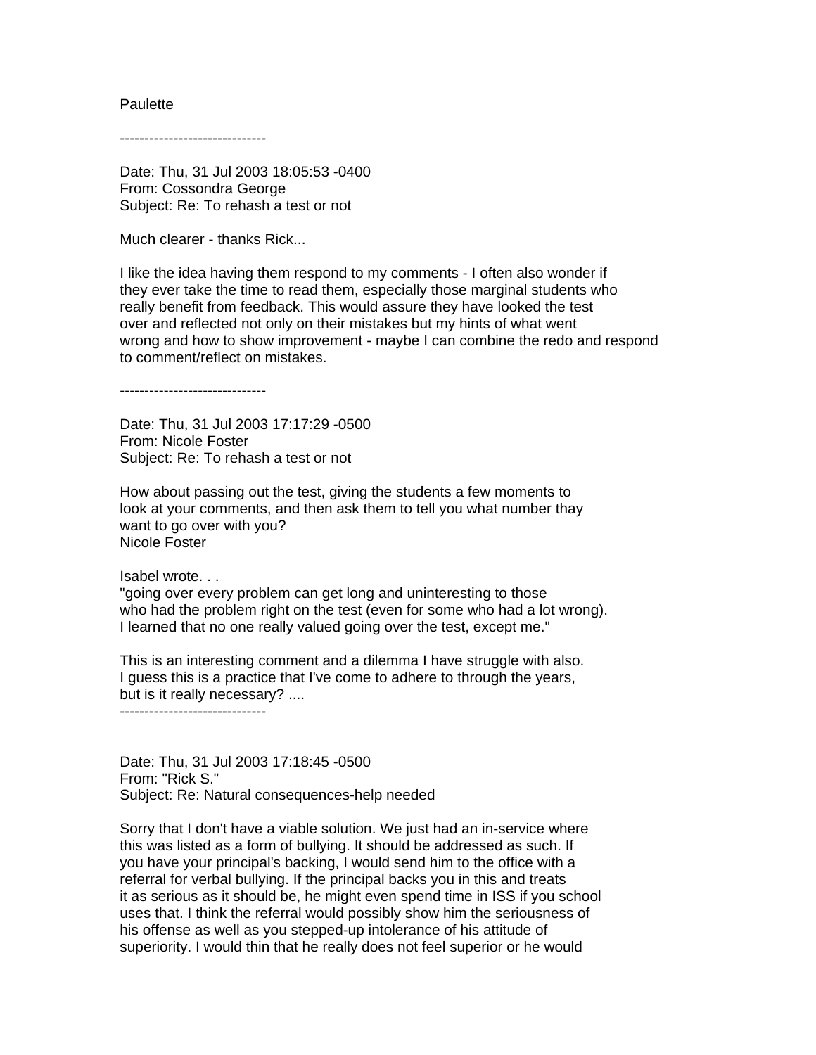Paulette

------------------------------

Date: Thu, 31 Jul 2003 18:05:53 -0400
From: Cossondra George
Subject: Re: To rehash a test or not

Much clearer - thanks Rick...

I like the idea having them respond to my comments - I often also wonder if they ever take the time to read them, especially those marginal students who really benefit from feedback. This would assure they have looked the test over and reflected not only on their mistakes but my hints of what went wrong and how to show improvement - maybe I can combine the redo and respond to comment/reflect on mistakes.

------------------------------

Date: Thu, 31 Jul 2003 17:17:29 -0500
From: Nicole Foster
Subject: Re: To rehash a test or not

How about passing out the test, giving the students a few moments to look at your comments, and then ask them to tell you what number thay want to go over with you?
Nicole Foster

Isabel wrote. . .
"going over every problem can get long and uninteresting to those who had the problem right on the test (even for some who had a lot wrong). I learned that no one really valued going over the test, except me."

This is an interesting comment and a dilemma I have struggle with also. I guess this is a practice that I've come to adhere to through the years, but is it really necessary? ....

------------------------------

Date: Thu, 31 Jul 2003 17:18:45 -0500
From: "Rick S."
Subject: Re: Natural consequences-help needed

Sorry that I don't have a viable solution. We just had an in-service where this was listed as a form of bullying. It should be addressed as such. If you have your principal's backing, I would send him to the office with a referral for verbal bullying. If the principal backs you in this and treats it as serious as it should be, he might even spend time in ISS if you school uses that. I think the referral would possibly show him the seriousness of his offense as well as you stepped-up intolerance of his attitude of superiority. I would thin that he really does not feel superior or he would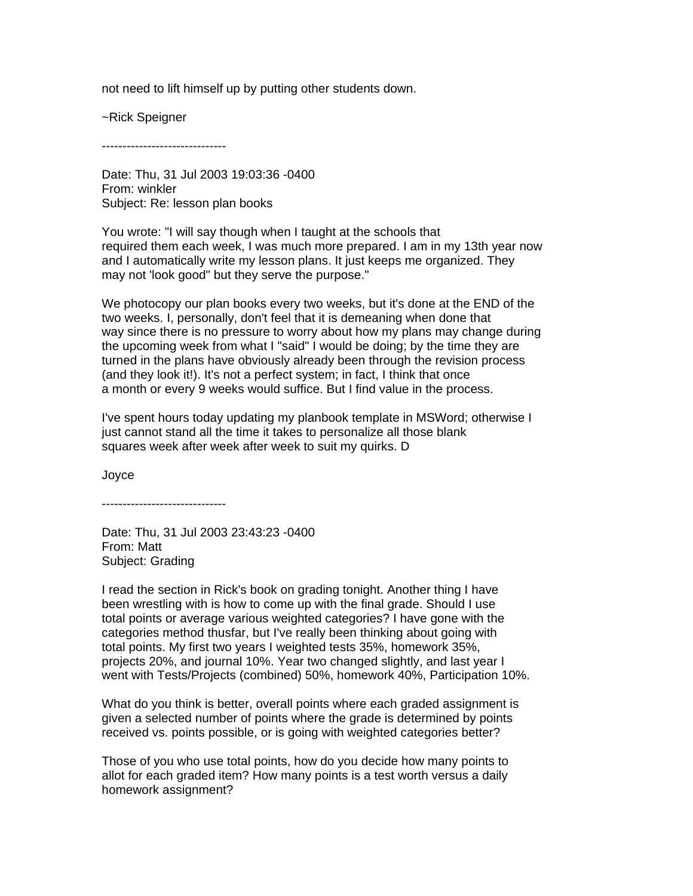not need to lift himself up by putting other students down.

~Rick Speigner

------------------------------

Date: Thu, 31 Jul 2003 19:03:36 -0400
From: winkler
Subject: Re: lesson plan books

You wrote: "I will say though when I taught at the schools that required them each week, I was much more prepared. I am in my 13th year now and I automatically write my lesson plans. It just keeps me organized. They may not 'look good" but they serve the purpose."

We photocopy our plan books every two weeks, but it's done at the END of the two weeks. I, personally, don't feel that it is demeaning when done that way since there is no pressure to worry about how my plans may change during the upcoming week from what I "said" I would be doing; by the time they are turned in the plans have obviously already been through the revision process (and they look it!). It's not a perfect system; in fact, I think that once a month or every 9 weeks would suffice. But I find value in the process.

I've spent hours today updating my planbook template in MSWord; otherwise I just cannot stand all the time it takes to personalize all those blank squares week after week after week to suit my quirks. D

Joyce

------------------------------

Date: Thu, 31 Jul 2003 23:43:23 -0400
From: Matt
Subject: Grading

I read the section in Rick's book on grading tonight. Another thing I have been wrestling with is how to come up with the final grade. Should I use total points or average various weighted categories? I have gone with the categories method thusfar, but I've really been thinking about going with total points. My first two years I weighted tests 35%, homework 35%, projects 20%, and journal 10%. Year two changed slightly, and last year I went with Tests/Projects (combined) 50%, homework 40%, Participation 10%.

What do you think is better, overall points where each graded assignment is given a selected number of points where the grade is determined by points received vs. points possible, or is going with weighted categories better?

Those of you who use total points, how do you decide how many points to allot for each graded item? How many points is a test worth versus a daily homework assignment?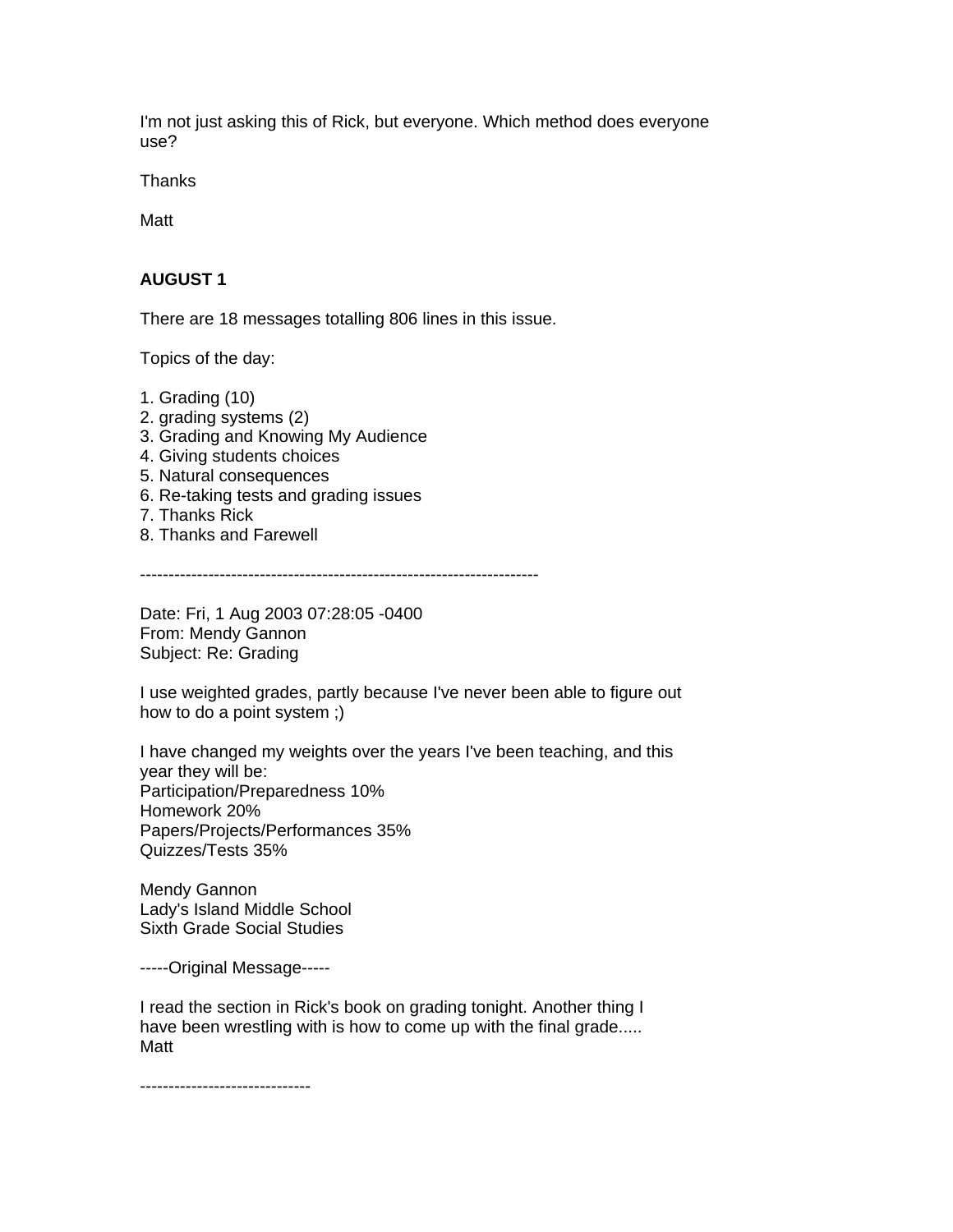I'm not just asking this of Rick, but everyone. Which method does everyone use?

Thanks

Matt

**AUGUST 1**

There are 18 messages totalling 806 lines in this issue.

Topics of the day:

1. Grading (10)
2. grading systems (2)
3. Grading and Knowing My Audience
4. Giving students choices
5. Natural consequences
6. Re-taking tests and grading issues
7. Thanks Rick
8. Thanks and Farewell

----------------------------------------------------------------------

Date: Fri, 1 Aug 2003 07:28:05 -0400
From: Mendy Gannon
Subject: Re: Grading

I use weighted grades, partly because I've never been able to figure out how to do a point system ;)

I have changed my weights over the years I've been teaching, and this year they will be:
Participation/Preparedness 10%
Homework 20%
Papers/Projects/Performances 35%
Quizzes/Tests 35%

Mendy Gannon
Lady's Island Middle School
Sixth Grade Social Studies

-----Original Message-----

I read the section in Rick's book on grading tonight. Another thing I have been wrestling with is how to come up with the final grade.....
Matt

------------------------------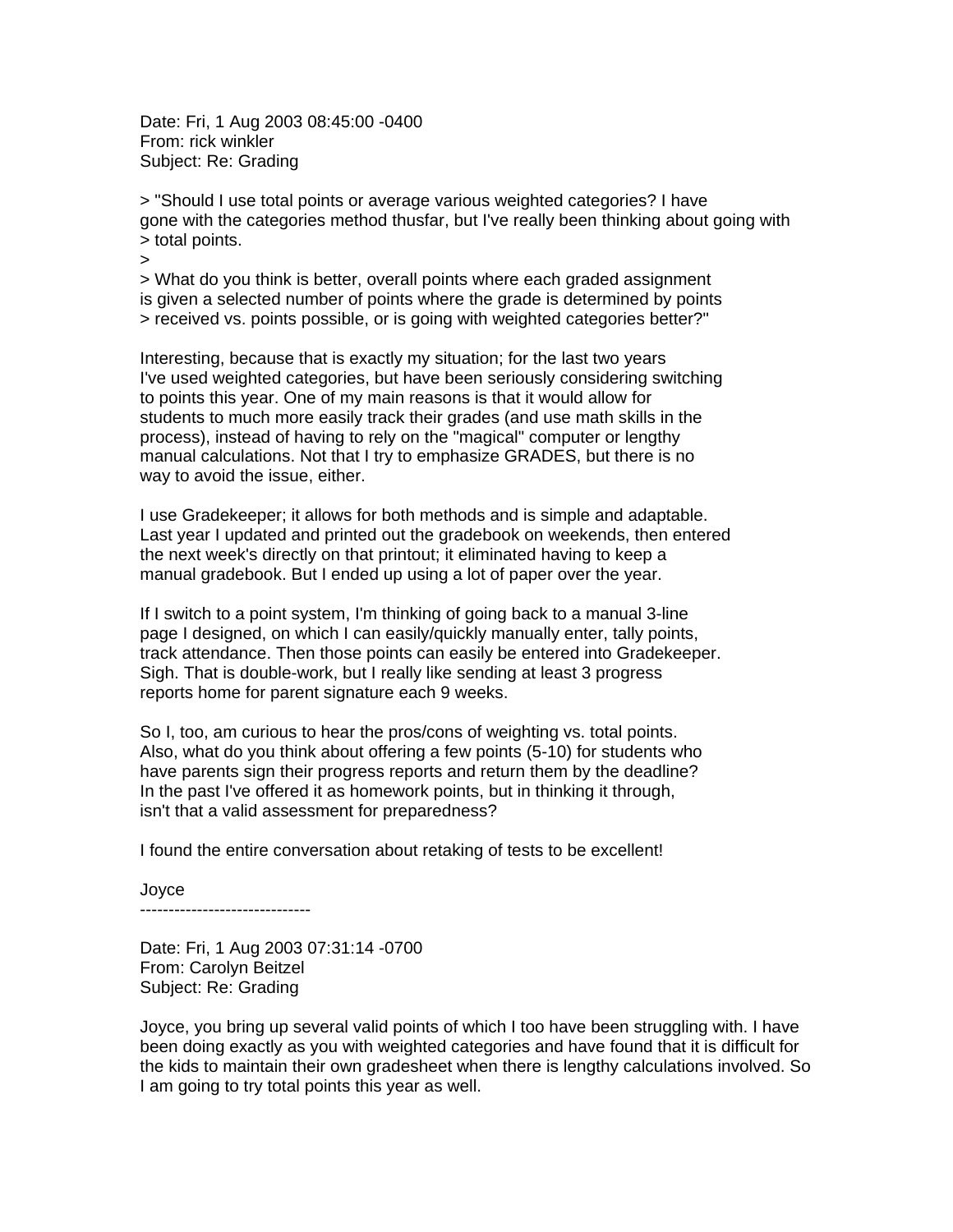Date: Fri, 1 Aug 2003 08:45:00 -0400
From: rick winkler
Subject: Re: Grading

> "Should I use total points or average various weighted categories? I have gone with the categories method thusfar, but I've really been thinking about going with
> total points.
>
> What do you think is better, overall points where each graded assignment is given a selected number of points where the grade is determined by points
> received vs. points possible, or is going with weighted categories better?"

Interesting, because that is exactly my situation; for the last two years I've used weighted categories, but have been seriously considering switching to points this year. One of my main reasons is that it would allow for students to much more easily track their grades (and use math skills in the process), instead of having to rely on the "magical" computer or lengthy manual calculations. Not that I try to emphasize GRADES, but there is no way to avoid the issue, either.

I use Gradekeeper; it allows for both methods and is simple and adaptable. Last year I updated and printed out the gradebook on weekends, then entered the next week's directly on that printout; it eliminated having to keep a manual gradebook. But I ended up using a lot of paper over the year.

If I switch to a point system, I'm thinking of going back to a manual 3-line page I designed, on which I can easily/quickly manually enter, tally points, track attendance. Then those points can easily be entered into Gradekeeper. Sigh. That is double-work, but I really like sending at least 3 progress reports home for parent signature each 9 weeks.

So I, too, am curious to hear the pros/cons of weighting vs. total points. Also, what do you think about offering a few points (5-10) for students who have parents sign their progress reports and return them by the deadline? In the past I've offered it as homework points, but in thinking it through, isn't that a valid assessment for preparedness?

I found the entire conversation about retaking of tests to be excellent!

Joyce
------------------------------

Date: Fri, 1 Aug 2003 07:31:14 -0700
From: Carolyn Beitzel
Subject: Re: Grading

Joyce, you bring up several valid points of which I too have been struggling with. I have been doing exactly as you with weighted categories and have found that it is difficult for the kids to maintain their own gradesheet when there is lengthy calculations involved. So I am going to try total points this year as well.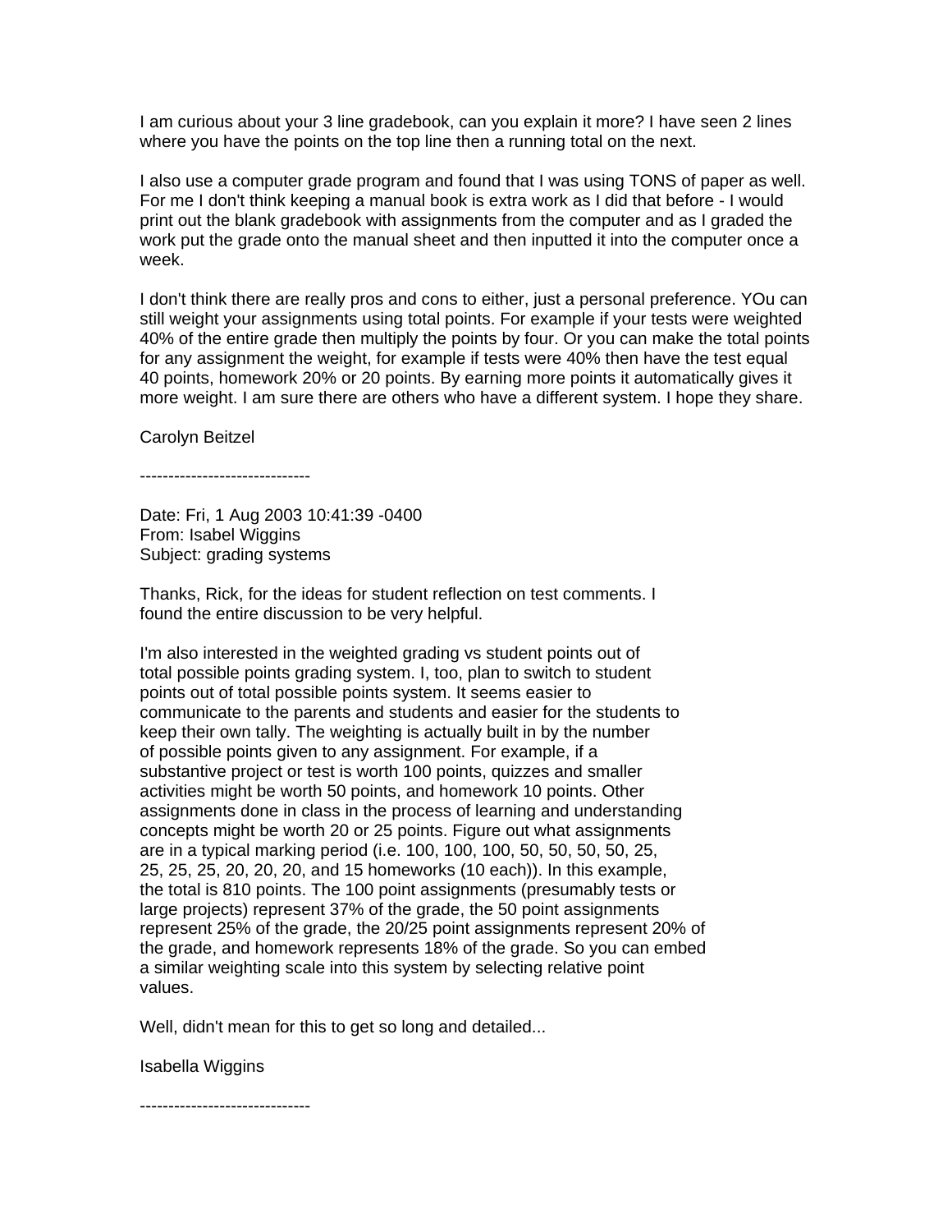I am curious about your 3 line gradebook, can you explain it more? I have seen 2 lines where you have the points on the top line then a running total on the next.

I also use a computer grade program and found that I was using TONS of paper as well. For me I don't think keeping a manual book is extra work as I did that before - I would print out the blank gradebook with assignments from the computer and as I graded the work put the grade onto the manual sheet and then inputted it into the computer once a week.

I don't think there are really pros and cons to either, just a personal preference. YOu can still weight your assignments using total points. For example if your tests were weighted 40% of the entire grade then multiply the points by four. Or you can make the total points for any assignment the weight, for example if tests were 40% then have the test equal 40 points, homework 20% or 20 points. By earning more points it automatically gives it more weight. I am sure there are others who have a different system. I hope they share.

Carolyn Beitzel

------------------------------

Date: Fri, 1 Aug 2003 10:41:39 -0400
From: Isabel Wiggins
Subject: grading systems

Thanks, Rick, for the ideas for student reflection on test comments. I found the entire discussion to be very helpful.

I'm also interested in the weighted grading vs student points out of total possible points grading system. I, too, plan to switch to student points out of total possible points system. It seems easier to communicate to the parents and students and easier for the students to keep their own tally. The weighting is actually built in by the number of possible points given to any assignment. For example, if a substantive project or test is worth 100 points, quizzes and smaller activities might be worth 50 points, and homework 10 points. Other assignments done in class in the process of learning and understanding concepts might be worth 20 or 25 points. Figure out what assignments are in a typical marking period (i.e. 100, 100, 100, 50, 50, 50, 50, 25, 25, 25, 25, 20, 20, 20, and 15 homeworks (10 each)). In this example, the total is 810 points. The 100 point assignments (presumably tests or large projects) represent 37% of the grade, the 50 point assignments represent 25% of the grade, the 20/25 point assignments represent 20% of the grade, and homework represents 18% of the grade. So you can embed a similar weighting scale into this system by selecting relative point values.

Well, didn't mean for this to get so long and detailed...

Isabella Wiggins

------------------------------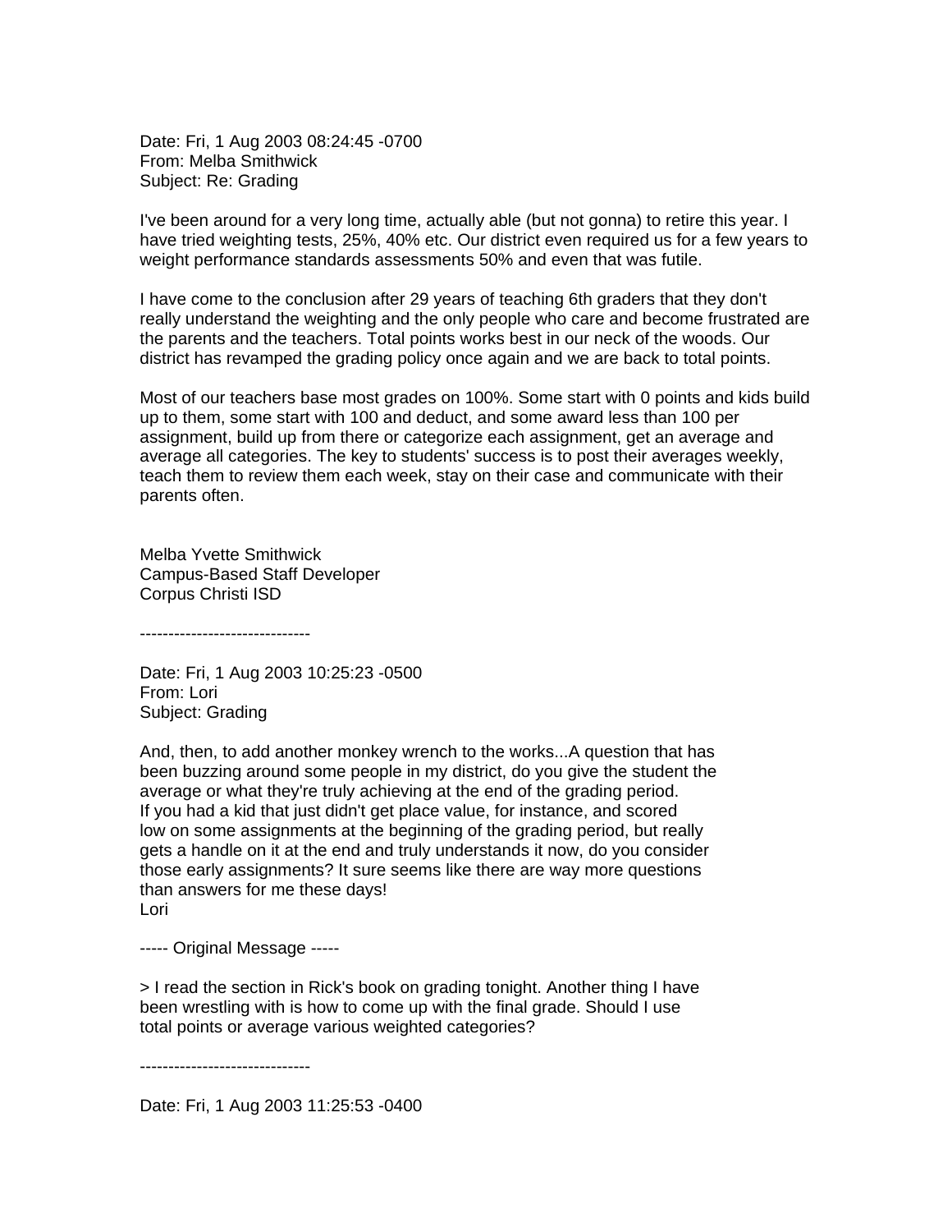Date: Fri, 1 Aug 2003 08:24:45 -0700
From: Melba Smithwick
Subject: Re: Grading

I've been around for a very long time, actually able (but not gonna) to retire this year. I have tried weighting tests, 25%, 40% etc. Our district even required us for a few years to weight performance standards assessments 50% and even that was futile.

I have come to the conclusion after 29 years of teaching 6th graders that they don't really understand the weighting and the only people who care and become frustrated are the parents and the teachers. Total points works best in our neck of the woods. Our district has revamped the grading policy once again and we are back to total points.

Most of our teachers base most grades on 100%. Some start with 0 points and kids build up to them, some start with 100 and deduct, and some award less than 100 per assignment, build up from there or categorize each assignment, get an average and average all categories. The key to students' success is to post their averages weekly, teach them to review them each week, stay on their case and communicate with their parents often.

Melba Yvette Smithwick
Campus-Based Staff Developer
Corpus Christi ISD

------------------------------

Date: Fri, 1 Aug 2003 10:25:23 -0500
From: Lori
Subject: Grading

And, then, to add another monkey wrench to the works...A question that has been buzzing around some people in my district, do you give the student the average or what they're truly achieving at the end of the grading period. If you had a kid that just didn't get place value, for instance, and scored low on some assignments at the beginning of the grading period, but really gets a handle on it at the end and truly understands it now, do you consider those early assignments? It sure seems like there are way more questions than answers for me these days!
Lori

----- Original Message -----

> I read the section in Rick's book on grading tonight. Another thing I have been wrestling with is how to come up with the final grade. Should I use total points or average various weighted categories?

------------------------------

Date: Fri, 1 Aug 2003 11:25:53 -0400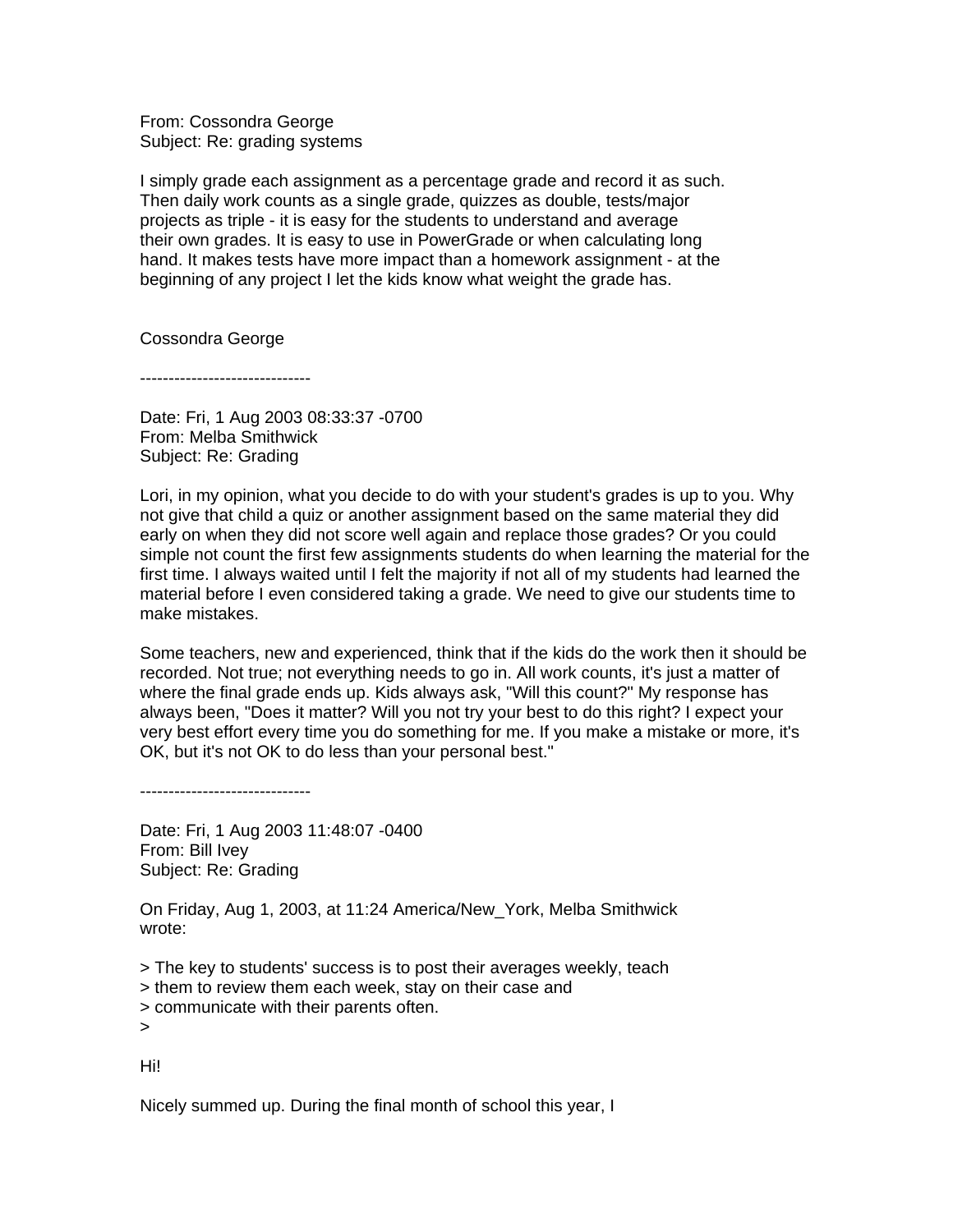From: Cossondra George
Subject: Re: grading systems

I simply grade each assignment as a percentage grade and record it as such. Then daily work counts as a single grade, quizzes as double, tests/major projects as triple - it is easy for the students to understand and average their own grades. It is easy to use in PowerGrade or when calculating long hand. It makes tests have more impact than a homework assignment - at the beginning of any project I let the kids know what weight the grade has.

Cossondra George

------------------------------

Date: Fri, 1 Aug 2003 08:33:37 -0700
From: Melba Smithwick
Subject: Re: Grading

Lori, in my opinion, what you decide to do with your student's grades is up to you. Why not give that child a quiz or another assignment based on the same material they did early on when they did not score well again and replace those grades? Or you could simple not count the first few assignments students do when learning the material for the first time. I always waited until I felt the majority if not all of my students had learned the material before I even considered taking a grade. We need to give our students time to make mistakes.

Some teachers, new and experienced, think that if the kids do the work then it should be recorded. Not true; not everything needs to go in. All work counts, it's just a matter of where the final grade ends up. Kids always ask, "Will this count?" My response has always been, "Does it matter? Will you not try your best to do this right? I expect your very best effort every time you do something for me. If you make a mistake or more, it's OK, but it's not OK to do less than your personal best."

------------------------------

Date: Fri, 1 Aug 2003 11:48:07 -0400
From: Bill Ivey
Subject: Re: Grading

On Friday, Aug 1, 2003, at 11:24 America/New_York, Melba Smithwick wrote:

> The key to students' success is to post their averages weekly, teach
> them to review them each week, stay on their case and
> communicate with their parents often.
>

Hi!

Nicely summed up. During the final month of school this year, I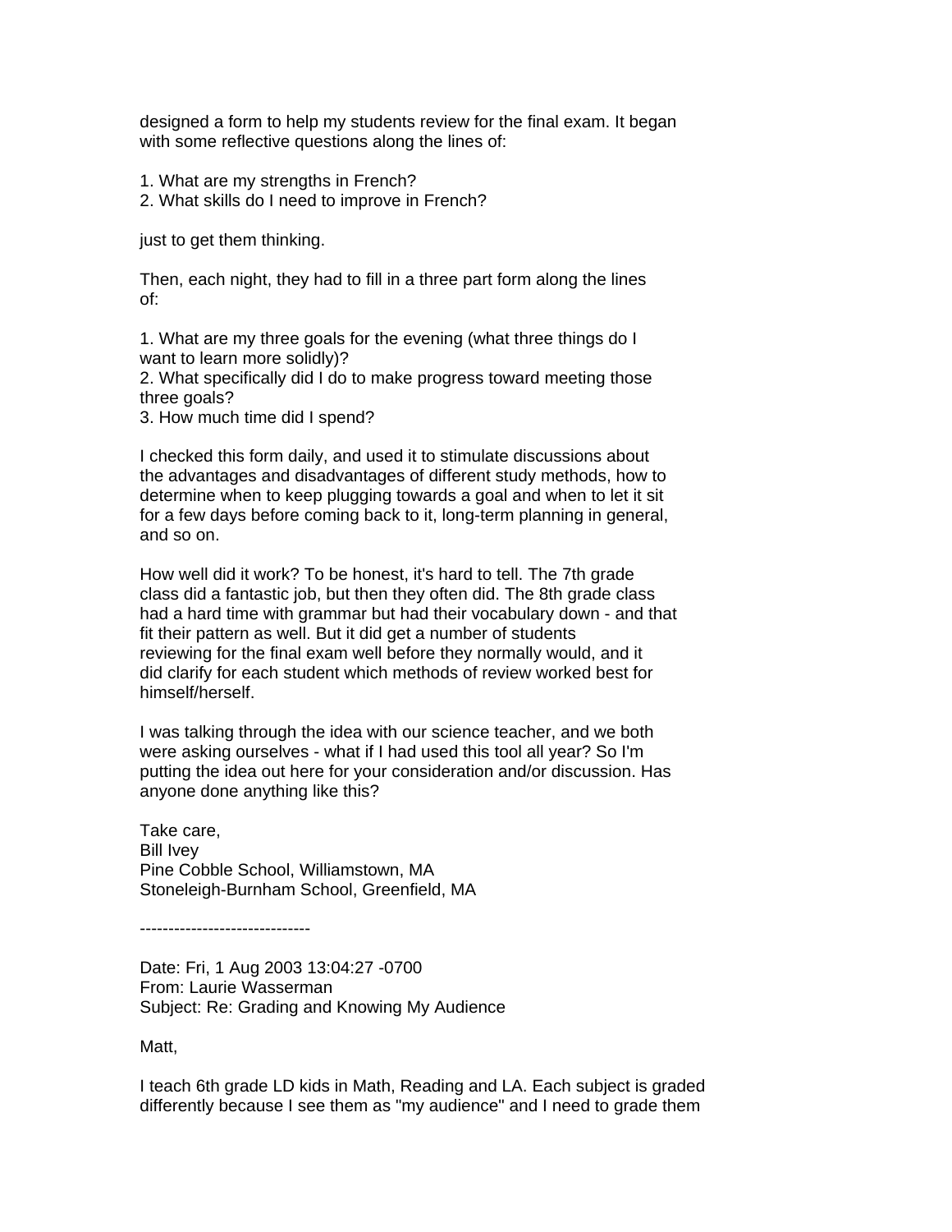designed a form to help my students review for the final exam. It began with some reflective questions along the lines of:

1. What are my strengths in French?
2. What skills do I need to improve in French?

just to get them thinking.

Then, each night, they had to fill in a three part form along the lines of:

1. What are my three goals for the evening (what three things do I want to learn more solidly)?
2. What specifically did I do to make progress toward meeting those three goals?
3. How much time did I spend?

I checked this form daily, and used it to stimulate discussions about the advantages and disadvantages of different study methods, how to determine when to keep plugging towards a goal and when to let it sit for a few days before coming back to it, long-term planning in general, and so on.

How well did it work? To be honest, it's hard to tell. The 7th grade class did a fantastic job, but then they often did. The 8th grade class had a hard time with grammar but had their vocabulary down - and that fit their pattern as well. But it did get a number of students reviewing for the final exam well before they normally would, and it did clarify for each student which methods of review worked best for himself/herself.

I was talking through the idea with our science teacher, and we both were asking ourselves - what if I had used this tool all year? So I'm putting the idea out here for your consideration and/or discussion. Has anyone done anything like this?

Take care,
Bill Ivey
Pine Cobble School, Williamstown, MA
Stoneleigh-Burnham School, Greenfield, MA

------------------------------

Date: Fri, 1 Aug 2003 13:04:27 -0700
From: Laurie Wasserman
Subject: Re: Grading and Knowing My Audience

Matt,

I teach 6th grade LD kids in Math, Reading and LA. Each subject is graded differently because I see them as "my audience" and I need to grade them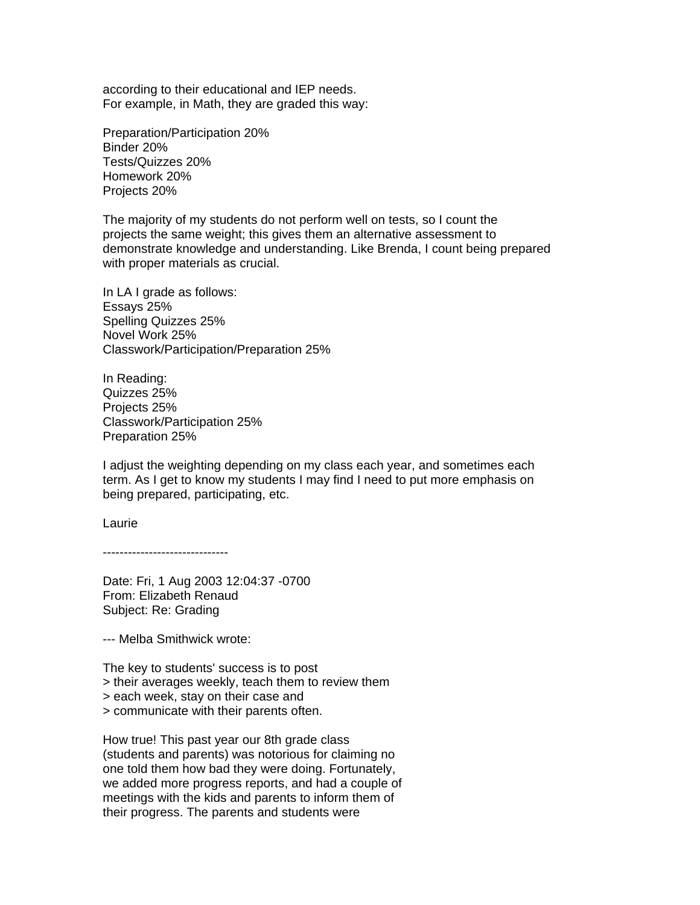according to their educational and IEP needs.
For example, in Math, they are graded this way:

Preparation/Participation 20%
Binder 20%
Tests/Quizzes 20%
Homework 20%
Projects 20%

The majority of my students do not perform well on tests, so I count the projects the same weight; this gives them an alternative assessment to demonstrate knowledge and understanding. Like Brenda, I count being prepared with proper materials as crucial.

In LA I grade as follows:
Essays 25%
Spelling Quizzes 25%
Novel Work 25%
Classwork/Participation/Preparation 25%

In Reading:
Quizzes 25%
Projects 25%
Classwork/Participation 25%
Preparation 25%

I adjust the weighting depending on my class each year, and sometimes each term. As I get to know my students I may find I need to put more emphasis on being prepared, participating, etc.

Laurie

------------------------------

Date: Fri, 1 Aug 2003 12:04:37 -0700
From: Elizabeth Renaud
Subject: Re: Grading

--- Melba Smithwick wrote:

The key to students' success is to post
> their averages weekly, teach them to review them
> each week, stay on their case and
> communicate with their parents often.

How true! This past year our 8th grade class (students and parents) was notorious for claiming no one told them how bad they were doing. Fortunately, we added more progress reports, and had a couple of meetings with the kids and parents to inform them of their progress. The parents and students were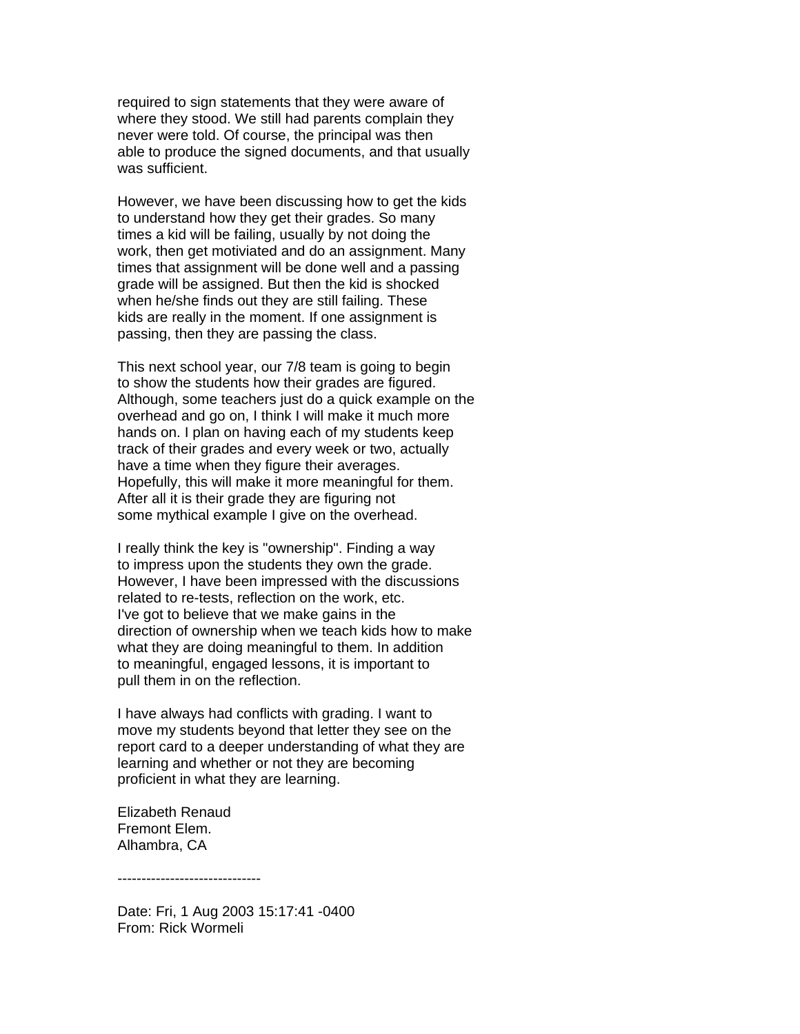required to sign statements that they were aware of where they stood. We still had parents complain they never were told. Of course, the principal was then able to produce the signed documents, and that usually was sufficient.

However, we have been discussing how to get the kids to understand how they get their grades. So many times a kid will be failing, usually by not doing the work, then get motiviated and do an assignment. Many times that assignment will be done well and a passing grade will be assigned. But then the kid is shocked when he/she finds out they are still failing. These kids are really in the moment. If one assignment is passing, then they are passing the class.

This next school year, our 7/8 team is going to begin to show the students how their grades are figured. Although, some teachers just do a quick example on the overhead and go on, I think I will make it much more hands on. I plan on having each of my students keep track of their grades and every week or two, actually have a time when they figure their averages. Hopefully, this will make it more meaningful for them. After all it is their grade they are figuring not some mythical example I give on the overhead.

I really think the key is "ownership". Finding a way to impress upon the students they own the grade. However, I have been impressed with the discussions related to re-tests, reflection on the work, etc. I've got to believe that we make gains in the direction of ownership when we teach kids how to make what they are doing meaningful to them. In addition to meaningful, engaged lessons, it is important to pull them in on the reflection.

I have always had conflicts with grading. I want to move my students beyond that letter they see on the report card to a deeper understanding of what they are learning and whether or not they are becoming proficient in what they are learning.

Elizabeth Renaud
Fremont Elem.
Alhambra, CA

------------------------------

Date: Fri, 1 Aug 2003 15:17:41 -0400
From: Rick Wormeli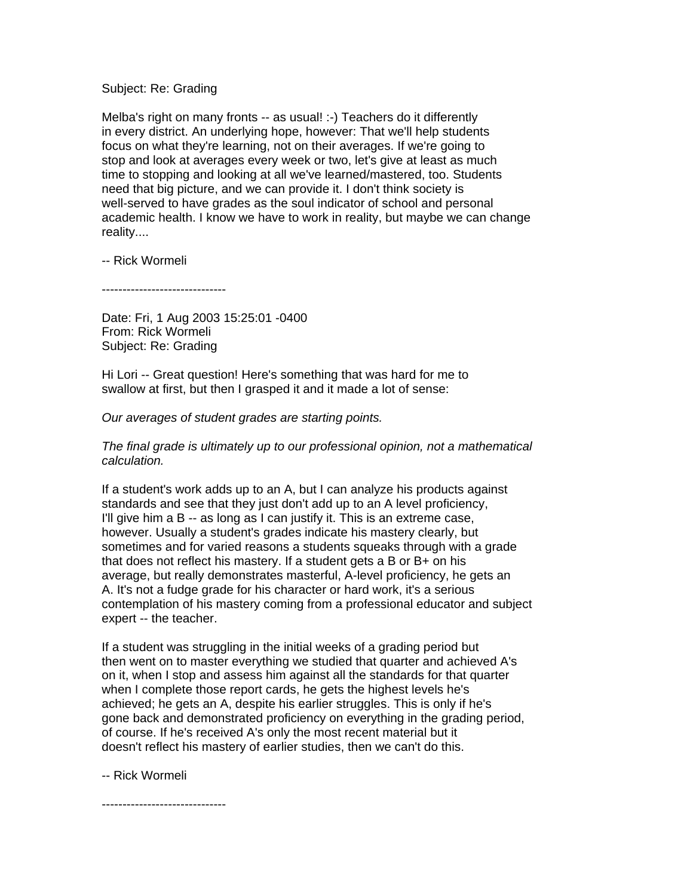Subject: Re: Grading

Melba's right on many fronts -- as usual! :-) Teachers do it differently in every district. An underlying hope, however: That we'll help students focus on what they're learning, not on their averages. If we're going to stop and look at averages every week or two, let's give at least as much time to stopping and looking at all we've learned/mastered, too. Students need that big picture, and we can provide it. I don't think society is well-served to have grades as the soul indicator of school and personal academic health. I know we have to work in reality, but maybe we can change reality....

-- Rick Wormeli

------------------------------

Date: Fri, 1 Aug 2003 15:25:01 -0400
From: Rick Wormeli
Subject: Re: Grading

Hi Lori -- Great question! Here's something that was hard for me to swallow at first, but then I grasped it and it made a lot of sense:

*Our averages of student grades are starting points.*

*The final grade is ultimately up to our professional opinion, not a mathematical calculation.*

If a student's work adds up to an A, but I can analyze his products against standards and see that they just don't add up to an A level proficiency, I'll give him a B -- as long as I can justify it. This is an extreme case, however. Usually a student's grades indicate his mastery clearly, but sometimes and for varied reasons a students squeaks through with a grade that does not reflect his mastery. If a student gets a B or B+ on his average, but really demonstrates masterful, A-level proficiency, he gets an A. It's not a fudge grade for his character or hard work, it's a serious contemplation of his mastery coming from a professional educator and subject expert -- the teacher.

If a student was struggling in the initial weeks of a grading period but then went on to master everything we studied that quarter and achieved A's on it, when I stop and assess him against all the standards for that quarter when I complete those report cards, he gets the highest levels he's achieved; he gets an A, despite his earlier struggles. This is only if he's gone back and demonstrated proficiency on everything in the grading period, of course. If he's received A's only the most recent material but it doesn't reflect his mastery of earlier studies, then we can't do this.

-- Rick Wormeli

------------------------------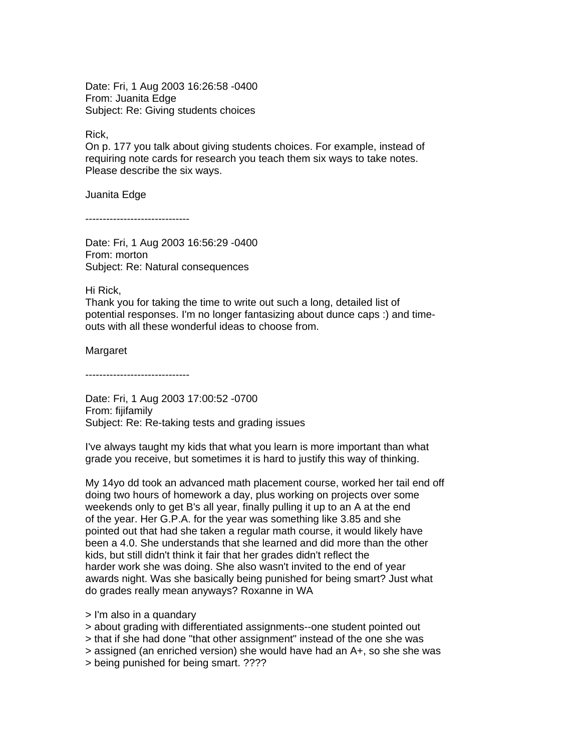Date: Fri, 1 Aug 2003 16:26:58 -0400
From: Juanita Edge
Subject: Re: Giving students choices

Rick,
On p. 177 you talk about giving students choices. For example, instead of requiring note cards for research you teach them six ways to take notes. Please describe the six ways.

Juanita Edge

------------------------------

Date: Fri, 1 Aug 2003 16:56:29 -0400
From: morton
Subject: Re: Natural consequences

Hi Rick,
Thank you for taking the time to write out such a long, detailed list of potential responses. I'm no longer fantasizing about dunce caps :) and time-outs with all these wonderful ideas to choose from.

Margaret

------------------------------

Date: Fri, 1 Aug 2003 17:00:52 -0700
From: fijifamily
Subject: Re: Re-taking tests and grading issues

I've always taught my kids that what you learn is more important than what grade you receive, but sometimes it is hard to justify this way of thinking.

My 14yo dd took an advanced math placement course, worked her tail end off doing two hours of homework a day, plus working on projects over some weekends only to get B's all year, finally pulling it up to an A at the end of the year. Her G.P.A. for the year was something like 3.85 and she pointed out that had she taken a regular math course, it would likely have been a 4.0. She understands that she learned and did more than the other kids, but still didn't think it fair that her grades didn't reflect the harder work she was doing. She also wasn't invited to the end of year awards night. Was she basically being punished for being smart? Just what do grades really mean anyways? Roxanne in WA

> I'm also in a quandary
> about grading with differentiated assignments--one student pointed out
> that if she had done "that other assignment" instead of the one she was
> assigned (an enriched version) she would have had an A+, so she she was
> being punished for being smart. ????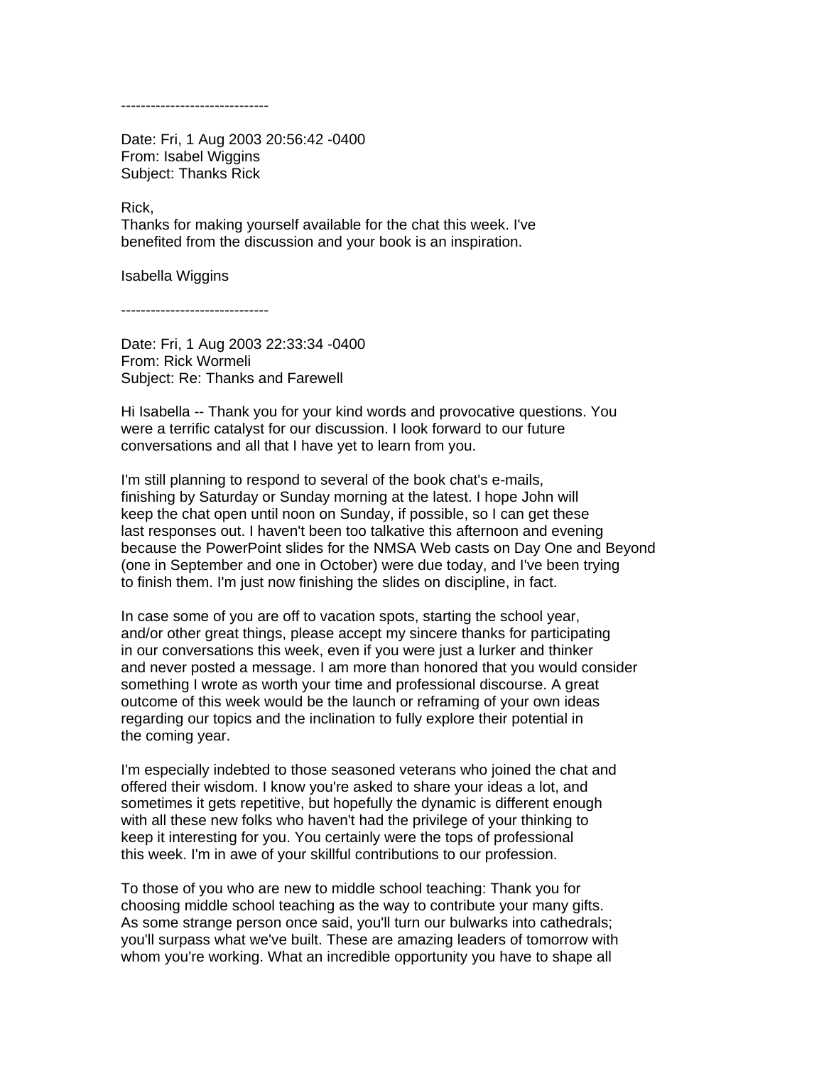------------------------------

Date: Fri, 1 Aug 2003 20:56:42 -0400
From: Isabel Wiggins
Subject: Thanks Rick

Rick,
Thanks for making yourself available for the chat this week. I've benefited from the discussion and your book is an inspiration.

Isabella Wiggins

------------------------------

Date: Fri, 1 Aug 2003 22:33:34 -0400
From: Rick Wormeli
Subject: Re: Thanks and Farewell

Hi Isabella -- Thank you for your kind words and provocative questions. You were a terrific catalyst for our discussion. I look forward to our future conversations and all that I have yet to learn from you.

I'm still planning to respond to several of the book chat's e-mails, finishing by Saturday or Sunday morning at the latest. I hope John will keep the chat open until noon on Sunday, if possible, so I can get these last responses out. I haven't been too talkative this afternoon and evening because the PowerPoint slides for the NMSA Web casts on Day One and Beyond (one in September and one in October) were due today, and I've been trying to finish them. I'm just now finishing the slides on discipline, in fact.

In case some of you are off to vacation spots, starting the school year, and/or other great things, please accept my sincere thanks for participating in our conversations this week, even if you were just a lurker and thinker and never posted a message. I am more than honored that you would consider something I wrote as worth your time and professional discourse. A great outcome of this week would be the launch or reframing of your own ideas regarding our topics and the inclination to fully explore their potential in the coming year.

I'm especially indebted to those seasoned veterans who joined the chat and offered their wisdom. I know you're asked to share your ideas a lot, and sometimes it gets repetitive, but hopefully the dynamic is different enough with all these new folks who haven't had the privilege of your thinking to keep it interesting for you. You certainly were the tops of professional this week. I'm in awe of your skillful contributions to our profession.

To those of you who are new to middle school teaching: Thank you for choosing middle school teaching as the way to contribute your many gifts. As some strange person once said, you'll turn our bulwarks into cathedrals; you'll surpass what we've built. These are amazing leaders of tomorrow with whom you're working. What an incredible opportunity you have to shape all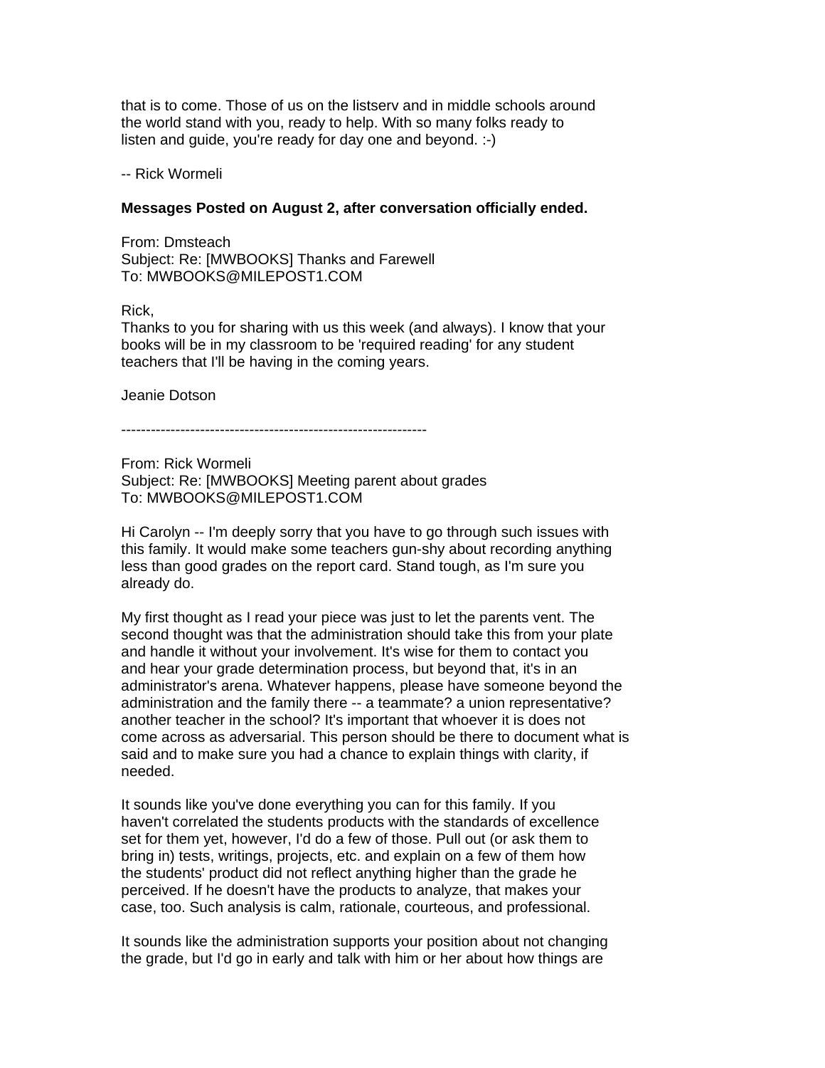that is to come. Those of us on the listserv and in middle schools around the world stand with you, ready to help. With so many folks ready to listen and guide, you're ready for day one and beyond. :-)

-- Rick Wormeli

**Messages Posted on August 2, after conversation officially ended.**

From: Dmsteach
Subject: Re: [MWBOOKS] Thanks and Farewell
To: MWBOOKS@MILEPOST1.COM

Rick,
Thanks to you for sharing with us this week (and always). I know that your books will be in my classroom to be 'required reading' for any student teachers that I'll be having in the coming years.

Jeanie Dotson

--------------------------------------------------------------

From: Rick Wormeli
Subject: Re: [MWBOOKS] Meeting parent about grades
To: MWBOOKS@MILEPOST1.COM

Hi Carolyn -- I'm deeply sorry that you have to go through such issues with this family. It would make some teachers gun-shy about recording anything less than good grades on the report card. Stand tough, as I'm sure you already do.

My first thought as I read your piece was just to let the parents vent. The second thought was that the administration should take this from your plate and handle it without your involvement. It's wise for them to contact you and hear your grade determination process, but beyond that, it's in an administrator's arena. Whatever happens, please have someone beyond the administration and the family there -- a teammate? a union representative? another teacher in the school? It's important that whoever it is does not come across as adversarial. This person should be there to document what is said and to make sure you had a chance to explain things with clarity, if needed.

It sounds like you've done everything you can for this family. If you haven't correlated the students products with the standards of excellence set for them yet, however, I'd do a few of those. Pull out (or ask them to bring in) tests, writings, projects, etc. and explain on a few of them how the students' product did not reflect anything higher than the grade he perceived. If he doesn't have the products to analyze, that makes your case, too. Such analysis is calm, rationale, courteous, and professional.

It sounds like the administration supports your position about not changing the grade, but I'd go in early and talk with him or her about how things are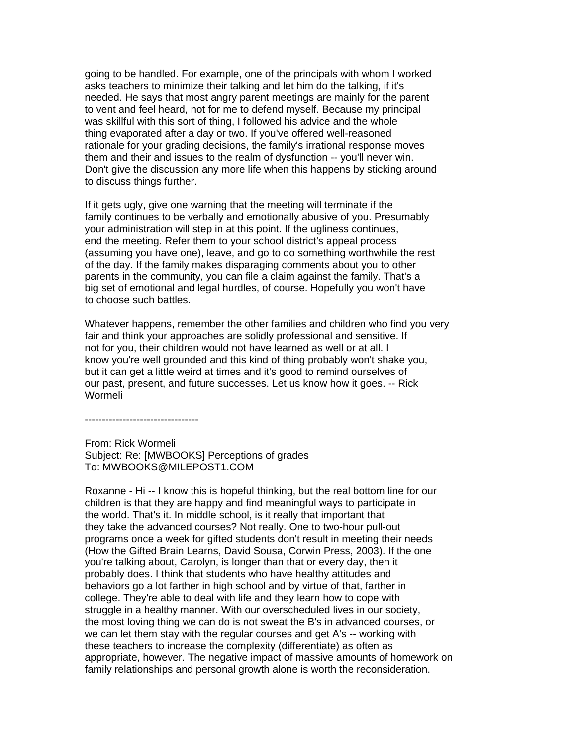going to be handled. For example, one of the principals with whom I worked asks teachers to minimize their talking and let him do the talking, if it's needed. He says that most angry parent meetings are mainly for the parent to vent and feel heard, not for me to defend myself. Because my principal was skillful with this sort of thing, I followed his advice and the whole thing evaporated after a day or two. If you've offered well-reasoned rationale for your grading decisions, the family's irrational response moves them and their and issues to the realm of dysfunction -- you'll never win. Don't give the discussion any more life when this happens by sticking around to discuss things further.

If it gets ugly, give one warning that the meeting will terminate if the family continues to be verbally and emotionally abusive of you. Presumably your administration will step in at this point. If the ugliness continues, end the meeting. Refer them to your school district's appeal process (assuming you have one), leave, and go to do something worthwhile the rest of the day. If the family makes disparaging comments about you to other parents in the community, you can file a claim against the family. That's a big set of emotional and legal hurdles, of course. Hopefully you won't have to choose such battles.

Whatever happens, remember the other families and children who find you very fair and think your approaches are solidly professional and sensitive. If not for you, their children would not have learned as well or at all. I know you're well grounded and this kind of thing probably won't shake you, but it can get a little weird at times and it's good to remind ourselves of our past, present, and future successes. Let us know how it goes. -- Rick Wormeli

---------------------------------

From: Rick Wormeli
Subject: Re: [MWBOOKS] Perceptions of grades
To: MWBOOKS@MILEPOST1.COM

Roxanne - Hi -- I know this is hopeful thinking, but the real bottom line for our children is that they are happy and find meaningful ways to participate in the world. That's it. In middle school, is it really that important that they take the advanced courses? Not really. One to two-hour pull-out programs once a week for gifted students don't result in meeting their needs (How the Gifted Brain Learns, David Sousa, Corwin Press, 2003). If the one you're talking about, Carolyn, is longer than that or every day, then it probably does. I think that students who have healthy attitudes and behaviors go a lot farther in high school and by virtue of that, farther in college. They're able to deal with life and they learn how to cope with struggle in a healthy manner. With our overscheduled lives in our society, the most loving thing we can do is not sweat the B's in advanced courses, or we can let them stay with the regular courses and get A's -- working with these teachers to increase the complexity (differentiate) as often as appropriate, however. The negative impact of massive amounts of homework on family relationships and personal growth alone is worth the reconsideration.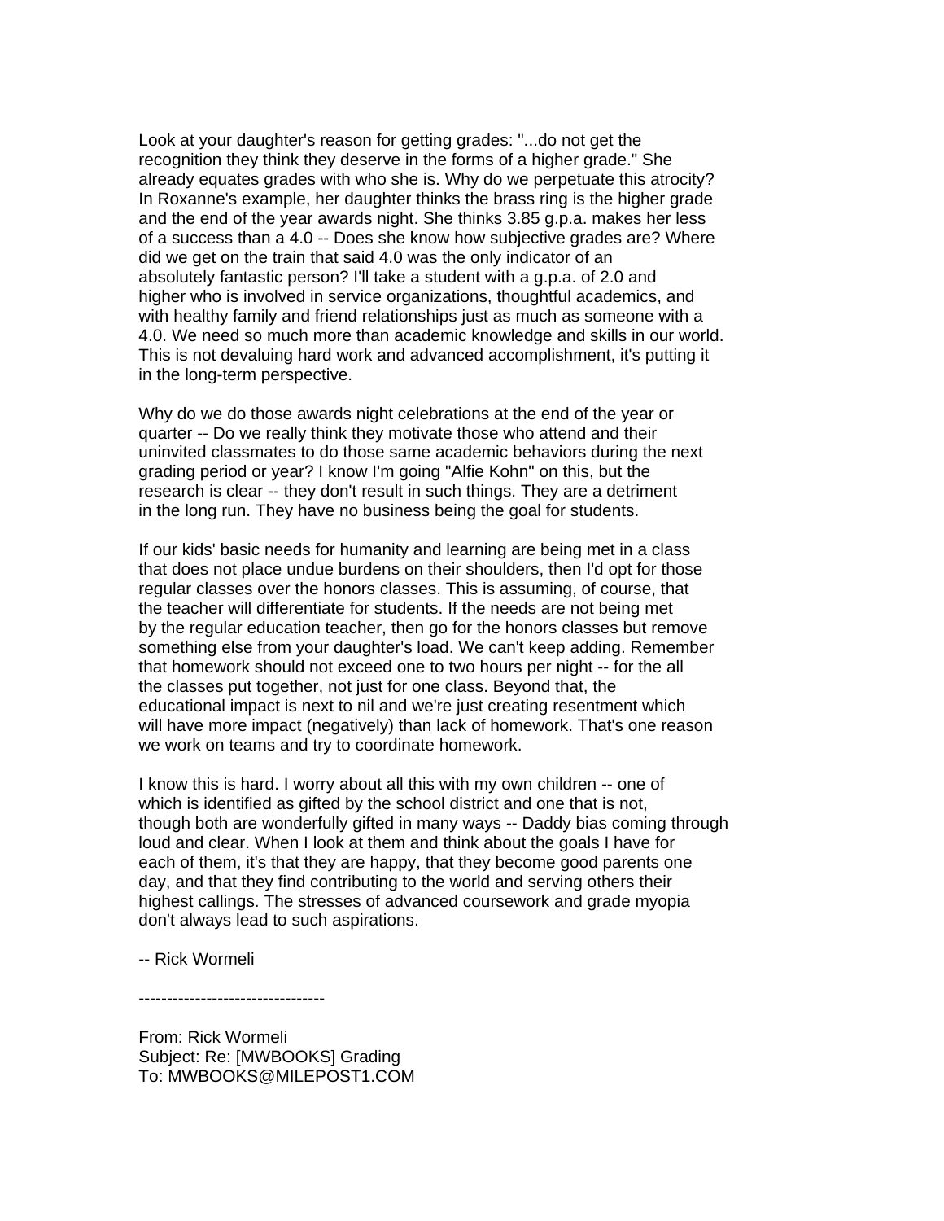Look at your daughter's reason for getting grades: "...do not get the recognition they think they deserve in the forms of a higher grade." She already equates grades with who she is. Why do we perpetuate this atrocity? In Roxanne's example, her daughter thinks the brass ring is the higher grade and the end of the year awards night. She thinks 3.85 g.p.a. makes her less of a success than a 4.0 -- Does she know how subjective grades are? Where did we get on the train that said 4.0 was the only indicator of an absolutely fantastic person? I'll take a student with a g.p.a. of 2.0 and higher who is involved in service organizations, thoughtful academics, and with healthy family and friend relationships just as much as someone with a 4.0. We need so much more than academic knowledge and skills in our world. This is not devaluing hard work and advanced accomplishment, it's putting it in the long-term perspective.

Why do we do those awards night celebrations at the end of the year or quarter -- Do we really think they motivate those who attend and their uninvited classmates to do those same academic behaviors during the next grading period or year? I know I'm going "Alfie Kohn" on this, but the research is clear -- they don't result in such things. They are a detriment in the long run. They have no business being the goal for students.

If our kids' basic needs for humanity and learning are being met in a class that does not place undue burdens on their shoulders, then I'd opt for those regular classes over the honors classes. This is assuming, of course, that the teacher will differentiate for students. If the needs are not being met by the regular education teacher, then go for the honors classes but remove something else from your daughter's load. We can't keep adding. Remember that homework should not exceed one to two hours per night -- for the all the classes put together, not just for one class. Beyond that, the educational impact is next to nil and we're just creating resentment which will have more impact (negatively) than lack of homework. That's one reason we work on teams and try to coordinate homework.

I know this is hard. I worry about all this with my own children -- one of which is identified as gifted by the school district and one that is not, though both are wonderfully gifted in many ways -- Daddy bias coming through loud and clear. When I look at them and think about the goals I have for each of them, it's that they are happy, that they become good parents one day, and that they find contributing to the world and serving others their highest callings. The stresses of advanced coursework and grade myopia don't always lead to such aspirations.

-- Rick Wormeli

---------------------------------

From: Rick Wormeli
Subject: Re: [MWBOOKS] Grading
To: MWBOOKS@MILEPOST1.COM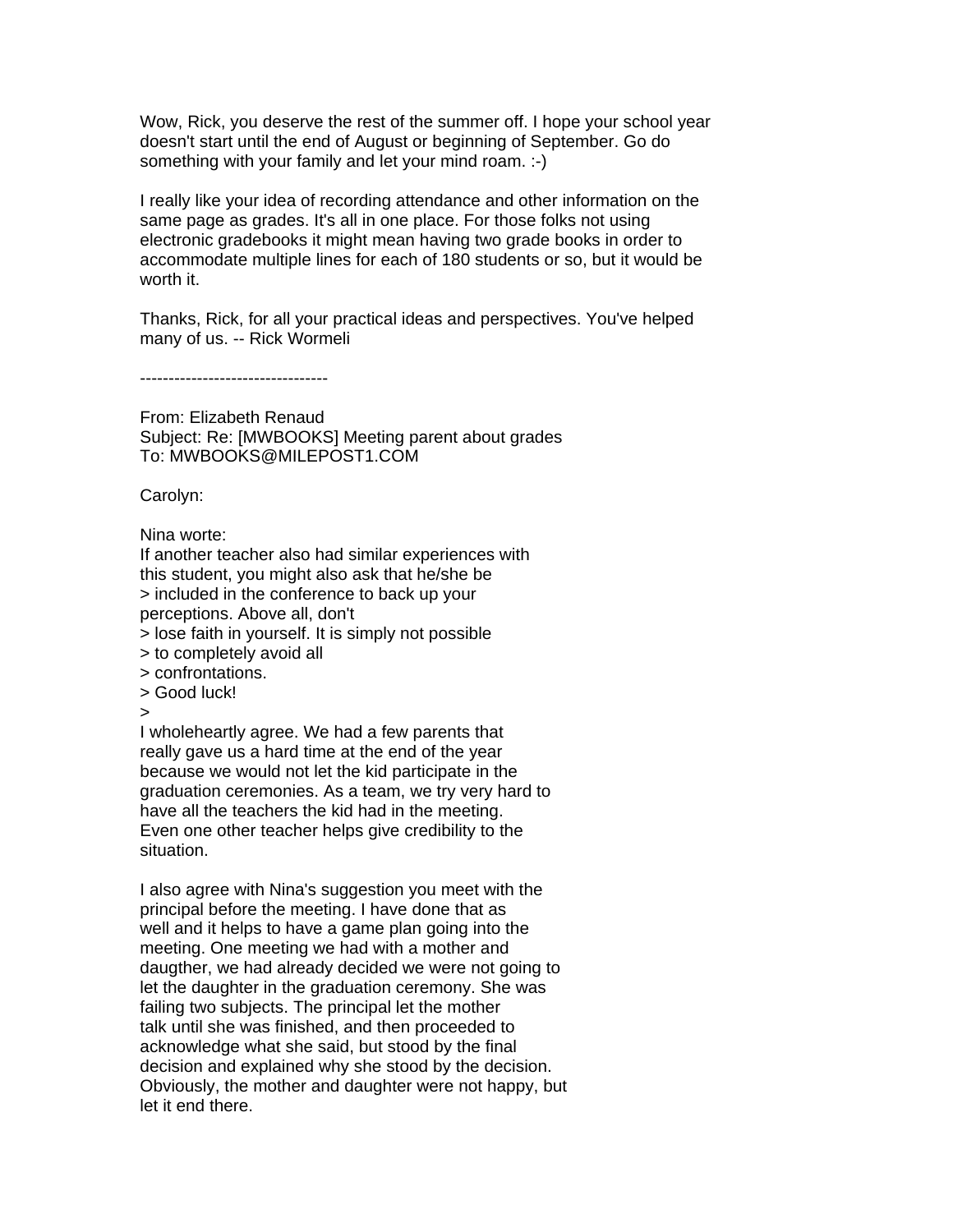Wow, Rick, you deserve the rest of the summer off. I hope your school year doesn't start until the end of August or beginning of September. Go do something with your family and let your mind roam. :-)

I really like your idea of recording attendance and other information on the same page as grades. It's all in one place. For those folks not using electronic gradebooks it might mean having two grade books in order to accommodate multiple lines for each of 180 students or so, but it would be worth it.

Thanks, Rick, for all your practical ideas and perspectives. You've helped many of us. -- Rick Wormeli

---------------------------------

From: Elizabeth Renaud
Subject: Re: [MWBOOKS] Meeting parent about grades
To: MWBOOKS@MILEPOST1.COM

Carolyn:

Nina worte:
If another teacher also had similar experiences with
this student, you might also ask that he/she be
> included in the conference to back up your
perceptions. Above all, don't
> lose faith in yourself. It is simply not possible
> to completely avoid all
> confrontations.
> Good luck!
>
I wholeheartly agree. We had a few parents that
really gave us a hard time at the end of the year
because we would not let the kid participate in the
graduation ceremonies. As a team, we try very hard to
have all the teachers the kid had in the meeting.
Even one other teacher helps give credibility to the
situation.

I also agree with Nina's suggestion you meet with the
principal before the meeting. I have done that as
well and it helps to have a game plan going into the
meeting. One meeting we had with a mother and
daugther, we had already decided we were not going to
let the daughter in the graduation ceremony. She was
failing two subjects. The principal let the mother
talk until she was finished, and then proceeded to
acknowledge what she said, but stood by the final
decision and explained why she stood by the decision.
Obviously, the mother and daughter were not happy, but
let it end there.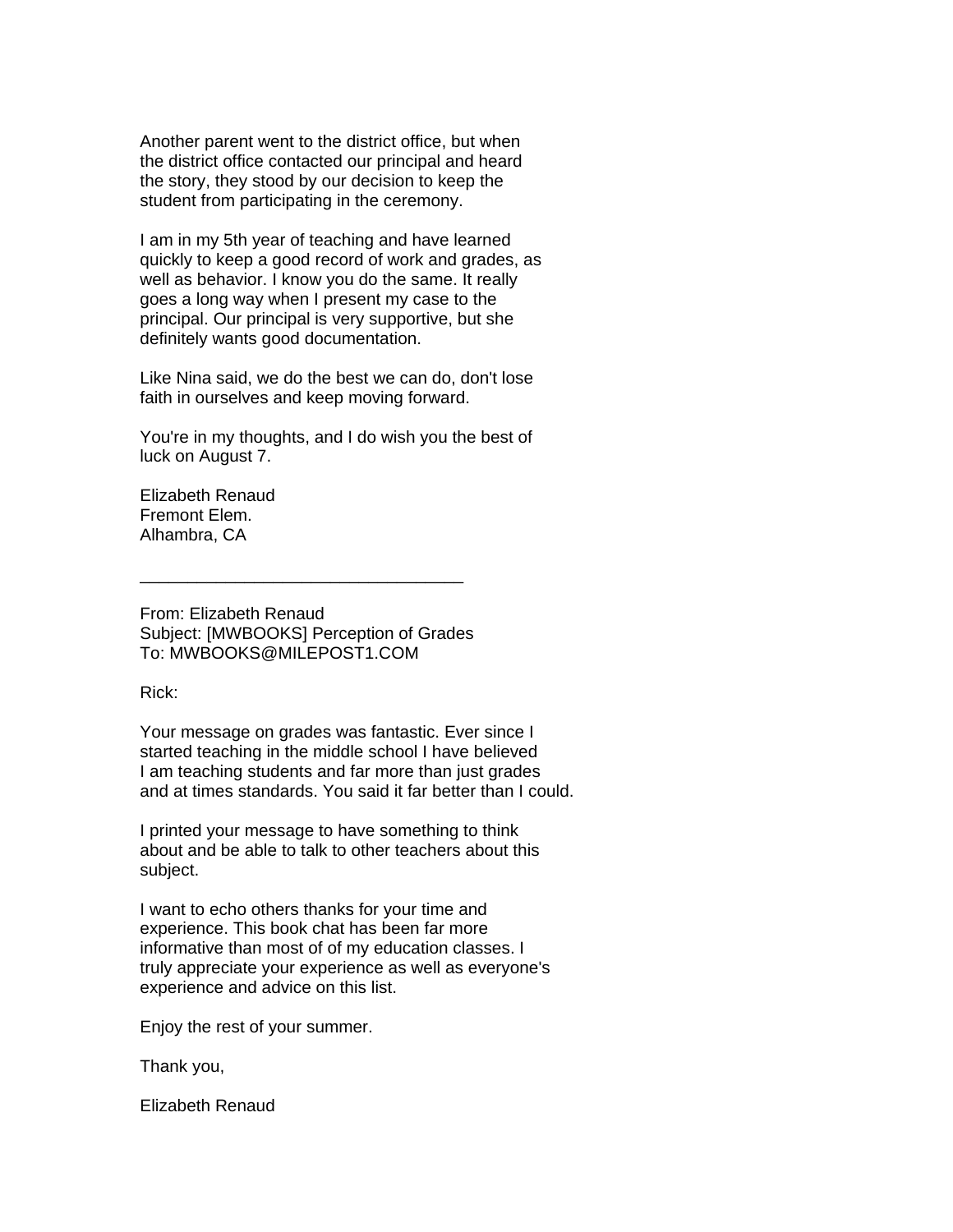Another parent went to the district office, but when the district office contacted our principal and heard the story, they stood by our decision to keep the student from participating in the ceremony.

I am in my 5th year of teaching and have learned quickly to keep a good record of work and grades, as well as behavior. I know you do the same. It really goes a long way when I present my case to the principal. Our principal is very supportive, but she definitely wants good documentation.

Like Nina said, we do the best we can do, don't lose faith in ourselves and keep moving forward.

You're in my thoughts, and I do wish you the best of luck on August 7.

Elizabeth Renaud
Fremont Elem.
Alhambra, CA

---

From: Elizabeth Renaud
Subject: [MWBOOKS] Perception of Grades
To: MWBOOKS@MILEPOST1.COM

Rick:

Your message on grades was fantastic. Ever since I started teaching in the middle school I have believed I am teaching students and far more than just grades and at times standards. You said it far better than I could.

I printed your message to have something to think about and be able to talk to other teachers about this subject.

I want to echo others thanks for your time and experience. This book chat has been far more informative than most of of my education classes. I truly appreciate your experience as well as everyone's experience and advice on this list.

Enjoy the rest of your summer.

Thank you,

Elizabeth Renaud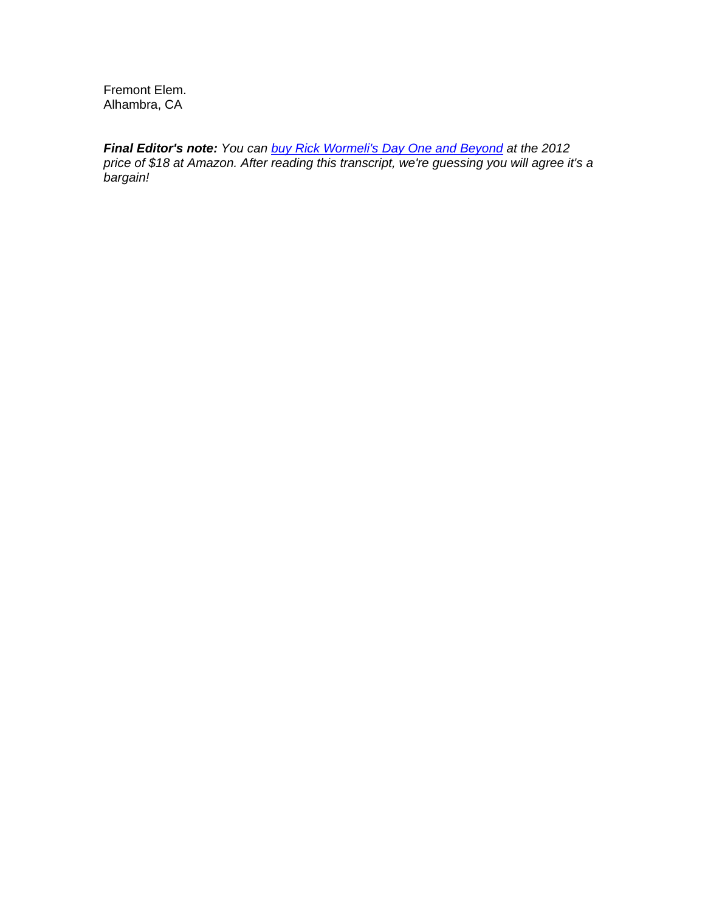Fremont Elem.
Alhambra, CA

***Final Editor's note:*** *You can [buy Rick Wormeli's Day One and Beyond] at the 2012 price of $18 at Amazon. After reading this transcript, we're guessing you will agree it's a bargain!*